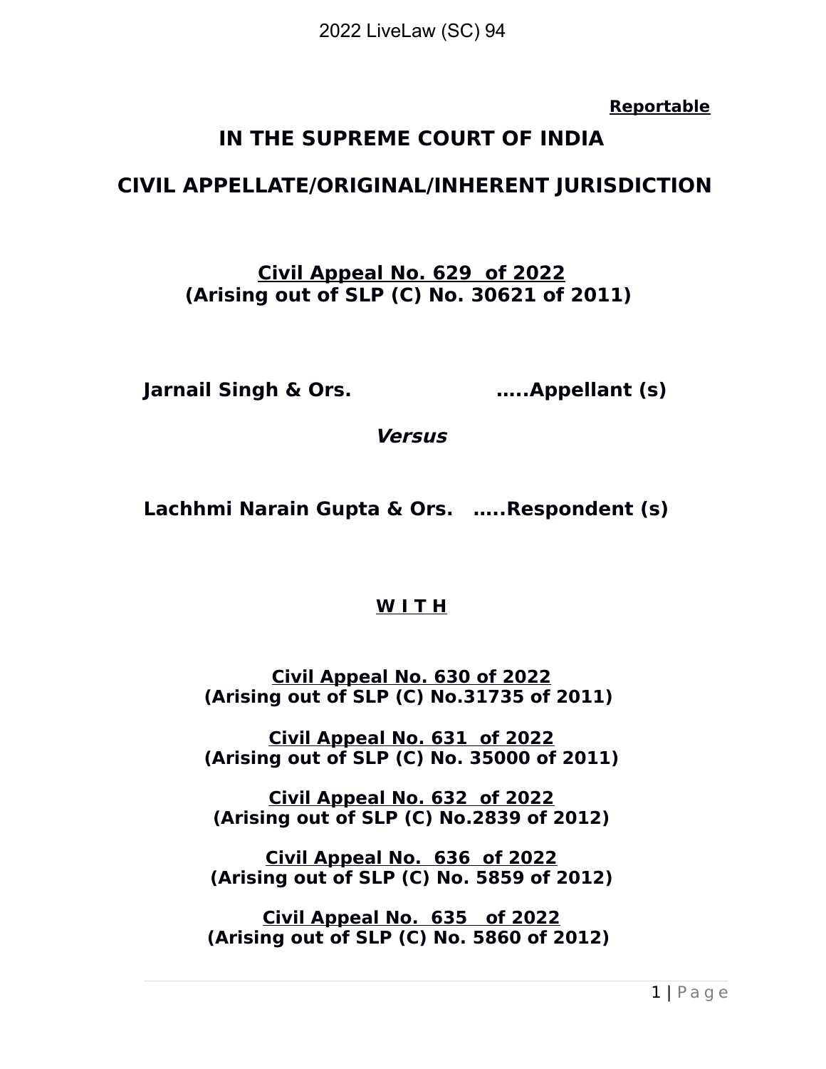**Reportable**

# IN THE SUPREME COURT OF INDIA

## CIVIL APPELLATE/ORIGINAL/INHERENT JURISDICTION

**Civil Appeal No. 629 of 2022**
**(Arising out of SLP (C) No. 30621 of 2011)**

**Jarnail Singh & Ors. .....Appellant (s)**

***Versus***

**Lachhmi Narain Gupta & Ors. .....Respondent (s)**

**W I T H**

**Civil Appeal No. 630 of 2022**
**(Arising out of SLP (C) No.31735 of 2011)**

**Civil Appeal No. 631 of 2022**
**(Arising out of SLP (C) No. 35000 of 2011)**

**Civil Appeal No. 632 of 2022**
**(Arising out of SLP (C) No.2839 of 2012)**

**Civil Appeal No. 636 of 2022**
**(Arising out of SLP (C) No. 5859 of 2012)**

**Civil Appeal No. 635 of 2022**
**(Arising out of SLP (C) No. 5860 of 2012)**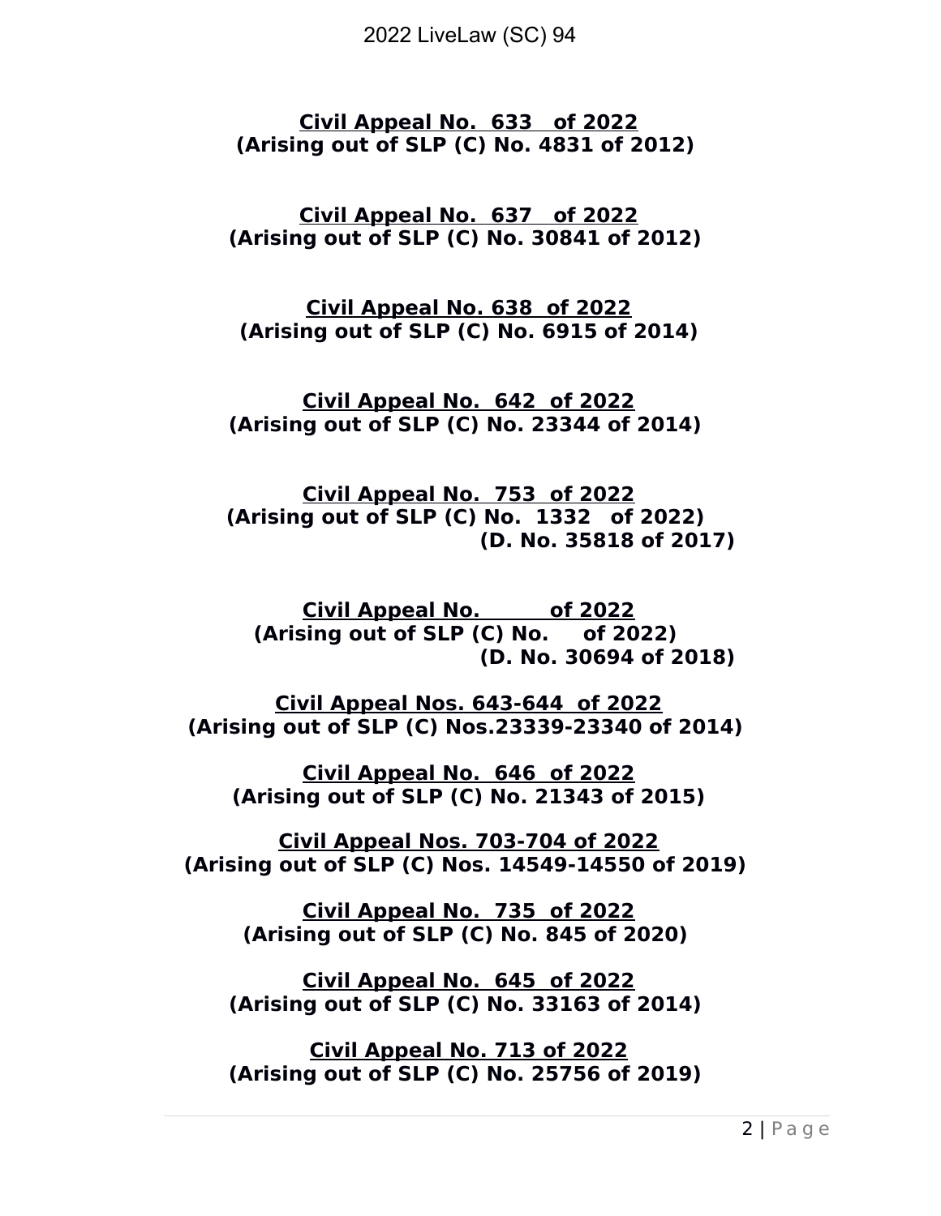**Civil Appeal No. 633 of 2022**
**(Arising out of SLP (C) No. 4831 of 2012)**

**Civil Appeal No. 637 of 2022**
**(Arising out of SLP (C) No. 30841 of 2012)**

**Civil Appeal No. 638 of 2022**
**(Arising out of SLP (C) No. 6915 of 2014)**

**Civil Appeal No. 642 of 2022**
**(Arising out of SLP (C) No. 23344 of 2014)**

**Civil Appeal No. 753 of 2022**
**(Arising out of SLP (C) No. 1332 of 2022)**
**(D. No. 35818 of 2017)**

**Civil Appeal No. of 2022**
**(Arising out of SLP (C) No. of 2022)**
**(D. No. 30694 of 2018)**

**Civil Appeal Nos. 643-644 of 2022**
**(Arising out of SLP (C) Nos.23339-23340 of 2014)**

**Civil Appeal No. 646 of 2022**
**(Arising out of SLP (C) No. 21343 of 2015)**

**Civil Appeal Nos. 703-704 of 2022**
**(Arising out of SLP (C) Nos. 14549-14550 of 2019)**

**Civil Appeal No. 735 of 2022**
**(Arising out of SLP (C) No. 845 of 2020)**

**Civil Appeal No. 645 of 2022**
**(Arising out of SLP (C) No. 33163 of 2014)**

**Civil Appeal No. 713 of 2022**
**(Arising out of SLP (C) No. 25756 of 2019)**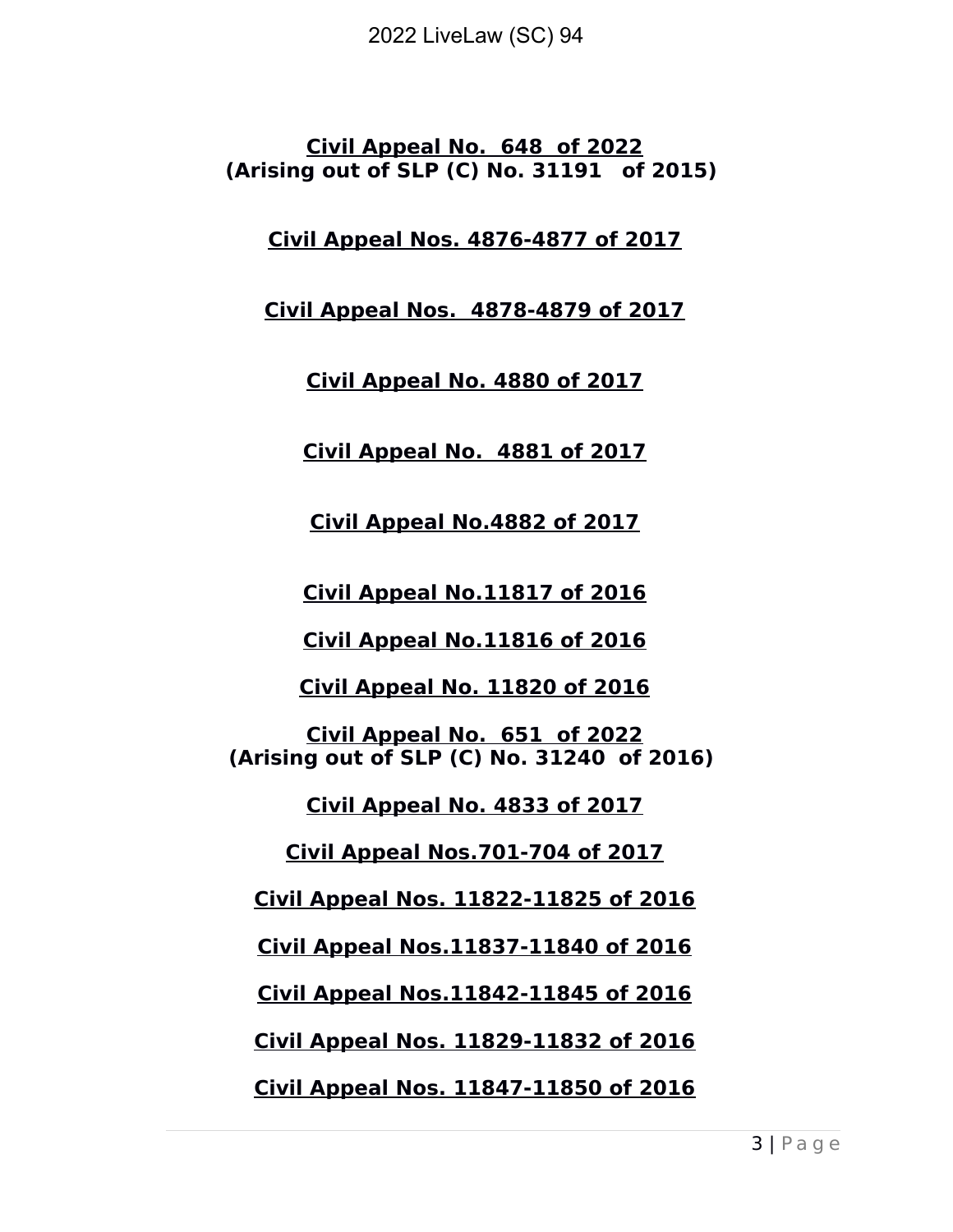**Civil Appeal No. 648 of 2022**
**(Arising out of SLP (C) No. 31191 of 2015)**

**Civil Appeal Nos. 4876-4877 of 2017**

**Civil Appeal Nos. 4878-4879 of 2017**

**Civil Appeal No. 4880 of 2017**

**Civil Appeal No. 4881 of 2017**

**Civil Appeal No.4882 of 2017**

**Civil Appeal No.11817 of 2016**

**Civil Appeal No.11816 of 2016**

**Civil Appeal No. 11820 of 2016**

**Civil Appeal No. 651 of 2022**
**(Arising out of SLP (C) No. 31240 of 2016)**

**Civil Appeal No. 4833 of 2017**

**Civil Appeal Nos.701-704 of 2017**

**Civil Appeal Nos. 11822-11825 of 2016**

**Civil Appeal Nos.11837-11840 of 2016**

**Civil Appeal Nos.11842-11845 of 2016**

**Civil Appeal Nos. 11829-11832 of 2016**

**Civil Appeal Nos. 11847-11850 of 2016**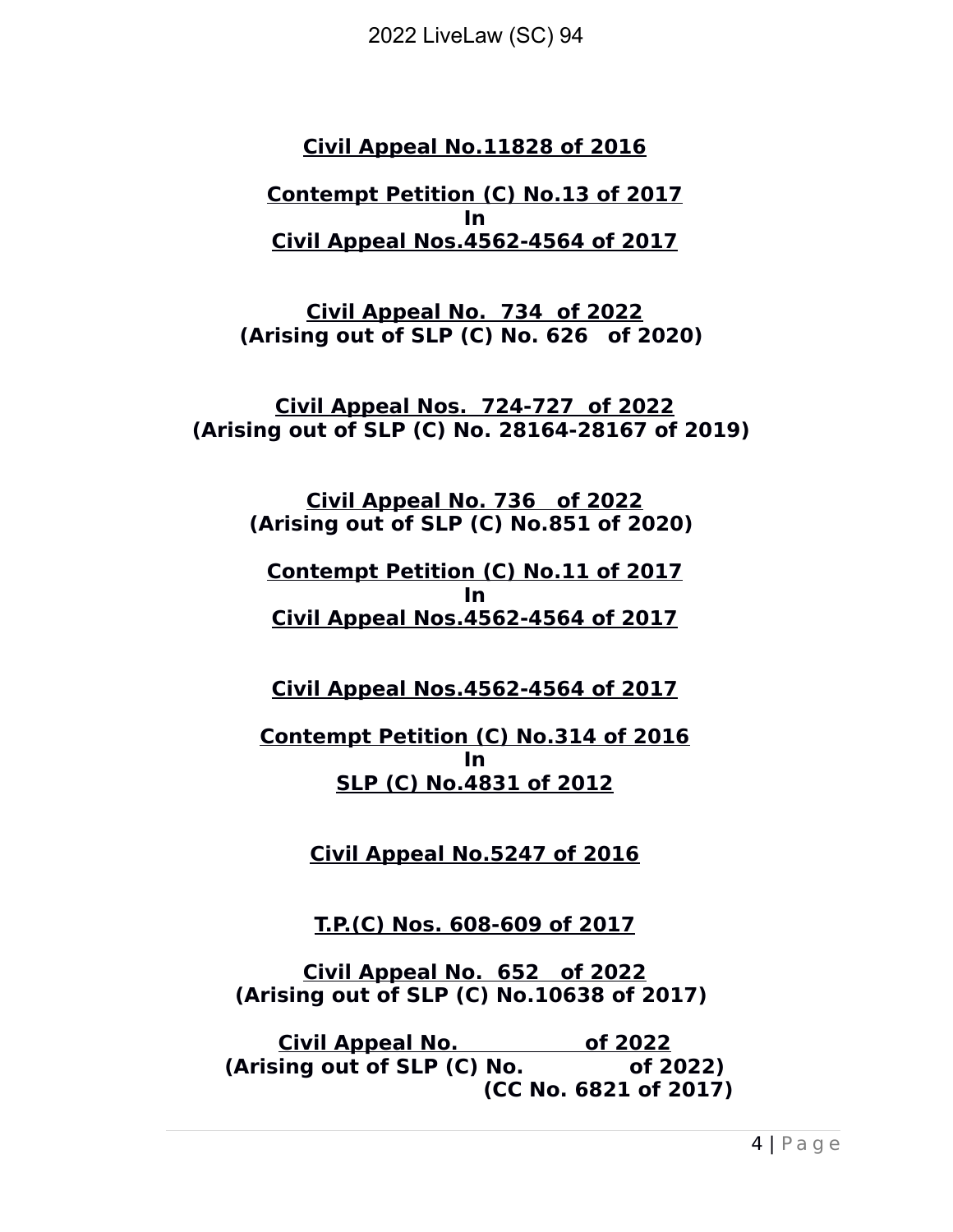**Civil Appeal No.11828 of 2016**

**Contempt Petition (C) No.13 of 2017**
**In**
**Civil Appeal Nos.4562-4564 of 2017**

**Civil Appeal No. 734 of 2022**
**(Arising out of SLP (C) No. 626 of 2020)**

**Civil Appeal Nos. 724-727 of 2022**
**(Arising out of SLP (C) No. 28164-28167 of 2019)**

**Civil Appeal No. 736 of 2022**
**(Arising out of SLP (C) No.851 of 2020)**

**Contempt Petition (C) No.11 of 2017**
**In**
**Civil Appeal Nos.4562-4564 of 2017**

**Civil Appeal Nos.4562-4564 of 2017**

**Contempt Petition (C) No.314 of 2016**
**In**
**SLP (C) No.4831 of 2012**

**Civil Appeal No.5247 of 2016**

**T.P.(C) Nos. 608-609 of 2017**

**Civil Appeal No. 652 of 2022**
**(Arising out of SLP (C) No.10638 of 2017)**

**Civil Appeal No. of 2022**
**(Arising out of SLP (C) No. of 2022)**
**(CC No. 6821 of 2017)**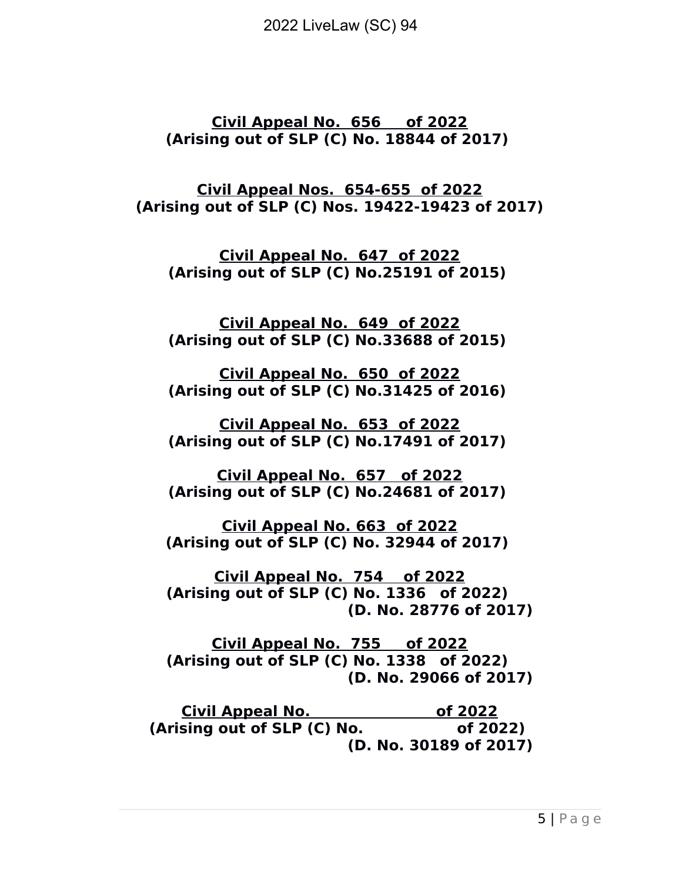**Civil Appeal No. 656 of 2022**
**(Arising out of SLP (C) No. 18844 of 2017)**

**Civil Appeal Nos. 654-655 of 2022**
**(Arising out of SLP (C) Nos. 19422-19423 of 2017)**

**Civil Appeal No. 647 of 2022**
**(Arising out of SLP (C) No.25191 of 2015)**

**Civil Appeal No. 649 of 2022**
**(Arising out of SLP (C) No.33688 of 2015)**

**Civil Appeal No. 650 of 2022**
**(Arising out of SLP (C) No.31425 of 2016)**

**Civil Appeal No. 653 of 2022**
**(Arising out of SLP (C) No.17491 of 2017)**

**Civil Appeal No. 657 of 2022**
**(Arising out of SLP (C) No.24681 of 2017)**

**Civil Appeal No. 663 of 2022**
**(Arising out of SLP (C) No. 32944 of 2017)**

**Civil Appeal No. 754 of 2022**
**(Arising out of SLP (C) No. 1336 of 2022)**
**(D. No. 28776 of 2017)**

**Civil Appeal No. 755 of 2022**
**(Arising out of SLP (C) No. 1338 of 2022)**
**(D. No. 29066 of 2017)**

**Civil Appeal No. \_\_\_\_\_\_\_\_\_\_\_\_ of 2022**
**(Arising out of SLP (C) No. \_\_\_\_\_\_\_\_\_\_\_\_ of 2022)**
**(D. No. 30189 of 2017)**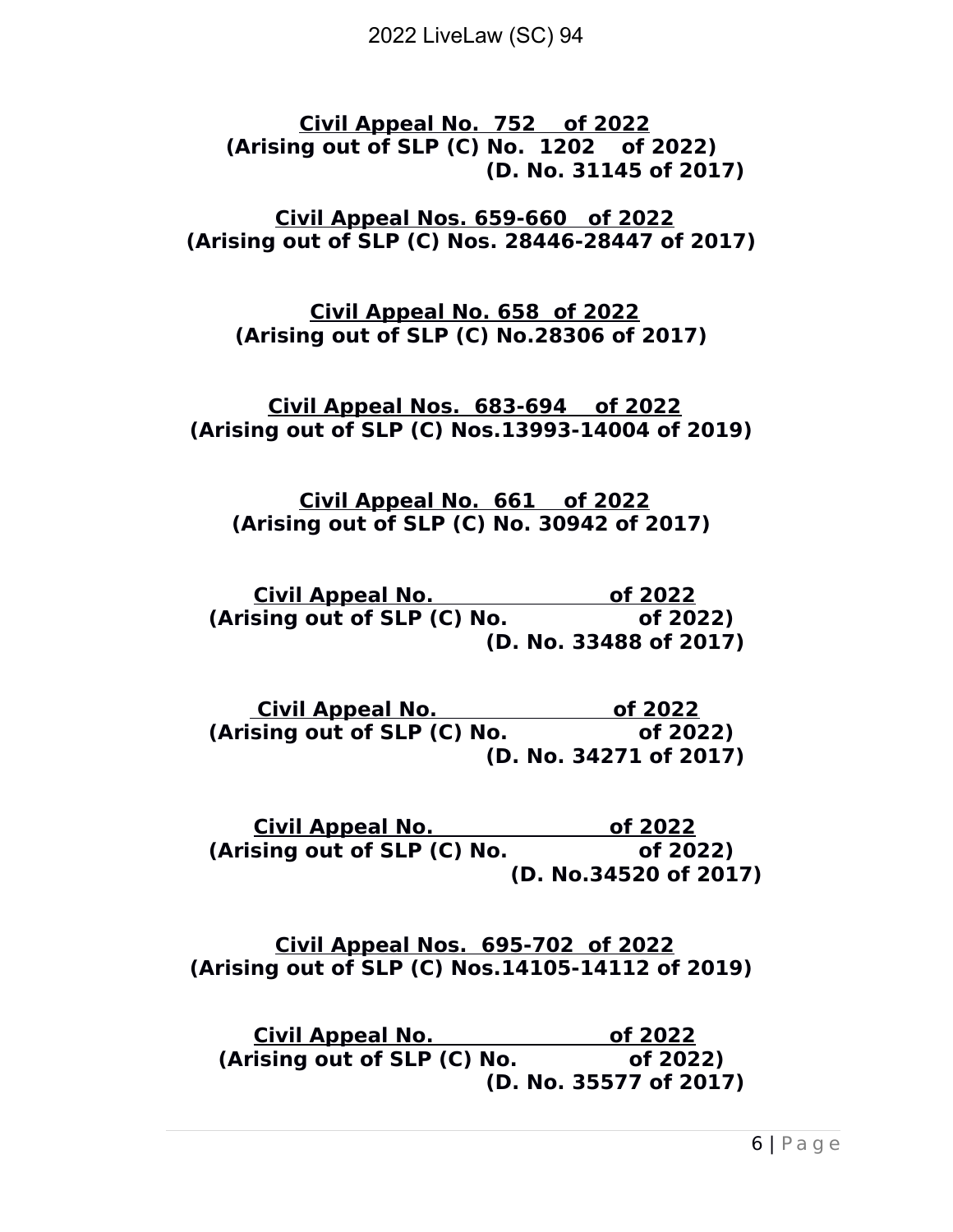**<u>Civil Appeal No. 752 of 2022</u>**
**(Arising out of SLP (C) No. 1202 of 2022)**
**(D. No. 31145 of 2017)**

**<u>Civil Appeal Nos. 659-660 of 2022</u>**
**(Arising out of SLP (C) Nos. 28446-28447 of 2017)**

**<u>Civil Appeal No. 658 of 2022</u>**
**(Arising out of SLP (C) No.28306 of 2017)**

**<u>Civil Appeal Nos. 683-694 of 2022</u>**
**(Arising out of SLP (C) Nos.13993-14004 of 2019)**

**<u>Civil Appeal No. 661 of 2022</u>**
**(Arising out of SLP (C) No. 30942 of 2017)**

**<u>Civil Appeal No. of 2022</u>**
**(Arising out of SLP (C) No. of 2022)**
**(D. No. 33488 of 2017)**

**<u>Civil Appeal No. of 2022</u>**
**(Arising out of SLP (C) No. of 2022)**
**(D. No. 34271 of 2017)**

**<u>Civil Appeal No. of 2022</u>**
**(Arising out of SLP (C) No. of 2022)**
**(D. No.34520 of 2017)**

**<u>Civil Appeal Nos. 695-702 of 2022</u>**
**(Arising out of SLP (C) Nos.14105-14112 of 2019)**

**<u>Civil Appeal No. of 2022</u>**
**(Arising out of SLP (C) No. of 2022)**
**(D. No. 35577 of 2017)**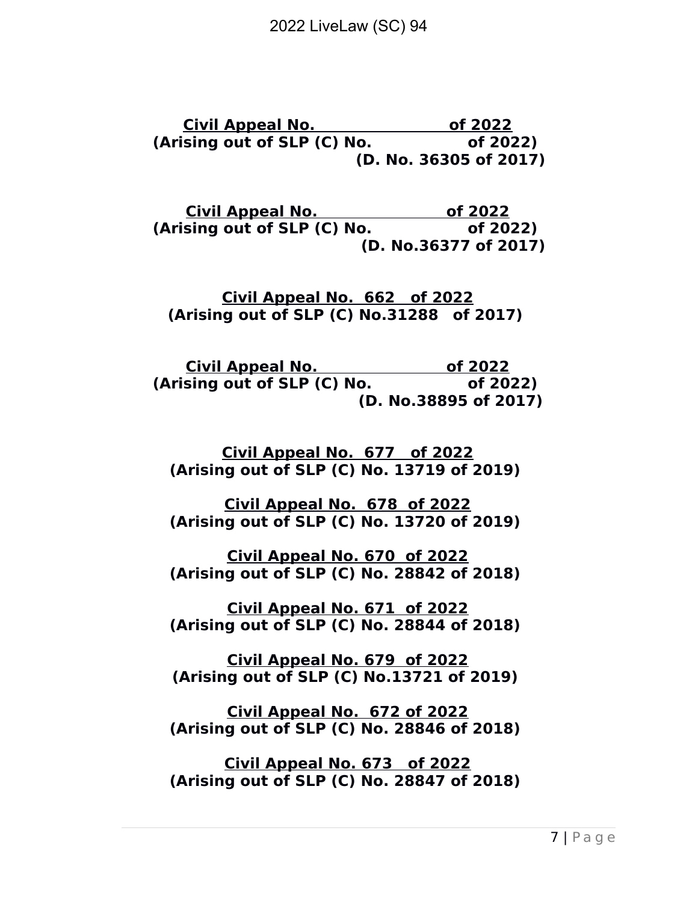**<u>Civil Appeal No. of 2022</u>**
**(Arising out of SLP (C) No. of 2022)**
**(D. No. 36305 of 2017)**

**<u>Civil Appeal No. of 2022</u>**
**(Arising out of SLP (C) No. of 2022)**
**(D. No.36377 of 2017)**

**<u>Civil Appeal No. 662 of 2022</u>**
**(Arising out of SLP (C) No.31288 of 2017)**

**<u>Civil Appeal No. of 2022</u>**
**(Arising out of SLP (C) No. of 2022)**
**(D. No.38895 of 2017)**

**<u>Civil Appeal No. 677 of 2022</u>**
**(Arising out of SLP (C) No. 13719 of 2019)**

**<u>Civil Appeal No. 678 of 2022</u>**
**(Arising out of SLP (C) No. 13720 of 2019)**

**<u>Civil Appeal No. 670 of 2022</u>**
**(Arising out of SLP (C) No. 28842 of 2018)**

**<u>Civil Appeal No. 671 of 2022</u>**
**(Arising out of SLP (C) No. 28844 of 2018)**

**<u>Civil Appeal No. 679 of 2022</u>**
**(Arising out of SLP (C) No.13721 of 2019)**

**<u>Civil Appeal No. 672 of 2022</u>**
**(Arising out of SLP (C) No. 28846 of 2018)**

**<u>Civil Appeal No. 673 of 2022</u>**
**(Arising out of SLP (C) No. 28847 of 2018)**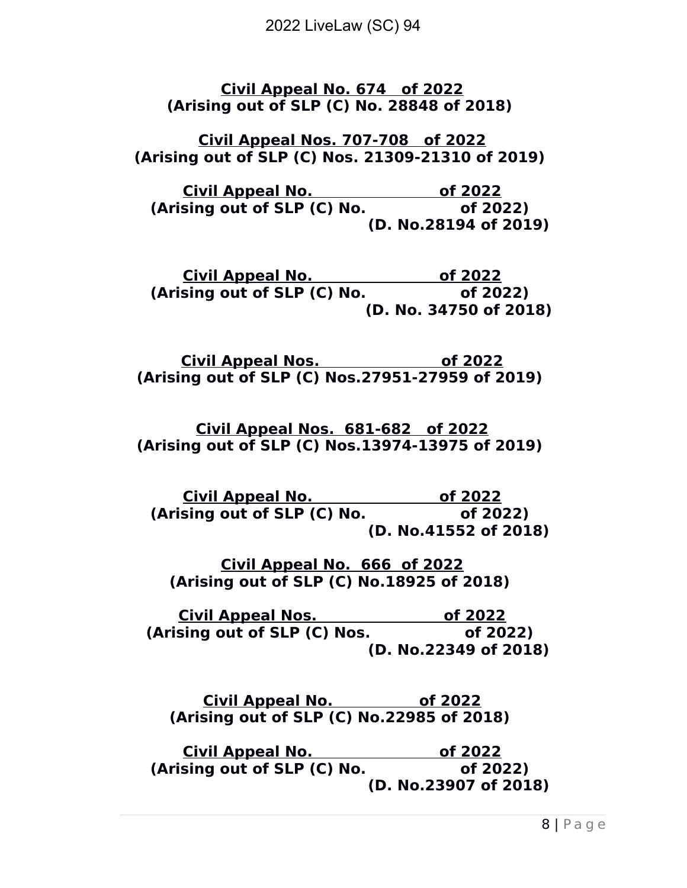**Civil Appeal No. 674 of 2022**
**(Arising out of SLP (C) No. 28848 of 2018)**

**Civil Appeal Nos. 707-708 of 2022**
**(Arising out of SLP (C) Nos. 21309-21310 of 2019)**

**Civil Appeal No. of 2022**
**(Arising out of SLP (C) No. of 2022)**
**(D. No.28194 of 2019)**

**Civil Appeal No. of 2022**
**(Arising out of SLP (C) No. of 2022)**
**(D. No. 34750 of 2018)**

**Civil Appeal Nos. of 2022**
**(Arising out of SLP (C) Nos.27951-27959 of 2019)**

**Civil Appeal Nos. 681-682 of 2022**
**(Arising out of SLP (C) Nos.13974-13975 of 2019)**

**Civil Appeal No. of 2022**
**(Arising out of SLP (C) No. of 2022)**
**(D. No.41552 of 2018)**

**Civil Appeal No. 666 of 2022**
**(Arising out of SLP (C) No.18925 of 2018)**

**Civil Appeal Nos. of 2022**
**(Arising out of SLP (C) Nos. of 2022)**
**(D. No.22349 of 2018)**

**Civil Appeal No. of 2022**
**(Arising out of SLP (C) No.22985 of 2018)**

**Civil Appeal No. of 2022**
**(Arising out of SLP (C) No. of 2022)**
**(D. No.23907 of 2018)**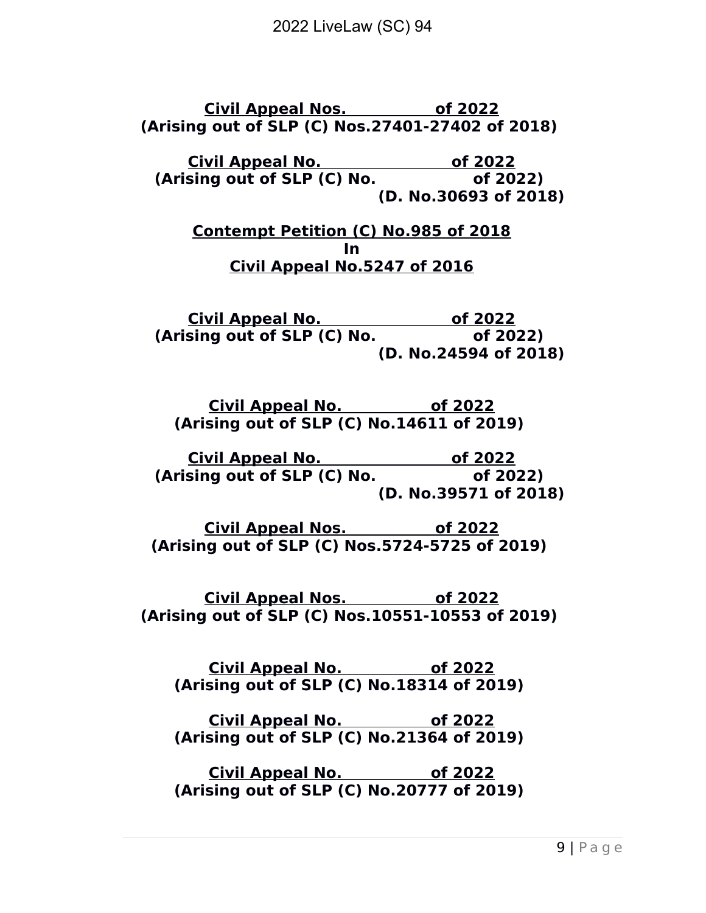**Civil Appeal Nos. of 2022**
**(Arising out of SLP (C) Nos.27401-27402 of 2018)**

**Civil Appeal No. of 2022**
**(Arising out of SLP (C) No. of 2022)**
**(D. No.30693 of 2018)**

**Contempt Petition (C) No.985 of 2018**
**In**
**Civil Appeal No.5247 of 2016**

**Civil Appeal No. of 2022**
**(Arising out of SLP (C) No. of 2022)**
**(D. No.24594 of 2018)**

**Civil Appeal No. of 2022**
**(Arising out of SLP (C) No.14611 of 2019)**

**Civil Appeal No. of 2022**
**(Arising out of SLP (C) No. of 2022)**
**(D. No.39571 of 2018)**

**Civil Appeal Nos. of 2022**
**(Arising out of SLP (C) Nos.5724-5725 of 2019)**

**Civil Appeal Nos. of 2022**
**(Arising out of SLP (C) Nos.10551-10553 of 2019)**

**Civil Appeal No. of 2022**
**(Arising out of SLP (C) No.18314 of 2019)**

**Civil Appeal No. of 2022**
**(Arising out of SLP (C) No.21364 of 2019)**

**Civil Appeal No. of 2022**
**(Arising out of SLP (C) No.20777 of 2019)**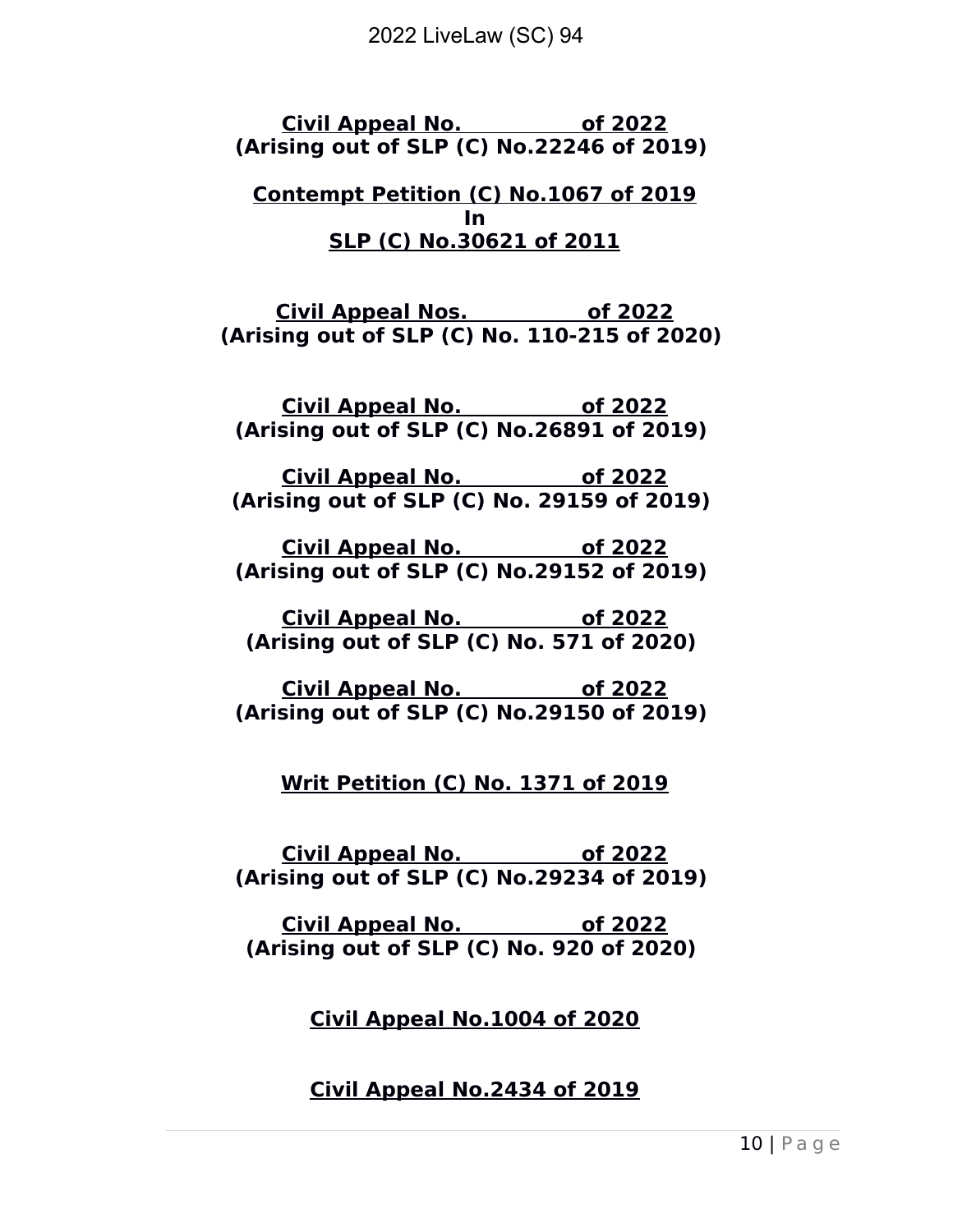**Civil Appeal No. of 2022**
**(Arising out of SLP (C) No.22246 of 2019)**

**Contempt Petition (C) No.1067 of 2019**
**In**
**SLP (C) No.30621 of 2011**

**Civil Appeal Nos. of 2022**
**(Arising out of SLP (C) No. 110-215 of 2020)**

**Civil Appeal No. of 2022**
**(Arising out of SLP (C) No.26891 of 2019)**

**Civil Appeal No. of 2022**
**(Arising out of SLP (C) No. 29159 of 2019)**

**Civil Appeal No. of 2022**
**(Arising out of SLP (C) No.29152 of 2019)**

**Civil Appeal No. of 2022**
**(Arising out of SLP (C) No. 571 of 2020)**

**Civil Appeal No. of 2022**
**(Arising out of SLP (C) No.29150 of 2019)**

**Writ Petition (C) No. 1371 of 2019**

**Civil Appeal No. of 2022**
**(Arising out of SLP (C) No.29234 of 2019)**

**Civil Appeal No. of 2022**
**(Arising out of SLP (C) No. 920 of 2020)**

**Civil Appeal No.1004 of 2020**

**Civil Appeal No.2434 of 2019**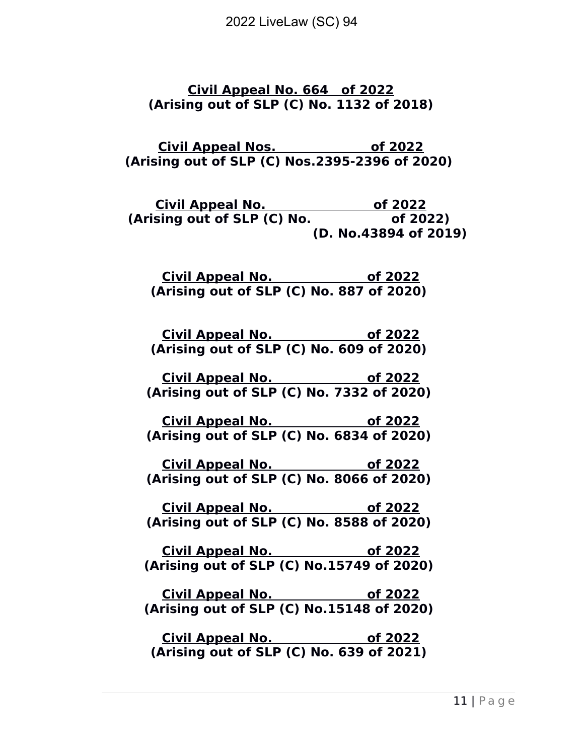**Civil Appeal No. 664 of 2022**
**(Arising out of SLP (C) No. 1132 of 2018)**

**Civil Appeal Nos. \_\_\_\_\_\_\_\_\_\_\_\_\_\_ of 2022**
**(Arising out of SLP (C) Nos.2395-2396 of 2020)**

**Civil Appeal No. \_\_\_\_\_\_\_\_\_\_\_\_\_\_\_\_ of 2022**
**(Arising out of SLP (C) No. \_\_\_\_\_\_\_\_\_\_\_ of 2022)**
**(D. No.43894 of 2019)**

**Civil Appeal No. \_\_\_\_\_\_\_\_\_\_\_\_\_\_ of 2022**
**(Arising out of SLP (C) No. 887 of 2020)**

**Civil Appeal No. \_\_\_\_\_\_\_\_\_\_\_\_\_\_ of 2022**
**(Arising out of SLP (C) No. 609 of 2020)**

**Civil Appeal No. \_\_\_\_\_\_\_\_\_\_\_\_\_\_ of 2022**
**(Arising out of SLP (C) No. 7332 of 2020)**

**Civil Appeal No. \_\_\_\_\_\_\_\_\_\_\_\_\_\_ of 2022**
**(Arising out of SLP (C) No. 6834 of 2020)**

**Civil Appeal No. \_\_\_\_\_\_\_\_\_\_\_\_\_\_ of 2022**
**(Arising out of SLP (C) No. 8066 of 2020)**

**Civil Appeal No. \_\_\_\_\_\_\_\_\_\_\_\_\_\_ of 2022**
**(Arising out of SLP (C) No. 8588 of 2020)**

**Civil Appeal No. \_\_\_\_\_\_\_\_\_\_\_\_\_\_ of 2022**
**(Arising out of SLP (C) No.15749 of 2020)**

**Civil Appeal No. \_\_\_\_\_\_\_\_\_\_\_\_\_\_ of 2022**
**(Arising out of SLP (C) No.15148 of 2020)**

**Civil Appeal No. \_\_\_\_\_\_\_\_\_\_\_\_\_\_ of 2022**
**(Arising out of SLP (C) No. 639 of 2021)**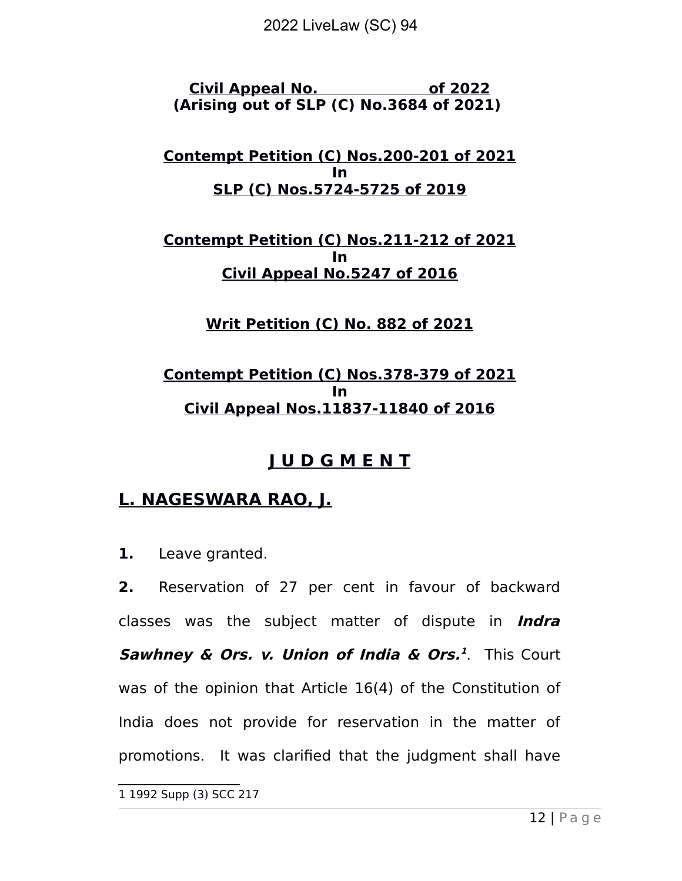**Civil Appeal No. of 2022**
**(Arising out of SLP (C) No.3684 of 2021)**

**Contempt Petition (C) Nos.200-201 of 2021**
**In**
**SLP (C) Nos.5724-5725 of 2019**

**Contempt Petition (C) Nos.211-212 of 2021**
**In**
**Civil Appeal No.5247 of 2016**

**Writ Petition (C) No. 882 of 2021**

**Contempt Petition (C) Nos.378-379 of 2021**
**In**
**Civil Appeal Nos.11837-11840 of 2016**

# J U D G M E N T

## L. NAGESWARA RAO, J.

**1.** Leave granted.

**2.** Reservation of 27 per cent in favour of backward classes was the subject matter of dispute in ***Indra Sawhney & Ors. v. Union of India & Ors.***[1]. This Court was of the opinion that Article 16(4) of the Constitution of India does not provide for reservation in the matter of promotions. It was clarified that the judgment shall have

---

1 1992 Supp (3) SCC 217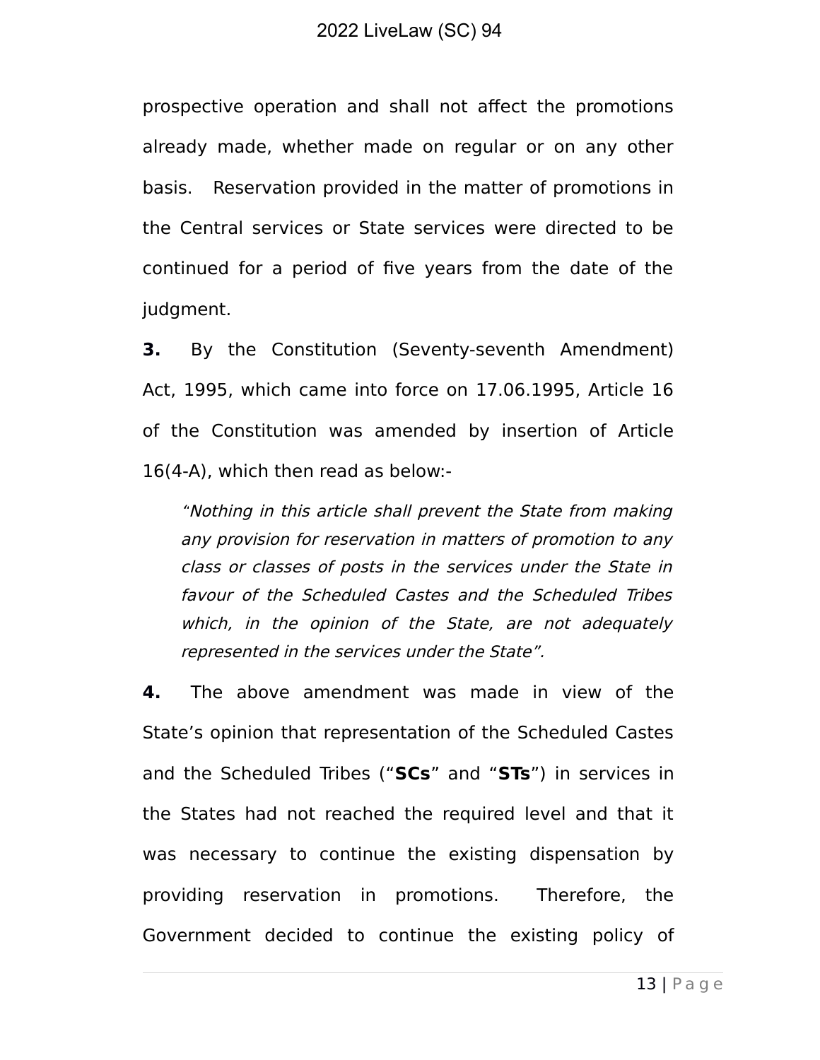prospective operation and shall not affect the promotions already made, whether made on regular or on any other basis. Reservation provided in the matter of promotions in the Central services or State services were directed to be continued for a period of five years from the date of the judgment.

**3.** By the Constitution (Seventy-seventh Amendment) Act, 1995, which came into force on 17.06.1995, Article 16 of the Constitution was amended by insertion of Article 16(4-A), which then read as below:-

> *"Nothing in this article shall prevent the State from making any provision for reservation in matters of promotion to any class or classes of posts in the services under the State in favour of the Scheduled Castes and the Scheduled Tribes which, in the opinion of the State, are not adequately represented in the services under the State".*

**4.** The above amendment was made in view of the State's opinion that representation of the Scheduled Castes and the Scheduled Tribes ("**SCs**" and "**STs**") in services in the States had not reached the required level and that it was necessary to continue the existing dispensation by providing reservation in promotions. Therefore, the Government decided to continue the existing policy of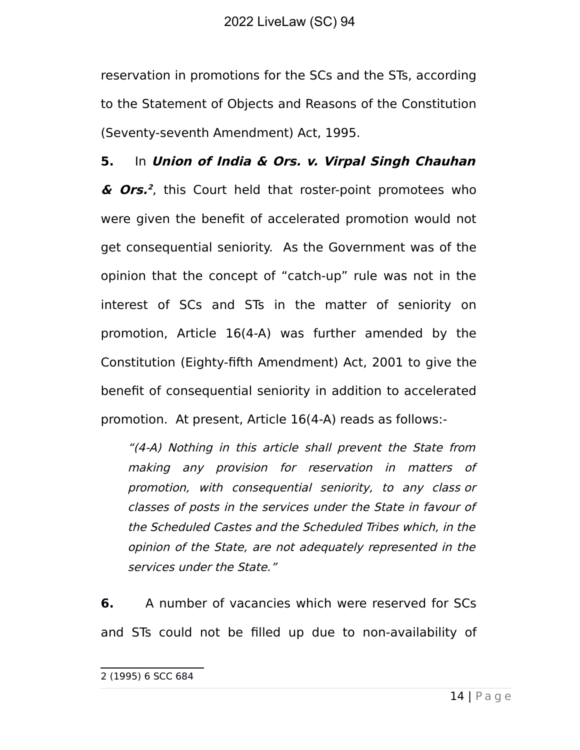reservation in promotions for the SCs and the STs, according to the Statement of Objects and Reasons of the Constitution (Seventy-seventh Amendment) Act, 1995.

**5.** In ***Union of India & Ors. v. Virpal Singh Chauhan & Ors.***[2], this Court held that roster-point promotees who were given the benefit of accelerated promotion would not get consequential seniority. As the Government was of the opinion that the concept of "catch-up" rule was not in the interest of SCs and STs in the matter of seniority on promotion, Article 16(4-A) was further amended by the Constitution (Eighty-fifth Amendment) Act, 2001 to give the benefit of consequential seniority in addition to accelerated promotion. At present, Article 16(4-A) reads as follows:-

> *"(4-A) Nothing in this article shall prevent the State from making any provision for reservation in matters of promotion, with consequential seniority, to any class or classes of posts in the services under the State in favour of the Scheduled Castes and the Scheduled Tribes which, in the opinion of the State, are not adequately represented in the services under the State."*

**6.** A number of vacancies which were reserved for SCs and STs could not be filled up due to non-availability of

---

2 (1995) 6 SCC 684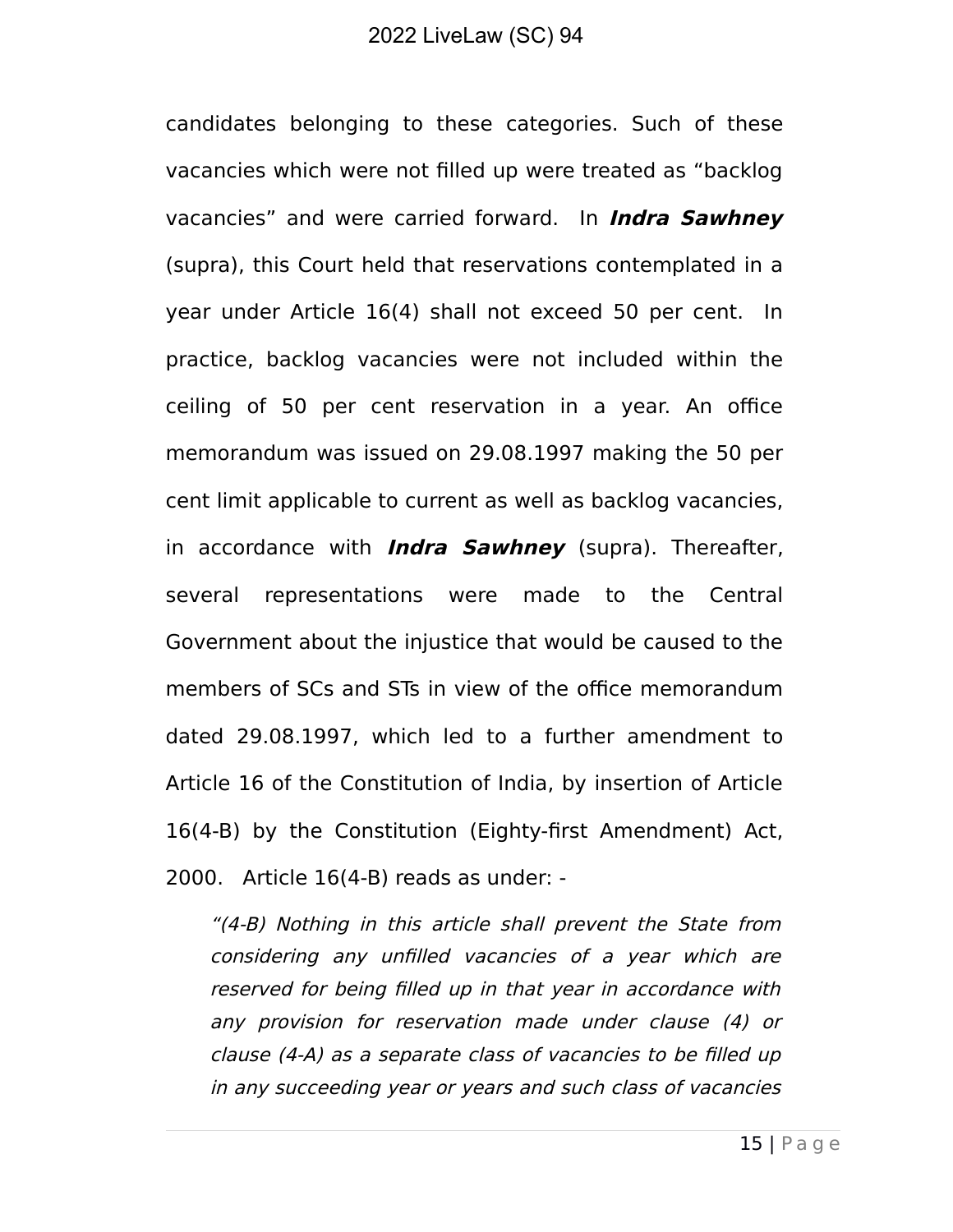candidates belonging to these categories. Such of these vacancies which were not filled up were treated as "backlog vacancies" and were carried forward. In ***Indra Sawhney*** (supra), this Court held that reservations contemplated in a year under Article 16(4) shall not exceed 50 per cent. In practice, backlog vacancies were not included within the ceiling of 50 per cent reservation in a year. An office memorandum was issued on 29.08.1997 making the 50 per cent limit applicable to current as well as backlog vacancies, in accordance with ***Indra Sawhney*** (supra). Thereafter, several representations were made to the Central Government about the injustice that would be caused to the members of SCs and STs in view of the office memorandum dated 29.08.1997, which led to a further amendment to Article 16 of the Constitution of India, by insertion of Article 16(4-B) by the Constitution (Eighty-first Amendment) Act, 2000. Article 16(4-B) reads as under: -

> *"(4-B) Nothing in this article shall prevent the State from considering any unfilled vacancies of a year which are reserved for being filled up in that year in accordance with any provision for reservation made under clause (4) or clause (4-A) as a separate class of vacancies to be filled up in any succeeding year or years and such class of vacancies*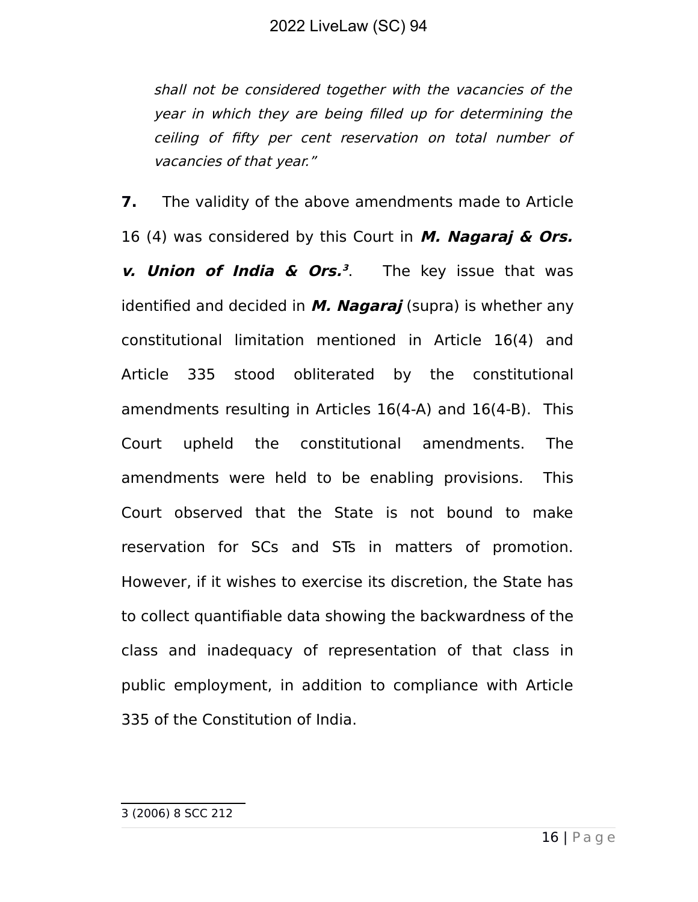*shall not be considered together with the vacancies of the year in which they are being filled up for determining the ceiling of fifty per cent reservation on total number of vacancies of that year."*

**7.** The validity of the above amendments made to Article 16 (4) was considered by this Court in ***M. Nagaraj & Ors. v. Union of India & Ors.***[3]. The key issue that was identified and decided in ***M. Nagaraj*** (supra) is whether any constitutional limitation mentioned in Article 16(4) and Article 335 stood obliterated by the constitutional amendments resulting in Articles 16(4-A) and 16(4-B). This Court upheld the constitutional amendments. The amendments were held to be enabling provisions. This Court observed that the State is not bound to make reservation for SCs and STs in matters of promotion. However, if it wishes to exercise its discretion, the State has to collect quantifiable data showing the backwardness of the class and inadequacy of representation of that class in public employment, in addition to compliance with Article 335 of the Constitution of India.

---

3 (2006) 8 SCC 212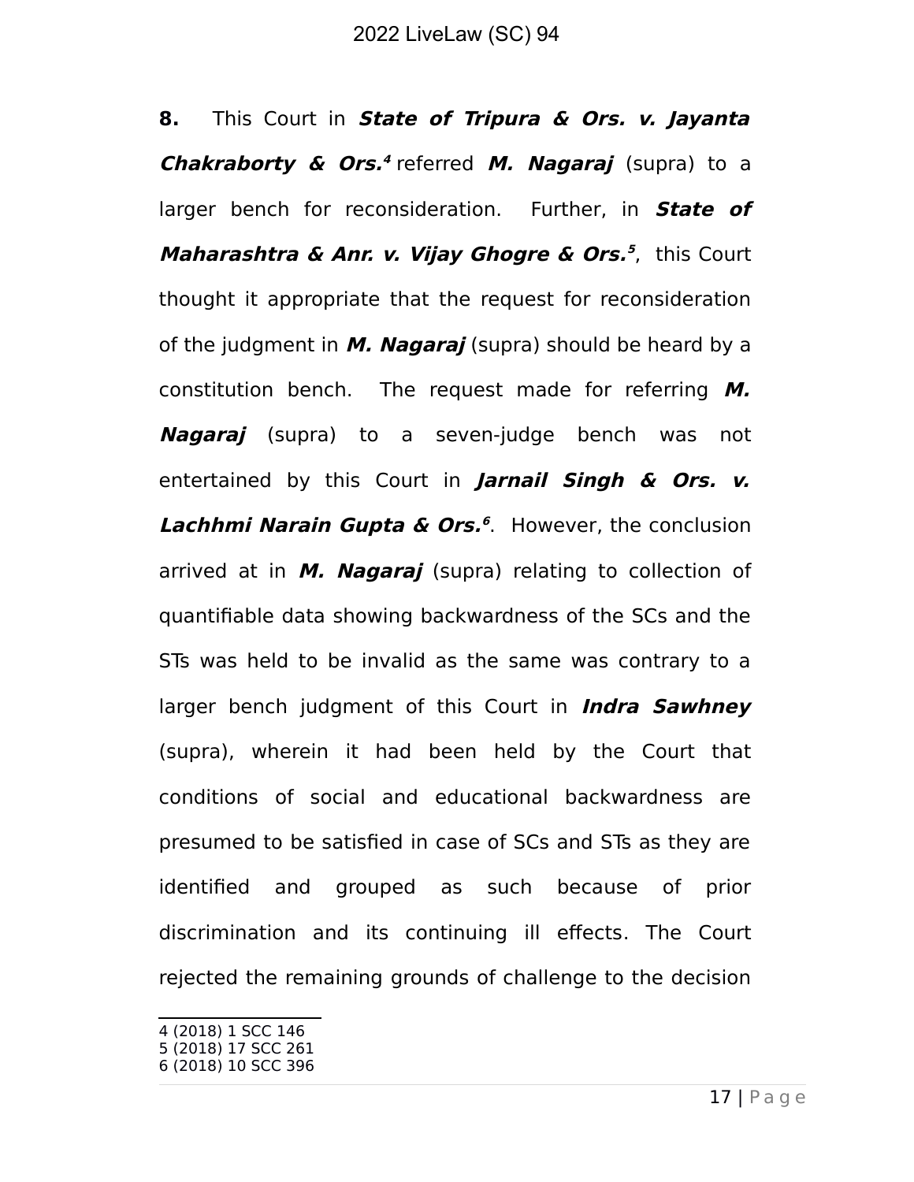**8.** This Court in ***State of Tripura & Ors. v. Jayanta Chakraborty & Ors.***[4] referred ***M. Nagaraj*** (supra) to a larger bench for reconsideration. Further, in ***State of Maharashtra & Anr. v. Vijay Ghogre & Ors.***[5], this Court thought it appropriate that the request for reconsideration of the judgment in ***M. Nagaraj*** (supra) should be heard by a constitution bench. The request made for referring ***M. Nagaraj*** (supra) to a seven-judge bench was not entertained by this Court in ***Jarnail Singh & Ors. v. Lachhmi Narain Gupta & Ors.***[6]. However, the conclusion arrived at in ***M. Nagaraj*** (supra) relating to collection of quantifiable data showing backwardness of the SCs and the STs was held to be invalid as the same was contrary to a larger bench judgment of this Court in ***Indra Sawhney*** (supra), wherein it had been held by the Court that conditions of social and educational backwardness are presumed to be satisfied in case of SCs and STs as they are identified and grouped as such because of prior discrimination and its continuing ill effects. The Court rejected the remaining grounds of challenge to the decision

---

4 (2018) 1 SCC 146

5 (2018) 17 SCC 261

6 (2018) 10 SCC 396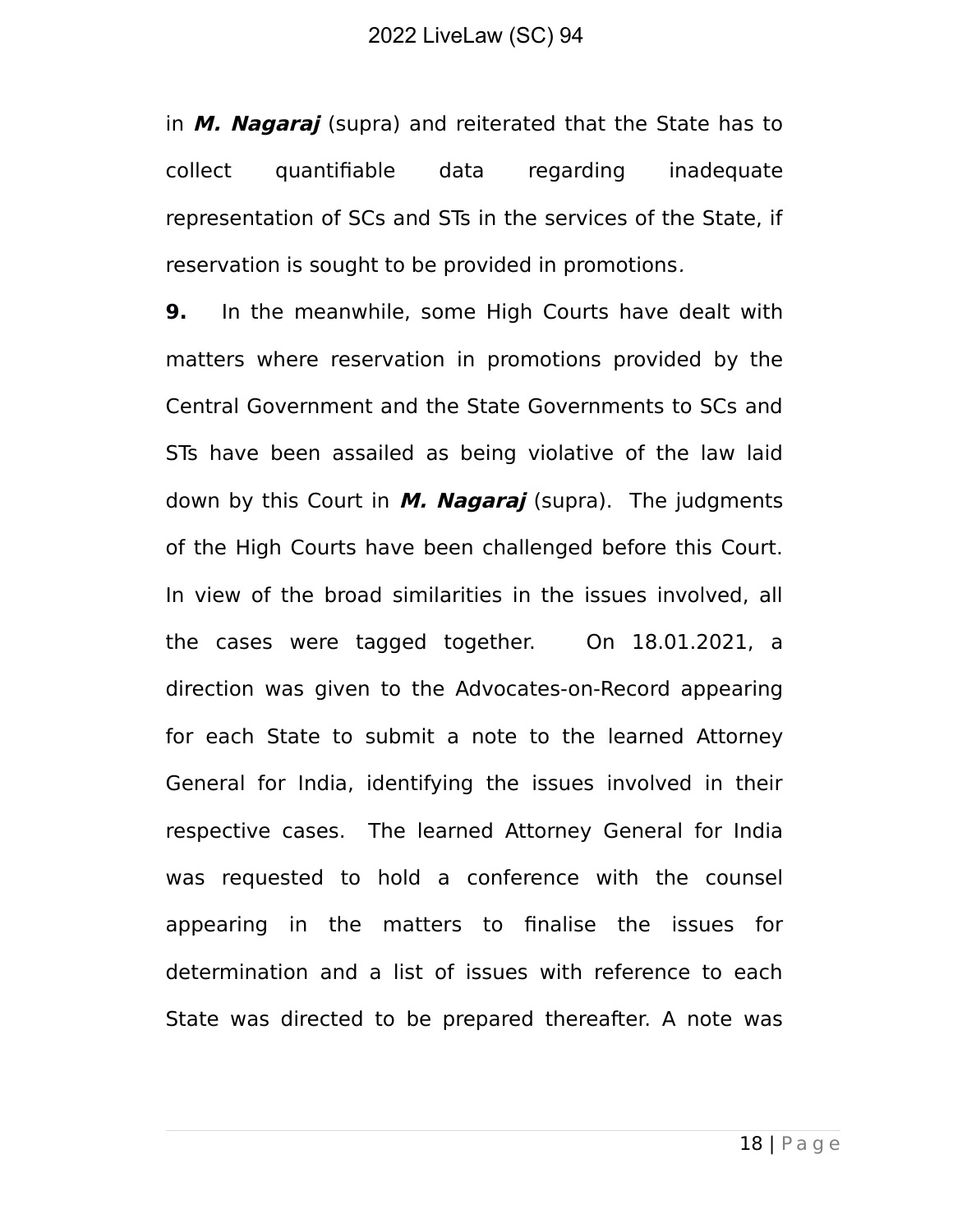in ***M. Nagaraj*** (supra) and reiterated that the State has to collect quantifiable data regarding inadequate representation of SCs and STs in the services of the State, if reservation is sought to be provided in promotions.

**9.** In the meanwhile, some High Courts have dealt with matters where reservation in promotions provided by the Central Government and the State Governments to SCs and STs have been assailed as being violative of the law laid down by this Court in ***M. Nagaraj*** (supra). The judgments of the High Courts have been challenged before this Court. In view of the broad similarities in the issues involved, all the cases were tagged together. On 18.01.2021, a direction was given to the Advocates-on-Record appearing for each State to submit a note to the learned Attorney General for India, identifying the issues involved in their respective cases. The learned Attorney General for India was requested to hold a conference with the counsel appearing in the matters to finalise the issues for determination and a list of issues with reference to each State was directed to be prepared thereafter. A note was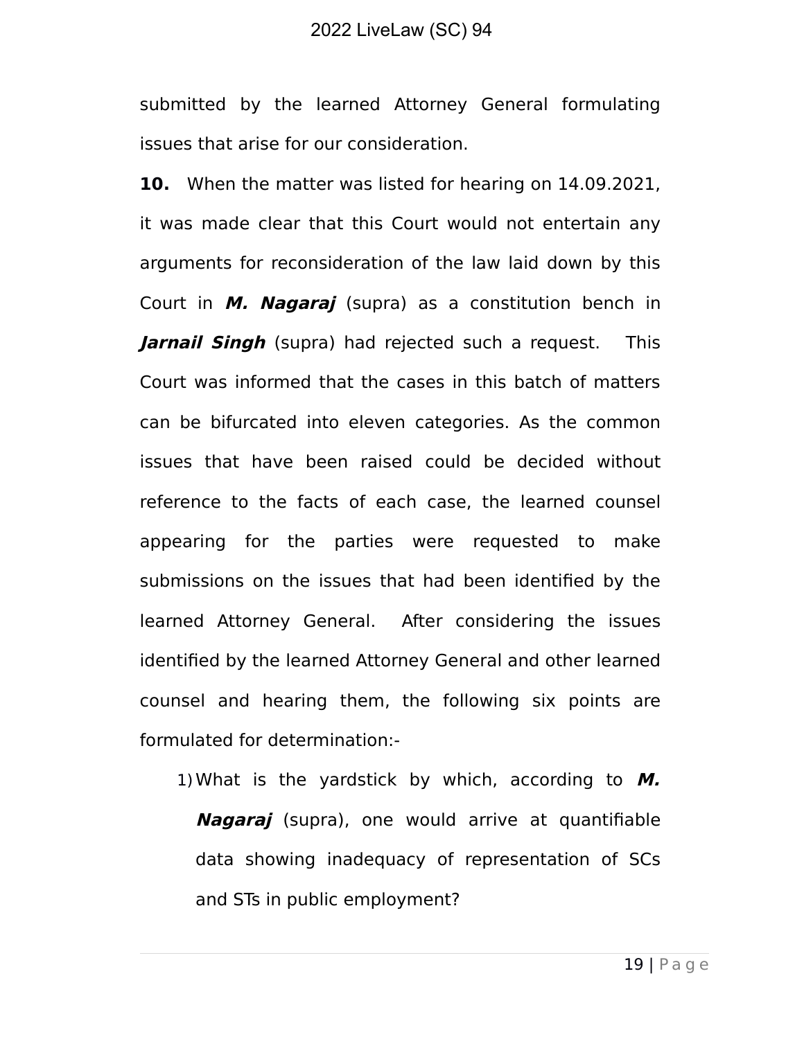submitted by the learned Attorney General formulating issues that arise for our consideration.

**10.** When the matter was listed for hearing on 14.09.2021, it was made clear that this Court would not entertain any arguments for reconsideration of the law laid down by this Court in ***M. Nagaraj*** (supra) as a constitution bench in ***Jarnail Singh*** (supra) had rejected such a request. This Court was informed that the cases in this batch of matters can be bifurcated into eleven categories. As the common issues that have been raised could be decided without reference to the facts of each case, the learned counsel appearing for the parties were requested to make submissions on the issues that had been identified by the learned Attorney General. After considering the issues identified by the learned Attorney General and other learned counsel and hearing them, the following six points are formulated for determination:-

1) What is the yardstick by which, according to ***M. Nagaraj*** (supra), one would arrive at quantifiable data showing inadequacy of representation of SCs and STs in public employment?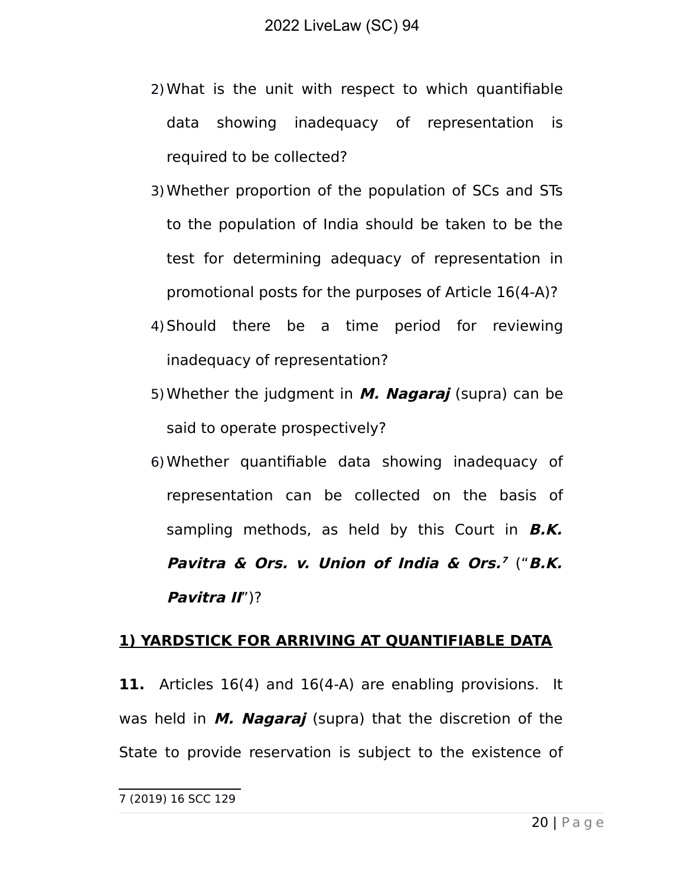2) What is the unit with respect to which quantifiable data showing inadequacy of representation is required to be collected?

3) Whether proportion of the population of SCs and STs to the population of India should be taken to be the test for determining adequacy of representation in promotional posts for the purposes of Article 16(4-A)?

4) Should there be a time period for reviewing inadequacy of representation?

5) Whether the judgment in ***M. Nagaraj*** (supra) can be said to operate prospectively?

6) Whether quantifiable data showing inadequacy of representation can be collected on the basis of sampling methods, as held by this Court in ***B.K. Pavitra & Ors. v. Union of India & Ors.***[7] ("***B.K. Pavitra II***")?

**1) YARDSTICK FOR ARRIVING AT QUANTIFIABLE DATA**

**11.** Articles 16(4) and 16(4-A) are enabling provisions. It was held in ***M. Nagaraj*** (supra) that the discretion of the State to provide reservation is subject to the existence of

---

7 (2019) 16 SCC 129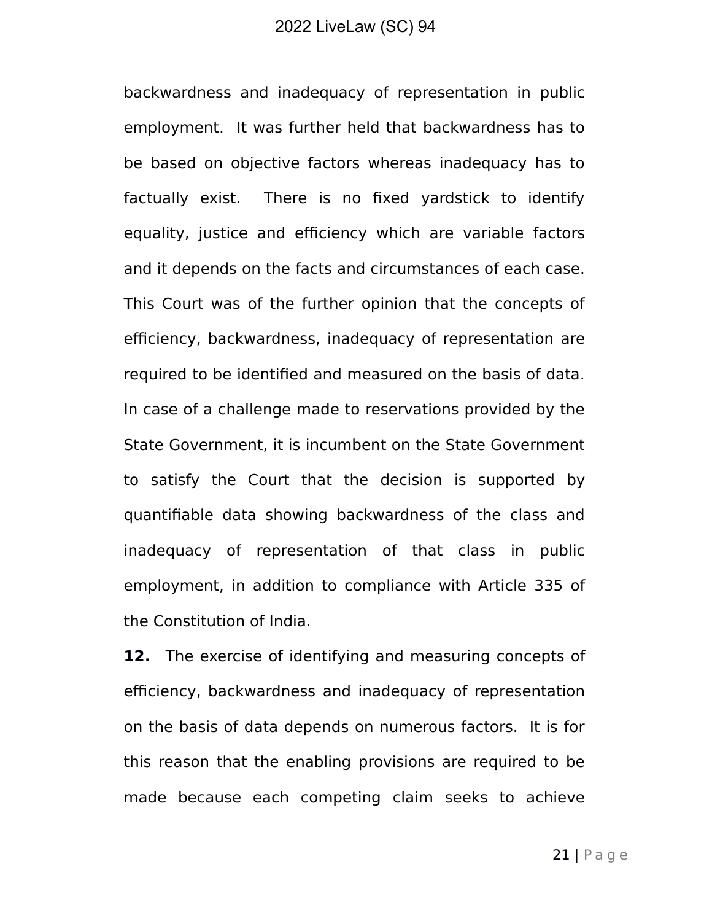backwardness and inadequacy of representation in public employment. It was further held that backwardness has to be based on objective factors whereas inadequacy has to factually exist. There is no fixed yardstick to identify equality, justice and efficiency which are variable factors and it depends on the facts and circumstances of each case. This Court was of the further opinion that the concepts of efficiency, backwardness, inadequacy of representation are required to be identified and measured on the basis of data. In case of a challenge made to reservations provided by the State Government, it is incumbent on the State Government to satisfy the Court that the decision is supported by quantifiable data showing backwardness of the class and inadequacy of representation of that class in public employment, in addition to compliance with Article 335 of the Constitution of India.

**12.** The exercise of identifying and measuring concepts of efficiency, backwardness and inadequacy of representation on the basis of data depends on numerous factors. It is for this reason that the enabling provisions are required to be made because each competing claim seeks to achieve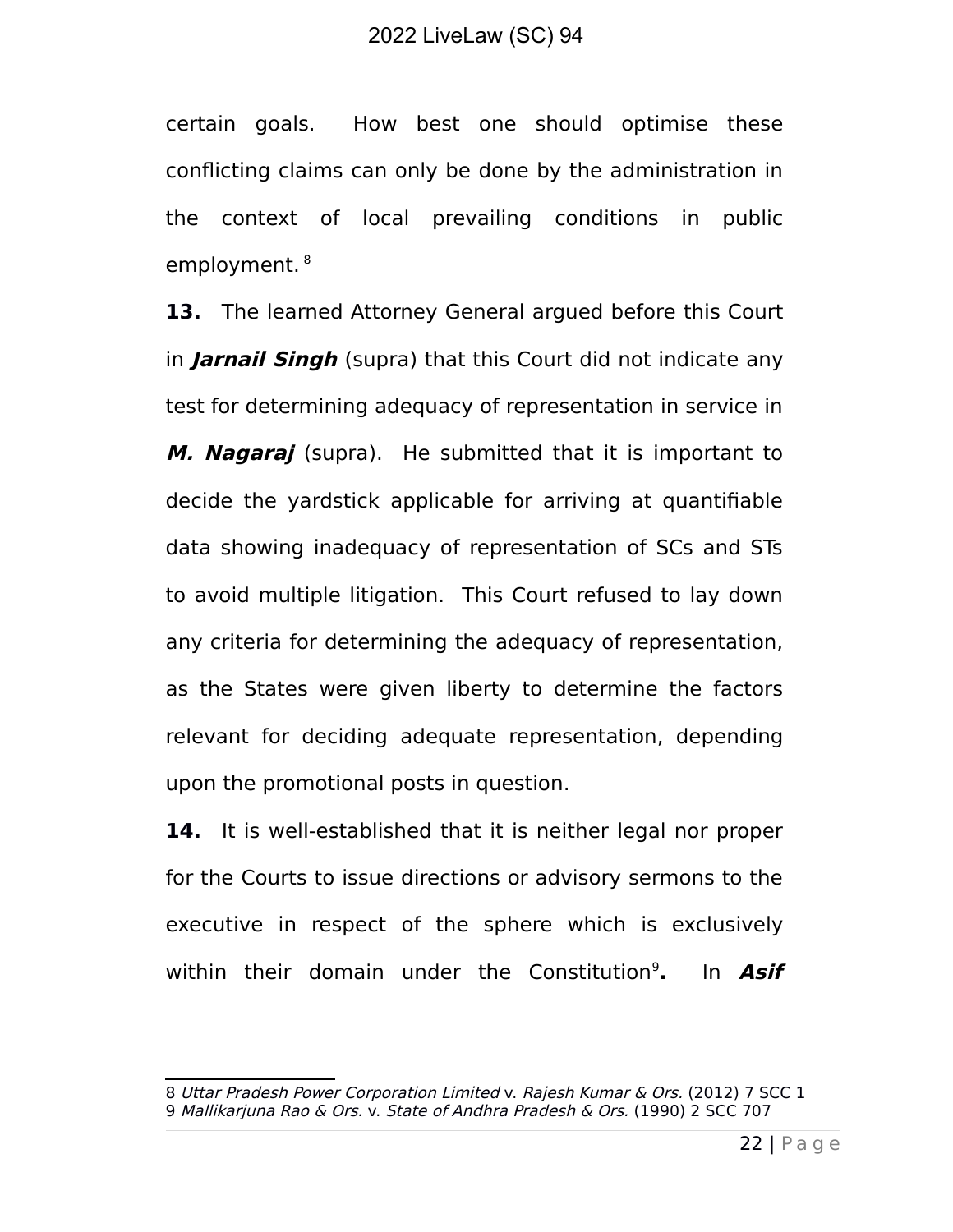certain goals. How best one should optimise these conflicting claims can only be done by the administration in the context of local prevailing conditions in public employment.[8]

**13.** The learned Attorney General argued before this Court in ***Jarnail Singh*** (supra) that this Court did not indicate any test for determining adequacy of representation in service in ***M. Nagaraj*** (supra). He submitted that it is important to decide the yardstick applicable for arriving at quantifiable data showing inadequacy of representation of SCs and STs to avoid multiple litigation. This Court refused to lay down any criteria for determining the adequacy of representation, as the States were given liberty to determine the factors relevant for deciding adequate representation, depending upon the promotional posts in question.

**14.** It is well-established that it is neither legal nor proper for the Courts to issue directions or advisory sermons to the executive in respect of the sphere which is exclusively within their domain under the Constitution[9]**.** In ***Asif***

---

8 *Uttar Pradesh Power Corporation Limited* v. *Rajesh Kumar & Ors.* (2012) 7 SCC 1
9 *Mallikarjuna Rao & Ors.* v. *State of Andhra Pradesh & Ors.* (1990) 2 SCC 707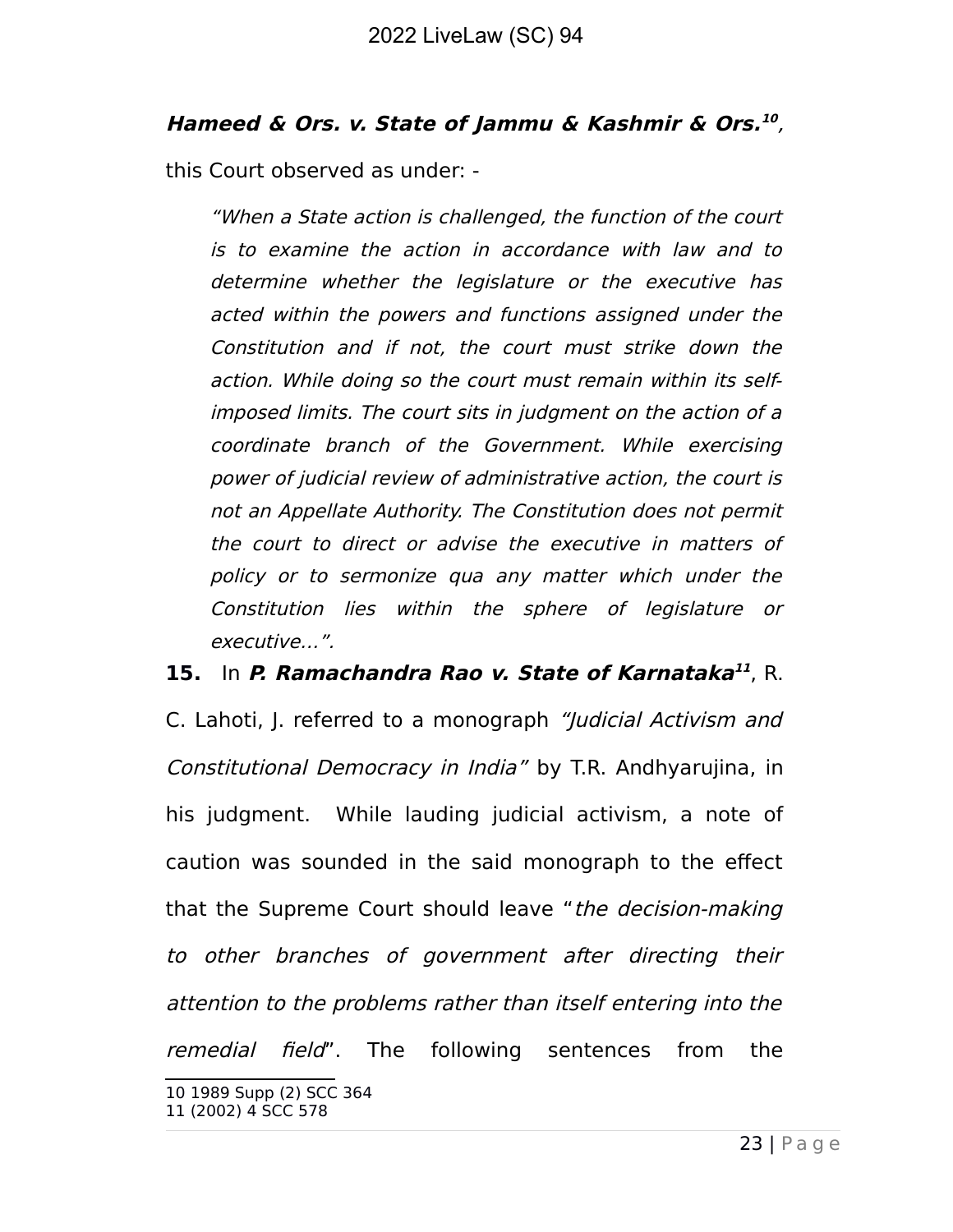***Hameed & Ors. v. State of Jammu & Kashmir & Ors.***[10], this Court observed as under: -

> *"When a State action is challenged, the function of the court is to examine the action in accordance with law and to determine whether the legislature or the executive has acted within the powers and functions assigned under the Constitution and if not, the court must strike down the action. While doing so the court must remain within its self-imposed limits. The court sits in judgment on the action of a coordinate branch of the Government. While exercising power of judicial review of administrative action, the court is not an Appellate Authority. The Constitution does not permit the court to direct or advise the executive in matters of policy or to sermonize qua any matter which under the Constitution lies within the sphere of legislature or executive…".*

**15.** In ***P. Ramachandra Rao v. State of Karnataka***[11], R. C. Lahoti, J. referred to a monograph *"Judicial Activism and Constitutional Democracy in India"* by T.R. Andhyarujina, in his judgment. While lauding judicial activism, a note of caution was sounded in the said monograph to the effect that the Supreme Court should leave "*the decision-making to other branches of government after directing their attention to the problems rather than itself entering into the remedial field*". The following sentences from the

---

10 1989 Supp (2) SCC 364

11 (2002) 4 SCC 578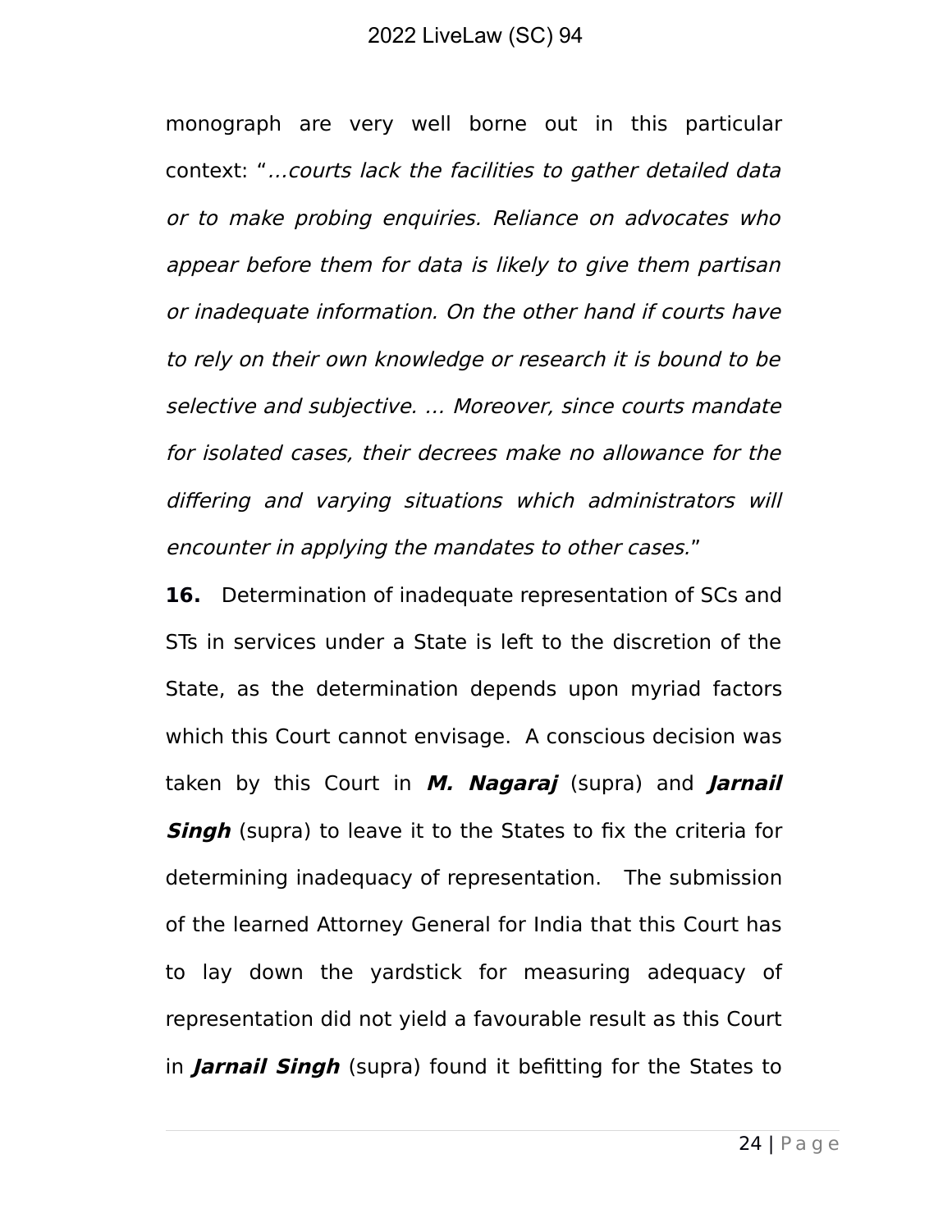monograph are very well borne out in this particular context: "*...courts lack the facilities to gather detailed data or to make probing enquiries. Reliance on advocates who appear before them for data is likely to give them partisan or inadequate information. On the other hand if courts have to rely on their own knowledge or research it is bound to be selective and subjective. ... Moreover, since courts mandate for isolated cases, their decrees make no allowance for the differing and varying situations which administrators will encounter in applying the mandates to other cases.*"

**16.** Determination of inadequate representation of SCs and STs in services under a State is left to the discretion of the State, as the determination depends upon myriad factors which this Court cannot envisage. A conscious decision was taken by this Court in ***M. Nagaraj*** (supra) and ***Jarnail Singh*** (supra) to leave it to the States to fix the criteria for determining inadequacy of representation. The submission of the learned Attorney General for India that this Court has to lay down the yardstick for measuring adequacy of representation did not yield a favourable result as this Court in ***Jarnail Singh*** (supra) found it befitting for the States to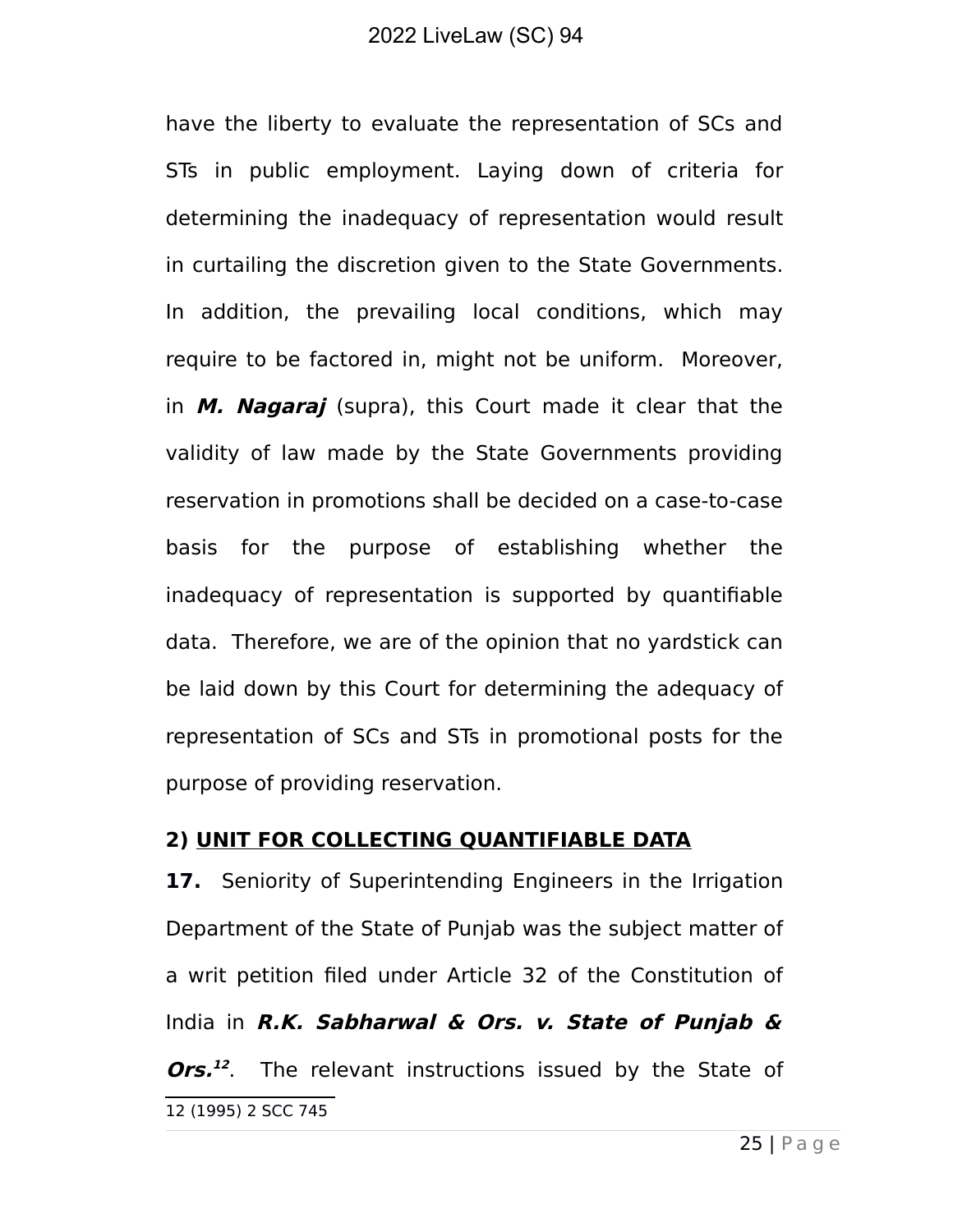have the liberty to evaluate the representation of SCs and STs in public employment. Laying down of criteria for determining the inadequacy of representation would result in curtailing the discretion given to the State Governments. In addition, the prevailing local conditions, which may require to be factored in, might not be uniform. Moreover, in ***M. Nagaraj*** (supra), this Court made it clear that the validity of law made by the State Governments providing reservation in promotions shall be decided on a case-to-case basis for the purpose of establishing whether the inadequacy of representation is supported by quantifiable data. Therefore, we are of the opinion that no yardstick can be laid down by this Court for determining the adequacy of representation of SCs and STs in promotional posts for the purpose of providing reservation.

**2) <u>UNIT FOR COLLECTING QUANTIFIABLE DATA</u>**

**17.** Seniority of Superintending Engineers in the Irrigation Department of the State of Punjab was the subject matter of a writ petition filed under Article 32 of the Constitution of India in ***R.K. Sabharwal & Ors. v. State of Punjab & Ors.***[12]. The relevant instructions issued by the State of

---

12 (1995) 2 SCC 745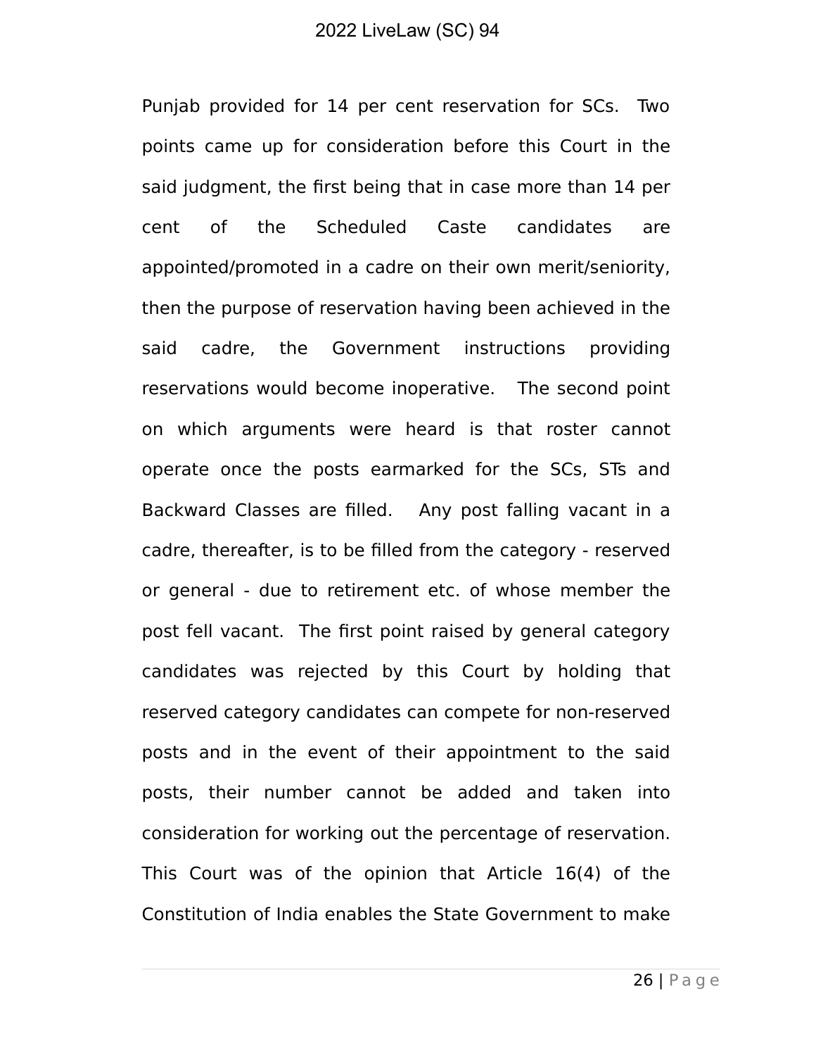Punjab provided for 14 per cent reservation for SCs. Two points came up for consideration before this Court in the said judgment, the first being that in case more than 14 per cent of the Scheduled Caste candidates are appointed/promoted in a cadre on their own merit/seniority, then the purpose of reservation having been achieved in the said cadre, the Government instructions providing reservations would become inoperative. The second point on which arguments were heard is that roster cannot operate once the posts earmarked for the SCs, STs and Backward Classes are filled. Any post falling vacant in a cadre, thereafter, is to be filled from the category - reserved or general - due to retirement etc. of whose member the post fell vacant. The first point raised by general category candidates was rejected by this Court by holding that reserved category candidates can compete for non-reserved posts and in the event of their appointment to the said posts, their number cannot be added and taken into consideration for working out the percentage of reservation. This Court was of the opinion that Article 16(4) of the Constitution of India enables the State Government to make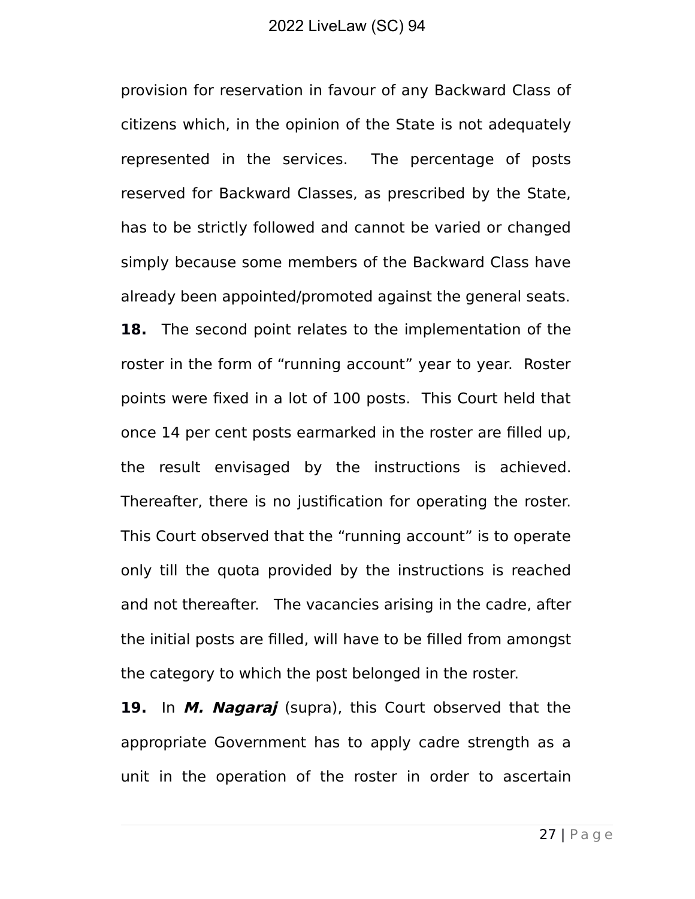provision for reservation in favour of any Backward Class of citizens which, in the opinion of the State is not adequately represented in the services. The percentage of posts reserved for Backward Classes, as prescribed by the State, has to be strictly followed and cannot be varied or changed simply because some members of the Backward Class have already been appointed/promoted against the general seats.

**18.** The second point relates to the implementation of the roster in the form of "running account" year to year. Roster points were fixed in a lot of 100 posts. This Court held that once 14 per cent posts earmarked in the roster are filled up, the result envisaged by the instructions is achieved. Thereafter, there is no justification for operating the roster. This Court observed that the "running account" is to operate only till the quota provided by the instructions is reached and not thereafter. The vacancies arising in the cadre, after the initial posts are filled, will have to be filled from amongst the category to which the post belonged in the roster.

**19.** In ***M. Nagaraj*** (supra), this Court observed that the appropriate Government has to apply cadre strength as a unit in the operation of the roster in order to ascertain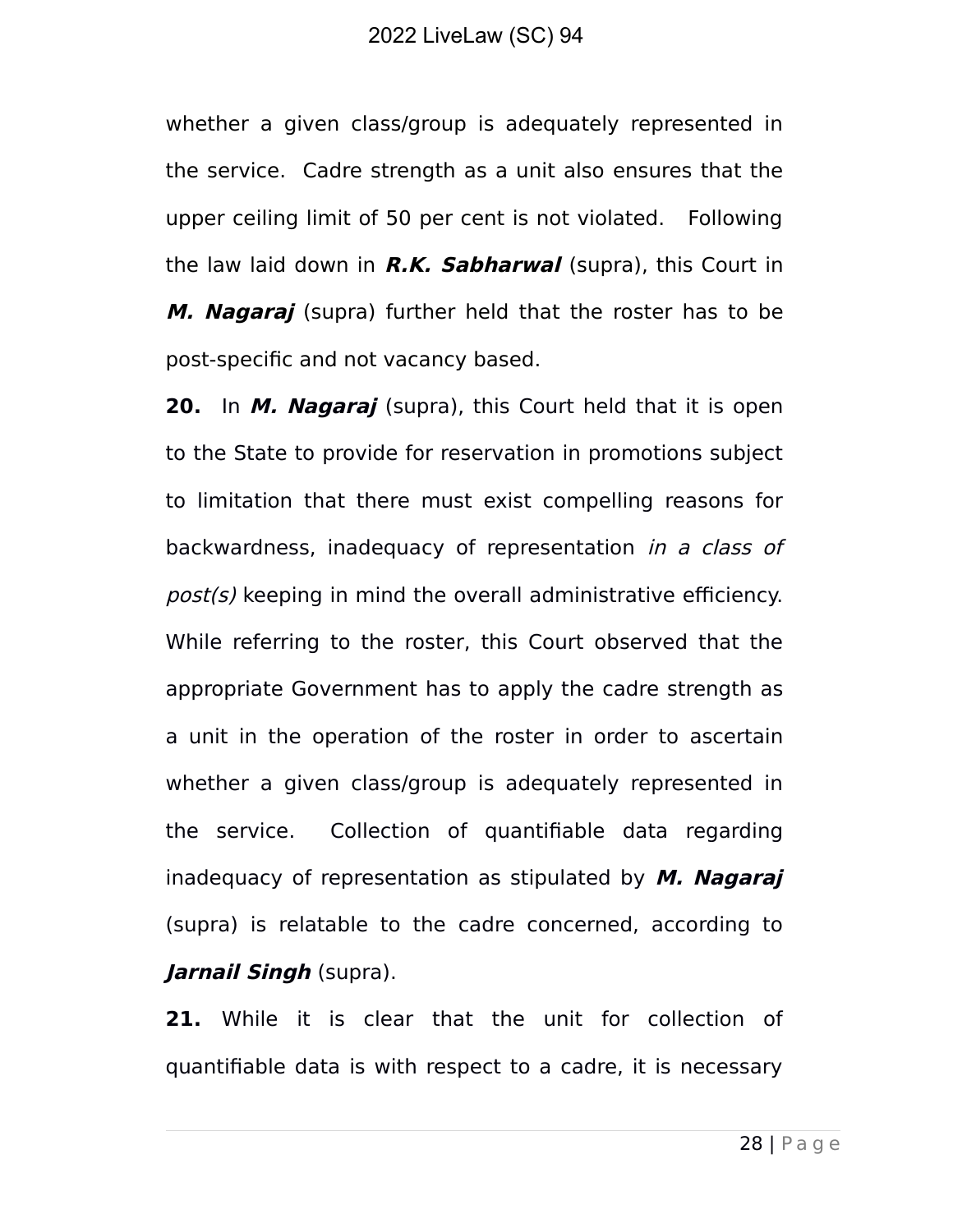whether a given class/group is adequately represented in the service. Cadre strength as a unit also ensures that the upper ceiling limit of 50 per cent is not violated. Following the law laid down in ***R.K. Sabharwal*** (supra), this Court in ***M. Nagaraj*** (supra) further held that the roster has to be post-specific and not vacancy based.

**20.** In ***M. Nagaraj*** (supra), this Court held that it is open to the State to provide for reservation in promotions subject to limitation that there must exist compelling reasons for backwardness, inadequacy of representation *in a class of post(s)* keeping in mind the overall administrative efficiency. While referring to the roster, this Court observed that the appropriate Government has to apply the cadre strength as a unit in the operation of the roster in order to ascertain whether a given class/group is adequately represented in the service. Collection of quantifiable data regarding inadequacy of representation as stipulated by ***M. Nagaraj*** (supra) is relatable to the cadre concerned, according to ***Jarnail Singh*** (supra).

**21.** While it is clear that the unit for collection of quantifiable data is with respect to a cadre, it is necessary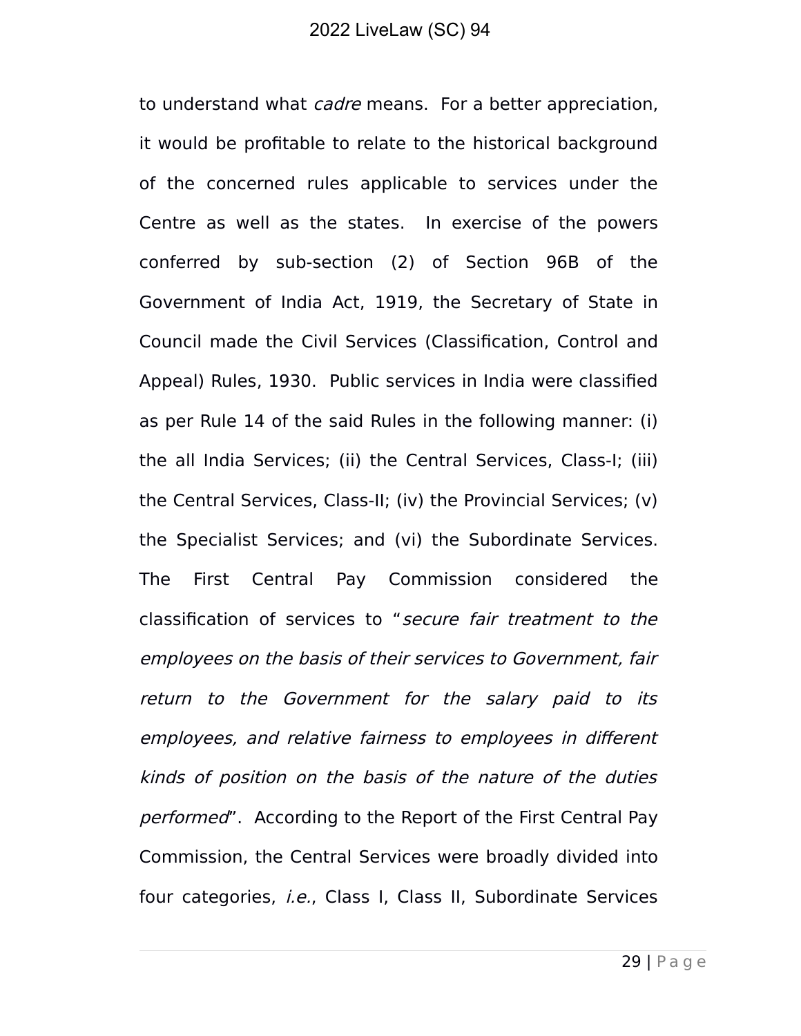to understand what *cadre* means. For a better appreciation, it would be profitable to relate to the historical background of the concerned rules applicable to services under the Centre as well as the states. In exercise of the powers conferred by sub-section (2) of Section 96B of the Government of India Act, 1919, the Secretary of State in Council made the Civil Services (Classification, Control and Appeal) Rules, 1930. Public services in India were classified as per Rule 14 of the said Rules in the following manner: (i) the all India Services; (ii) the Central Services, Class-I; (iii) the Central Services, Class-II; (iv) the Provincial Services; (v) the Specialist Services; and (vi) the Subordinate Services. The First Central Pay Commission considered the classification of services to "*secure fair treatment to the employees on the basis of their services to Government, fair return to the Government for the salary paid to its employees, and relative fairness to employees in different kinds of position on the basis of the nature of the duties performed*". According to the Report of the First Central Pay Commission, the Central Services were broadly divided into four categories, *i.e.*, Class I, Class II, Subordinate Services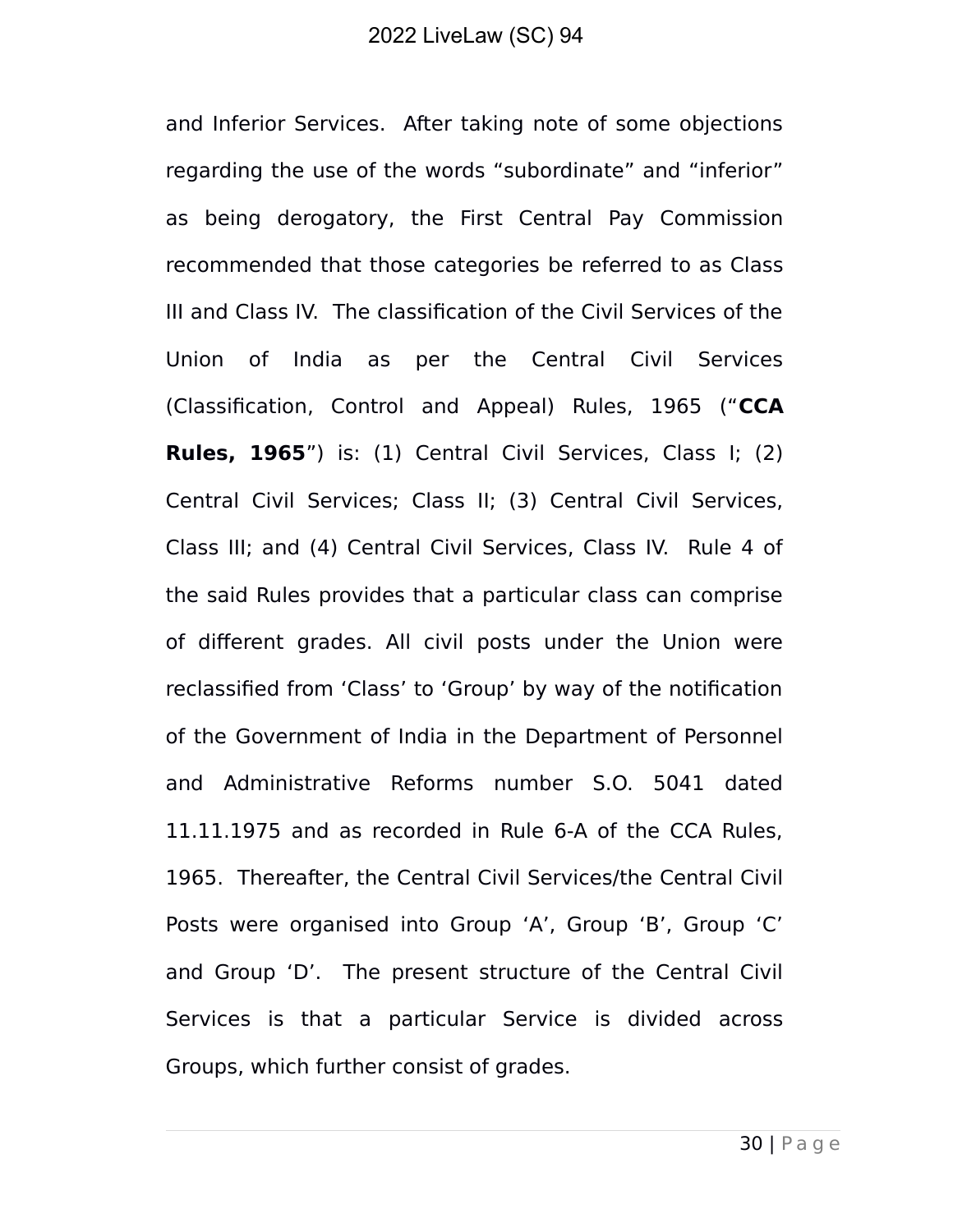and Inferior Services. After taking note of some objections regarding the use of the words “subordinate” and “inferior” as being derogatory, the First Central Pay Commission recommended that those categories be referred to as Class III and Class IV. The classification of the Civil Services of the Union of India as per the Central Civil Services (Classification, Control and Appeal) Rules, 1965 (“**CCA Rules, 1965**”) is: (1) Central Civil Services, Class I; (2) Central Civil Services; Class II; (3) Central Civil Services, Class III; and (4) Central Civil Services, Class IV. Rule 4 of the said Rules provides that a particular class can comprise of different grades. All civil posts under the Union were reclassified from ‘Class’ to ‘Group’ by way of the notification of the Government of India in the Department of Personnel and Administrative Reforms number S.O. 5041 dated 11.11.1975 and as recorded in Rule 6-A of the CCA Rules, 1965. Thereafter, the Central Civil Services/the Central Civil Posts were organised into Group ‘A’, Group ‘B’, Group ‘C’ and Group ‘D’. The present structure of the Central Civil Services is that a particular Service is divided across Groups, which further consist of grades.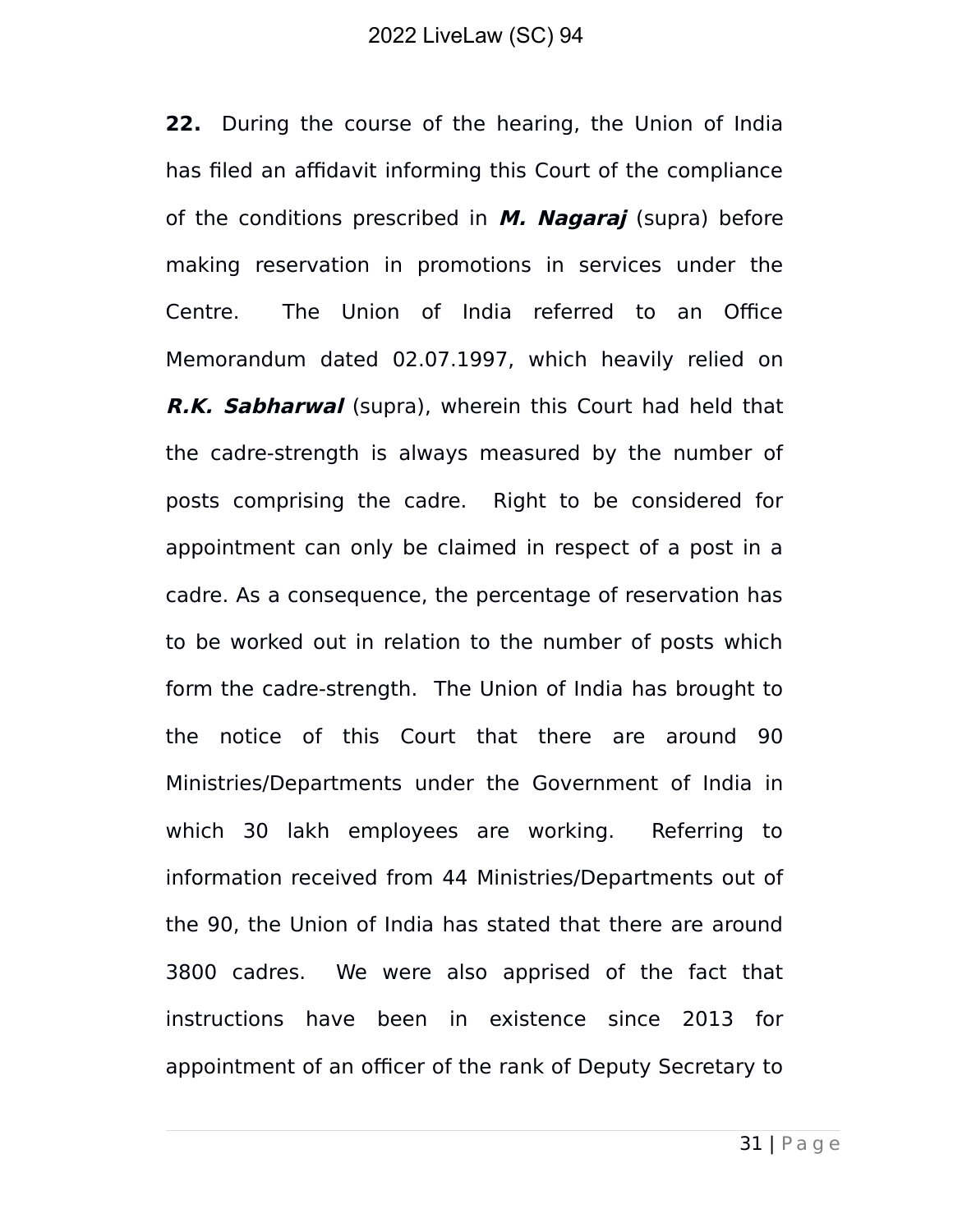**22.** During the course of the hearing, the Union of India has filed an affidavit informing this Court of the compliance of the conditions prescribed in ***M. Nagaraj*** (supra) before making reservation in promotions in services under the Centre. The Union of India referred to an Office Memorandum dated 02.07.1997, which heavily relied on ***R.K. Sabharwal*** (supra), wherein this Court had held that the cadre-strength is always measured by the number of posts comprising the cadre. Right to be considered for appointment can only be claimed in respect of a post in a cadre. As a consequence, the percentage of reservation has to be worked out in relation to the number of posts which form the cadre-strength. The Union of India has brought to the notice of this Court that there are around 90 Ministries/Departments under the Government of India in which 30 lakh employees are working. Referring to information received from 44 Ministries/Departments out of the 90, the Union of India has stated that there are around 3800 cadres. We were also apprised of the fact that instructions have been in existence since 2013 for appointment of an officer of the rank of Deputy Secretary to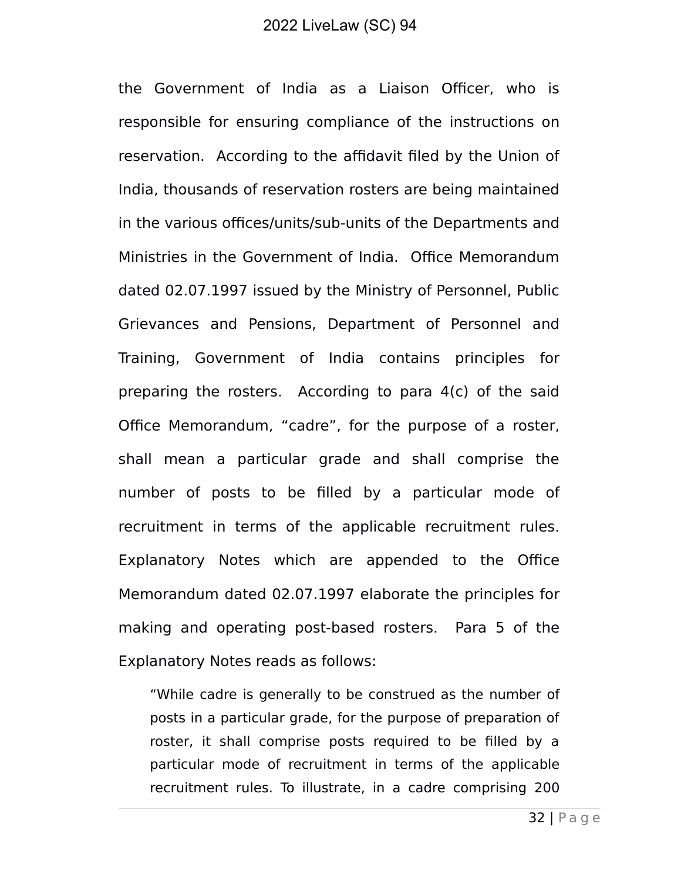the Government of India as a Liaison Officer, who is responsible for ensuring compliance of the instructions on reservation. According to the affidavit filed by the Union of India, thousands of reservation rosters are being maintained in the various offices/units/sub-units of the Departments and Ministries in the Government of India. Office Memorandum dated 02.07.1997 issued by the Ministry of Personnel, Public Grievances and Pensions, Department of Personnel and Training, Government of India contains principles for preparing the rosters. According to para 4(c) of the said Office Memorandum, "cadre", for the purpose of a roster, shall mean a particular grade and shall comprise the number of posts to be filled by a particular mode of recruitment in terms of the applicable recruitment rules. Explanatory Notes which are appended to the Office Memorandum dated 02.07.1997 elaborate the principles for making and operating post-based rosters. Para 5 of the Explanatory Notes reads as follows:

> "While cadre is generally to be construed as the number of posts in a particular grade, for the purpose of preparation of roster, it shall comprise posts required to be filled by a particular mode of recruitment in terms of the applicable recruitment rules. To illustrate, in a cadre comprising 200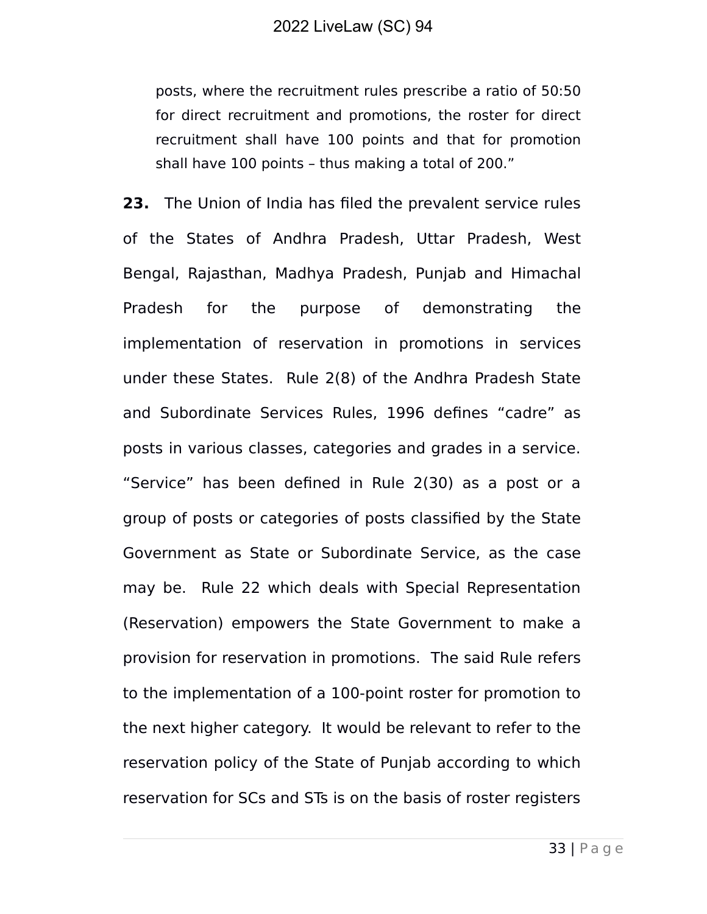> posts, where the recruitment rules prescribe a ratio of 50:50 for direct recruitment and promotions, the roster for direct recruitment shall have 100 points and that for promotion shall have 100 points – thus making a total of 200."

**23.** The Union of India has filed the prevalent service rules of the States of Andhra Pradesh, Uttar Pradesh, West Bengal, Rajasthan, Madhya Pradesh, Punjab and Himachal Pradesh for the purpose of demonstrating the implementation of reservation in promotions in services under these States. Rule 2(8) of the Andhra Pradesh State and Subordinate Services Rules, 1996 defines "cadre" as posts in various classes, categories and grades in a service. "Service" has been defined in Rule 2(30) as a post or a group of posts or categories of posts classified by the State Government as State or Subordinate Service, as the case may be. Rule 22 which deals with Special Representation (Reservation) empowers the State Government to make a provision for reservation in promotions. The said Rule refers to the implementation of a 100-point roster for promotion to the next higher category. It would be relevant to refer to the reservation policy of the State of Punjab according to which reservation for SCs and STs is on the basis of roster registers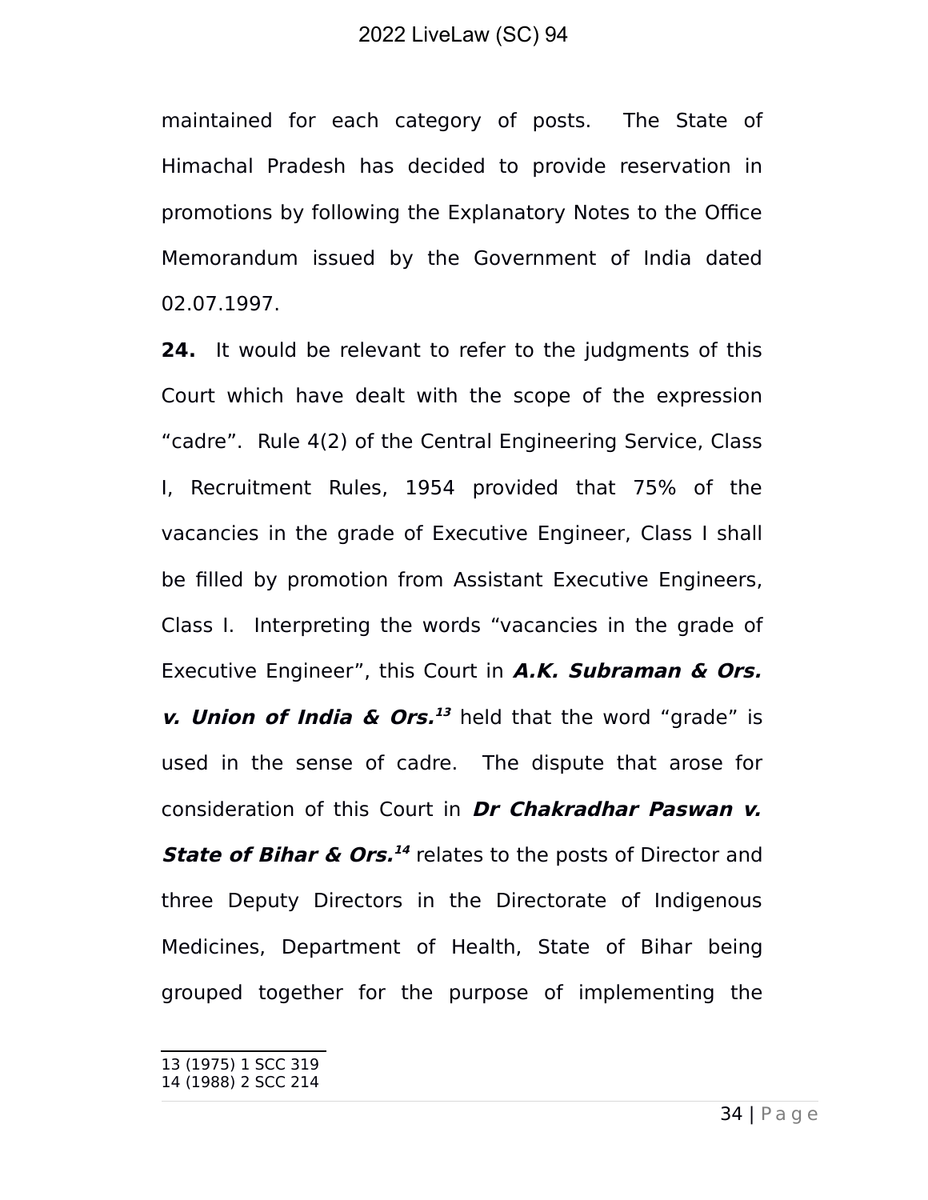maintained for each category of posts. The State of Himachal Pradesh has decided to provide reservation in promotions by following the Explanatory Notes to the Office Memorandum issued by the Government of India dated 02.07.1997.

**24.** It would be relevant to refer to the judgments of this Court which have dealt with the scope of the expression "cadre". Rule 4(2) of the Central Engineering Service, Class I, Recruitment Rules, 1954 provided that 75% of the vacancies in the grade of Executive Engineer, Class I shall be filled by promotion from Assistant Executive Engineers, Class I. Interpreting the words "vacancies in the grade of Executive Engineer", this Court in ***A.K. Subraman & Ors. v. Union of India & Ors.***[13] held that the word "grade" is used in the sense of cadre. The dispute that arose for consideration of this Court in ***Dr Chakradhar Paswan v. State of Bihar & Ors.***[14] relates to the posts of Director and three Deputy Directors in the Directorate of Indigenous Medicines, Department of Health, State of Bihar being grouped together for the purpose of implementing the

---

13 (1975) 1 SCC 319
14 (1988) 2 SCC 214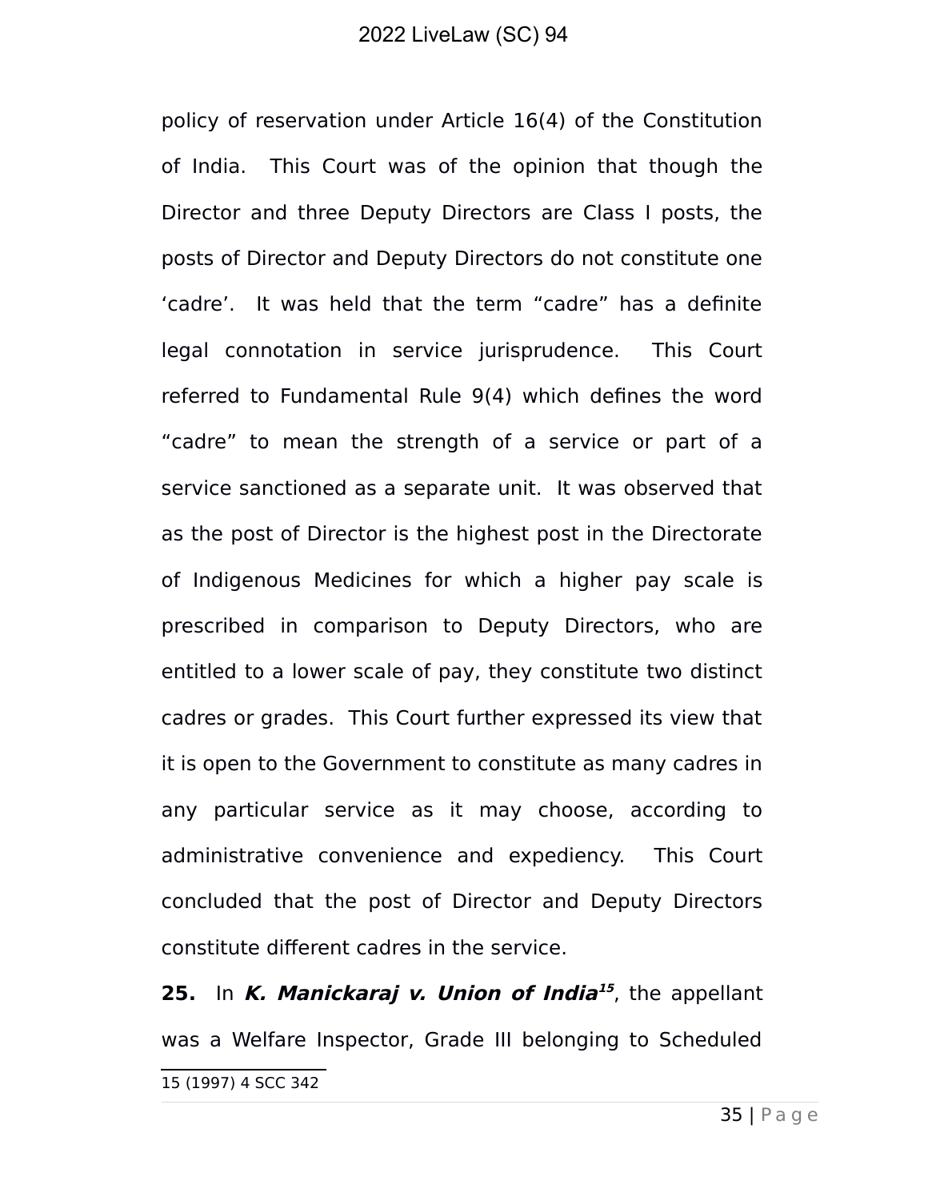policy of reservation under Article 16(4) of the Constitution of India. This Court was of the opinion that though the Director and three Deputy Directors are Class I posts, the posts of Director and Deputy Directors do not constitute one 'cadre'. It was held that the term "cadre" has a definite legal connotation in service jurisprudence. This Court referred to Fundamental Rule 9(4) which defines the word "cadre" to mean the strength of a service or part of a service sanctioned as a separate unit. It was observed that as the post of Director is the highest post in the Directorate of Indigenous Medicines for which a higher pay scale is prescribed in comparison to Deputy Directors, who are entitled to a lower scale of pay, they constitute two distinct cadres or grades. This Court further expressed its view that it is open to the Government to constitute as many cadres in any particular service as it may choose, according to administrative convenience and expediency. This Court concluded that the post of Director and Deputy Directors constitute different cadres in the service.

**25.** In ***K. Manickaraj v. Union of India***[15], the appellant was a Welfare Inspector, Grade III belonging to Scheduled

15 (1997) 4 SCC 342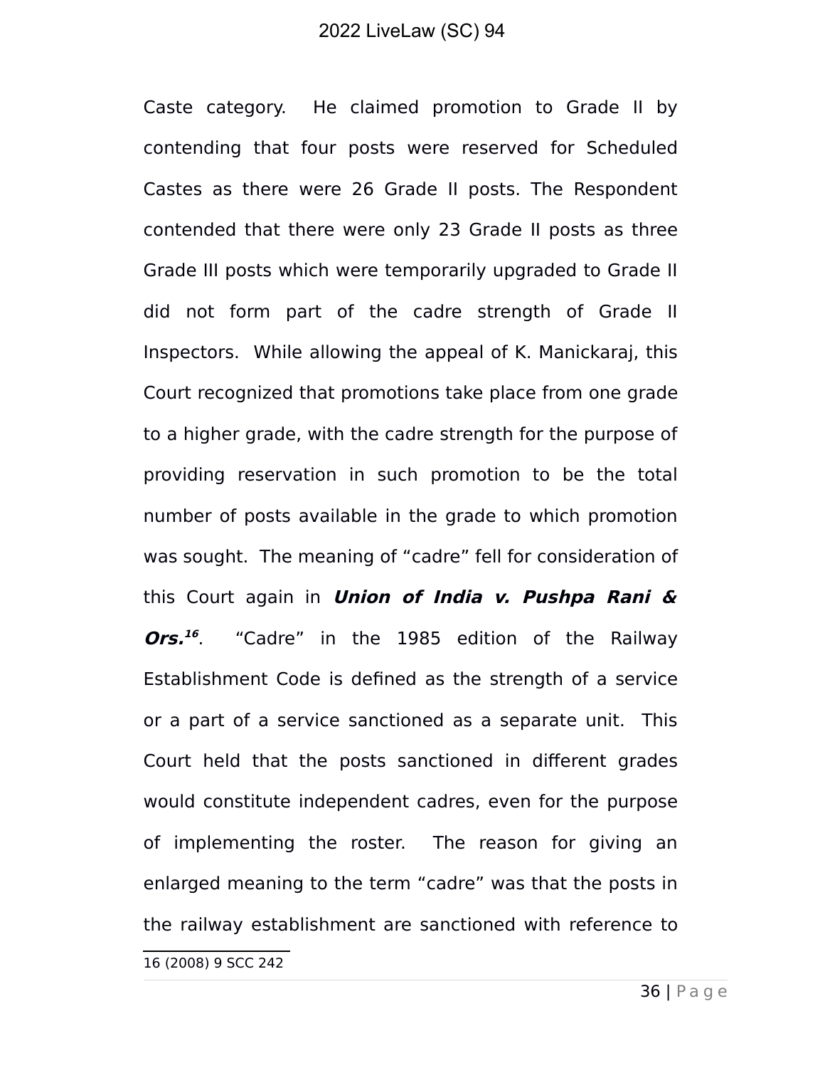Caste category. He claimed promotion to Grade II by contending that four posts were reserved for Scheduled Castes as there were 26 Grade II posts. The Respondent contended that there were only 23 Grade II posts as three Grade III posts which were temporarily upgraded to Grade II did not form part of the cadre strength of Grade II Inspectors. While allowing the appeal of K. Manickaraj, this Court recognized that promotions take place from one grade to a higher grade, with the cadre strength for the purpose of providing reservation in such promotion to be the total number of posts available in the grade to which promotion was sought. The meaning of "cadre" fell for consideration of this Court again in ***Union of India v. Pushpa Rani & Ors.***[16]. "Cadre" in the 1985 edition of the Railway Establishment Code is defined as the strength of a service or a part of a service sanctioned as a separate unit. This Court held that the posts sanctioned in different grades would constitute independent cadres, even for the purpose of implementing the roster. The reason for giving an enlarged meaning to the term "cadre" was that the posts in the railway establishment are sanctioned with reference to

---

16 (2008) 9 SCC 242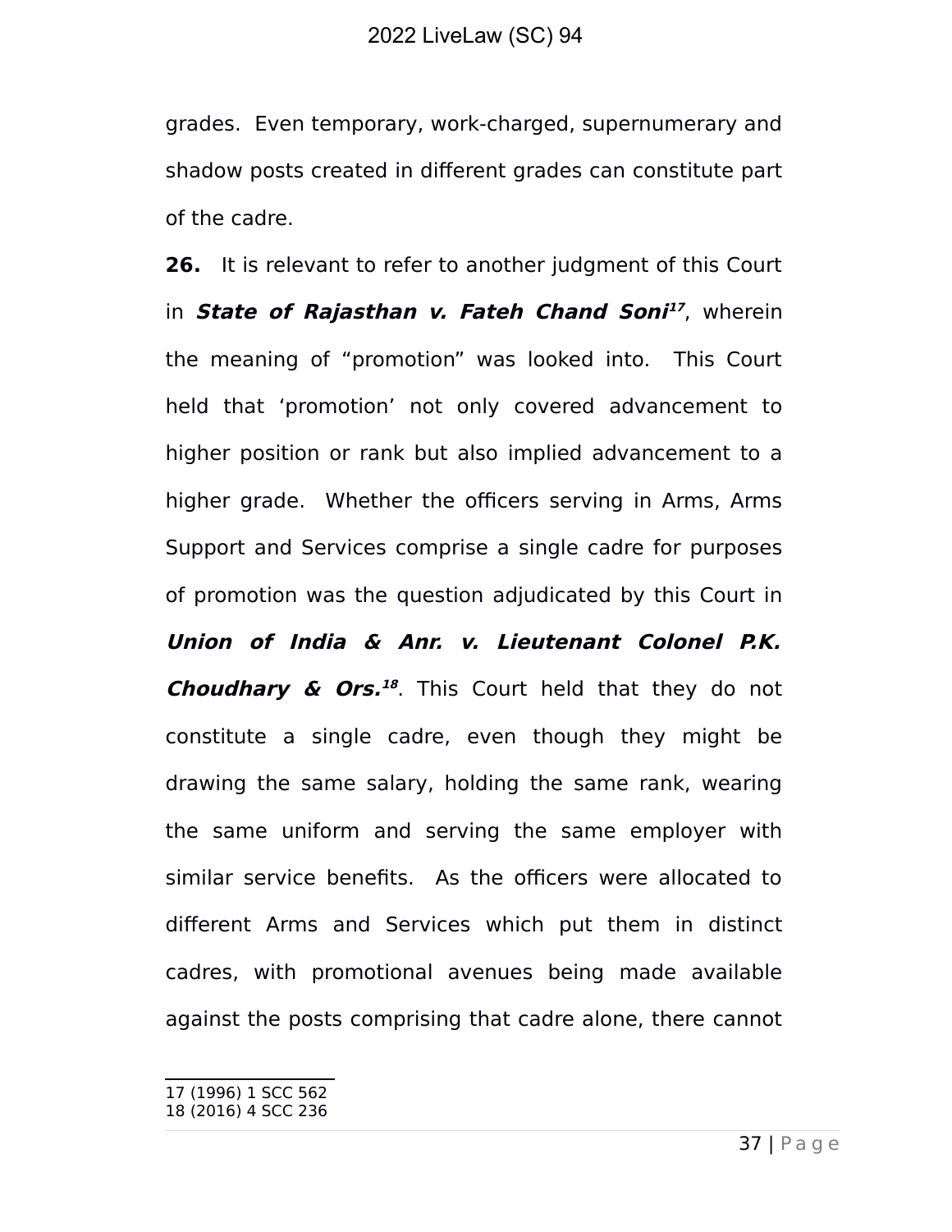grades. Even temporary, work-charged, supernumerary and shadow posts created in different grades can constitute part of the cadre.

**26.** It is relevant to refer to another judgment of this Court in ***State of Rajasthan v. Fateh Chand Soni***[17], wherein the meaning of "promotion" was looked into. This Court held that 'promotion' not only covered advancement to higher position or rank but also implied advancement to a higher grade. Whether the officers serving in Arms, Arms Support and Services comprise a single cadre for purposes of promotion was the question adjudicated by this Court in ***Union of India & Anr. v. Lieutenant Colonel P.K. Choudhary & Ors.***[18]. This Court held that they do not constitute a single cadre, even though they might be drawing the same salary, holding the same rank, wearing the same uniform and serving the same employer with similar service benefits. As the officers were allocated to different Arms and Services which put them in distinct cadres, with promotional avenues being made available against the posts comprising that cadre alone, there cannot

17 (1996) 1 SCC 562
18 (2016) 4 SCC 236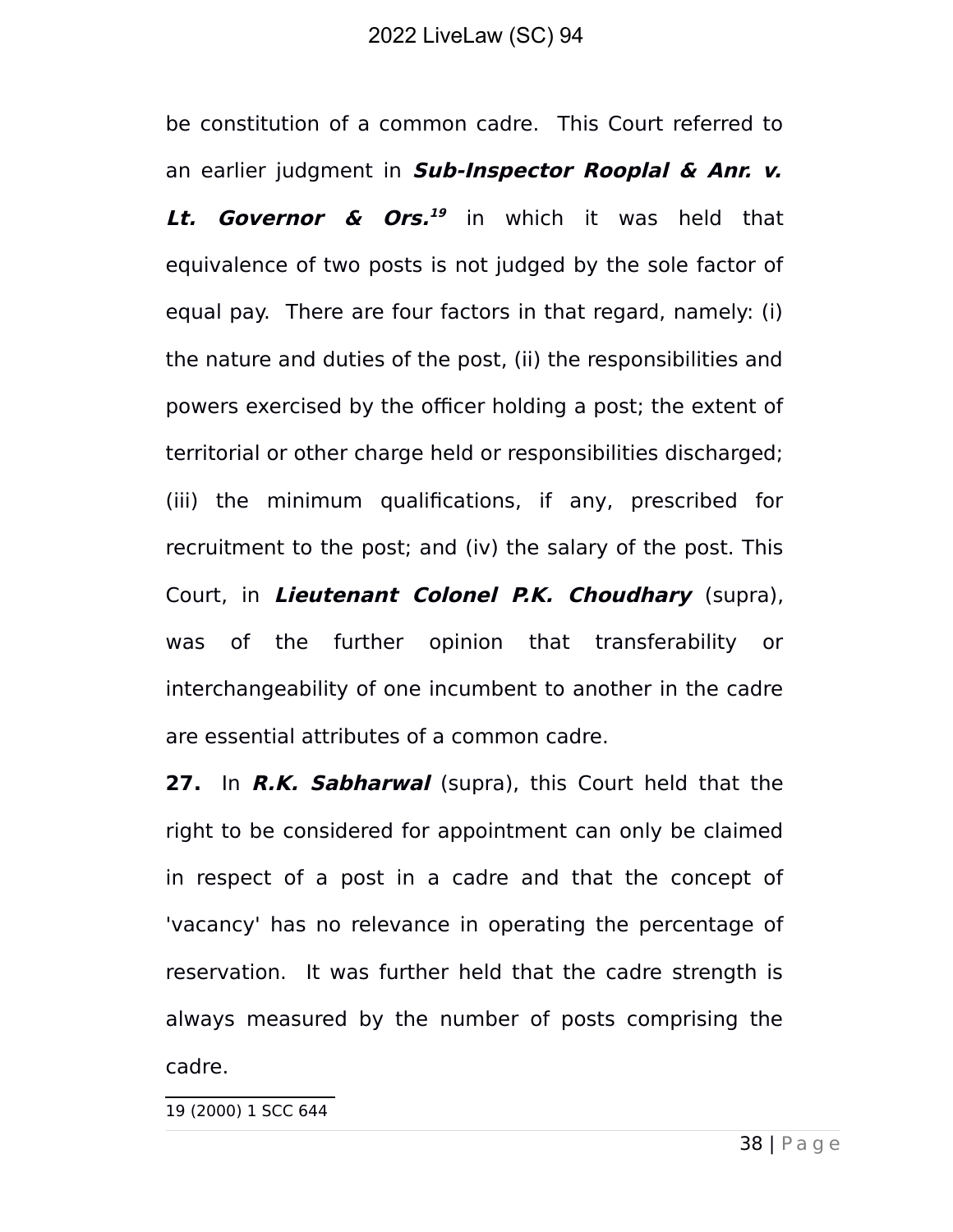be constitution of a common cadre. This Court referred to an earlier judgment in ***Sub-Inspector Rooplal & Anr. v. Lt. Governor & Ors.***[19] in which it was held that equivalence of two posts is not judged by the sole factor of equal pay. There are four factors in that regard, namely: (i) the nature and duties of the post, (ii) the responsibilities and powers exercised by the officer holding a post; the extent of territorial or other charge held or responsibilities discharged; (iii) the minimum qualifications, if any, prescribed for recruitment to the post; and (iv) the salary of the post. This Court, in ***Lieutenant Colonel P.K. Choudhary*** (supra), was of the further opinion that transferability or interchangeability of one incumbent to another in the cadre are essential attributes of a common cadre.

**27.** In ***R.K. Sabharwal*** (supra), this Court held that the right to be considered for appointment can only be claimed in respect of a post in a cadre and that the concept of 'vacancy' has no relevance in operating the percentage of reservation. It was further held that the cadre strength is always measured by the number of posts comprising the cadre.

---

19 (2000) 1 SCC 644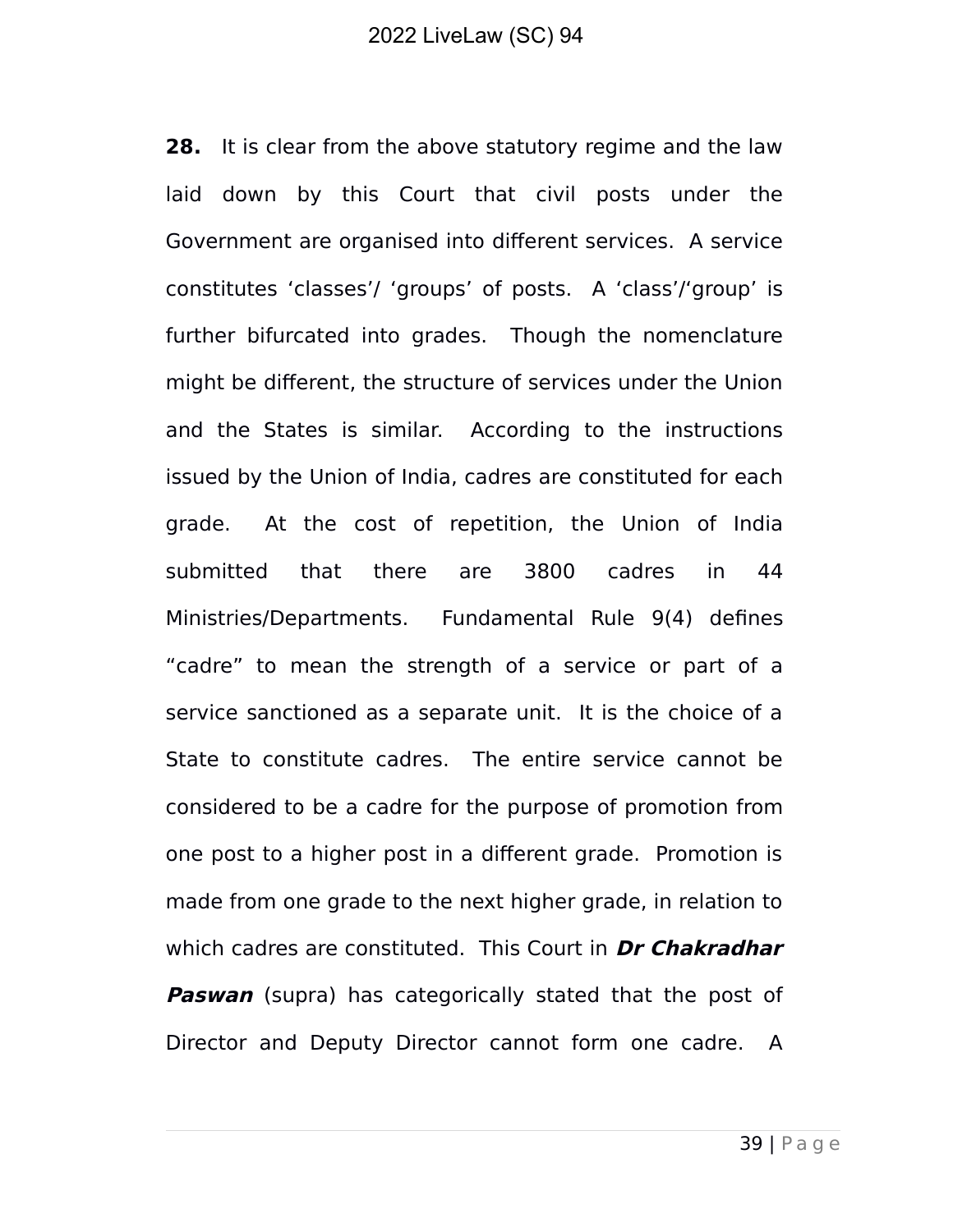**28.** It is clear from the above statutory regime and the law laid down by this Court that civil posts under the Government are organised into different services. A service constitutes 'classes'/ 'groups' of posts. A 'class'/'group' is further bifurcated into grades. Though the nomenclature might be different, the structure of services under the Union and the States is similar. According to the instructions issued by the Union of India, cadres are constituted for each grade. At the cost of repetition, the Union of India submitted that there are 3800 cadres in 44 Ministries/Departments. Fundamental Rule 9(4) defines "cadre" to mean the strength of a service or part of a service sanctioned as a separate unit. It is the choice of a State to constitute cadres. The entire service cannot be considered to be a cadre for the purpose of promotion from one post to a higher post in a different grade. Promotion is made from one grade to the next higher grade, in relation to which cadres are constituted. This Court in ***Dr Chakradhar Paswan*** (supra) has categorically stated that the post of Director and Deputy Director cannot form one cadre. A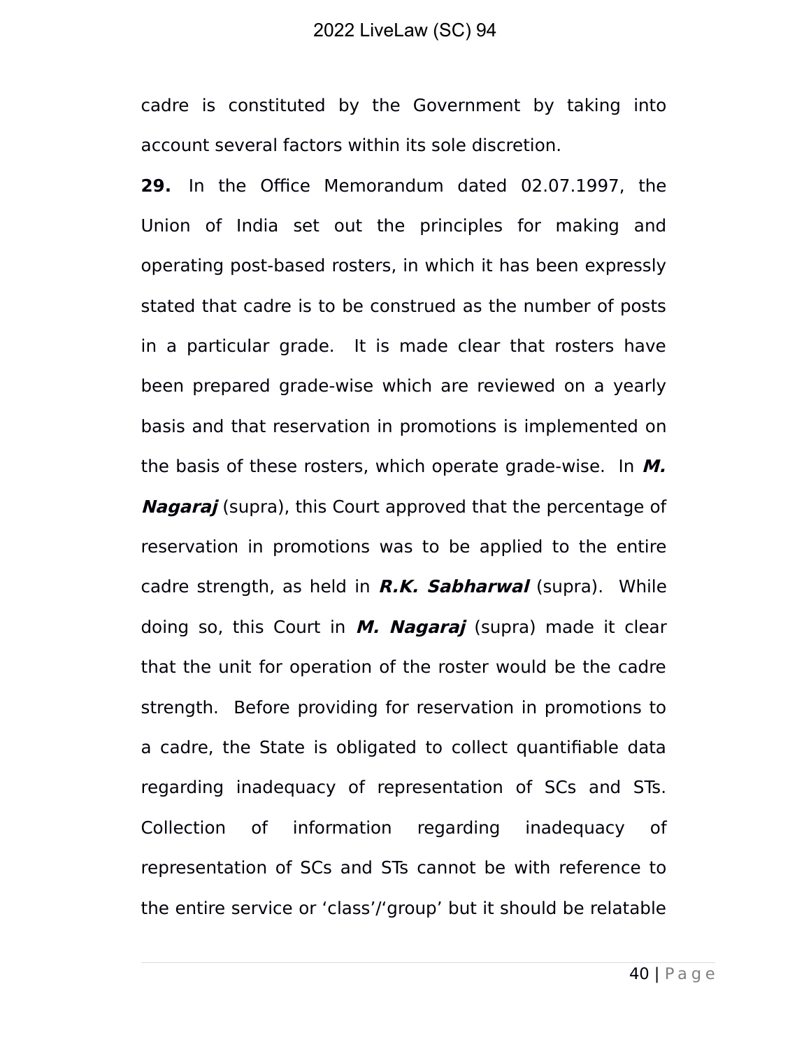cadre is constituted by the Government by taking into account several factors within its sole discretion.

**29.** In the Office Memorandum dated 02.07.1997, the Union of India set out the principles for making and operating post-based rosters, in which it has been expressly stated that cadre is to be construed as the number of posts in a particular grade. It is made clear that rosters have been prepared grade-wise which are reviewed on a yearly basis and that reservation in promotions is implemented on the basis of these rosters, which operate grade-wise. In ***M. Nagaraj*** (supra), this Court approved that the percentage of reservation in promotions was to be applied to the entire cadre strength, as held in ***R.K. Sabharwal*** (supra). While doing so, this Court in ***M. Nagaraj*** (supra) made it clear that the unit for operation of the roster would be the cadre strength. Before providing for reservation in promotions to a cadre, the State is obligated to collect quantifiable data regarding inadequacy of representation of SCs and STs. Collection of information regarding inadequacy of representation of SCs and STs cannot be with reference to the entire service or 'class'/'group' but it should be relatable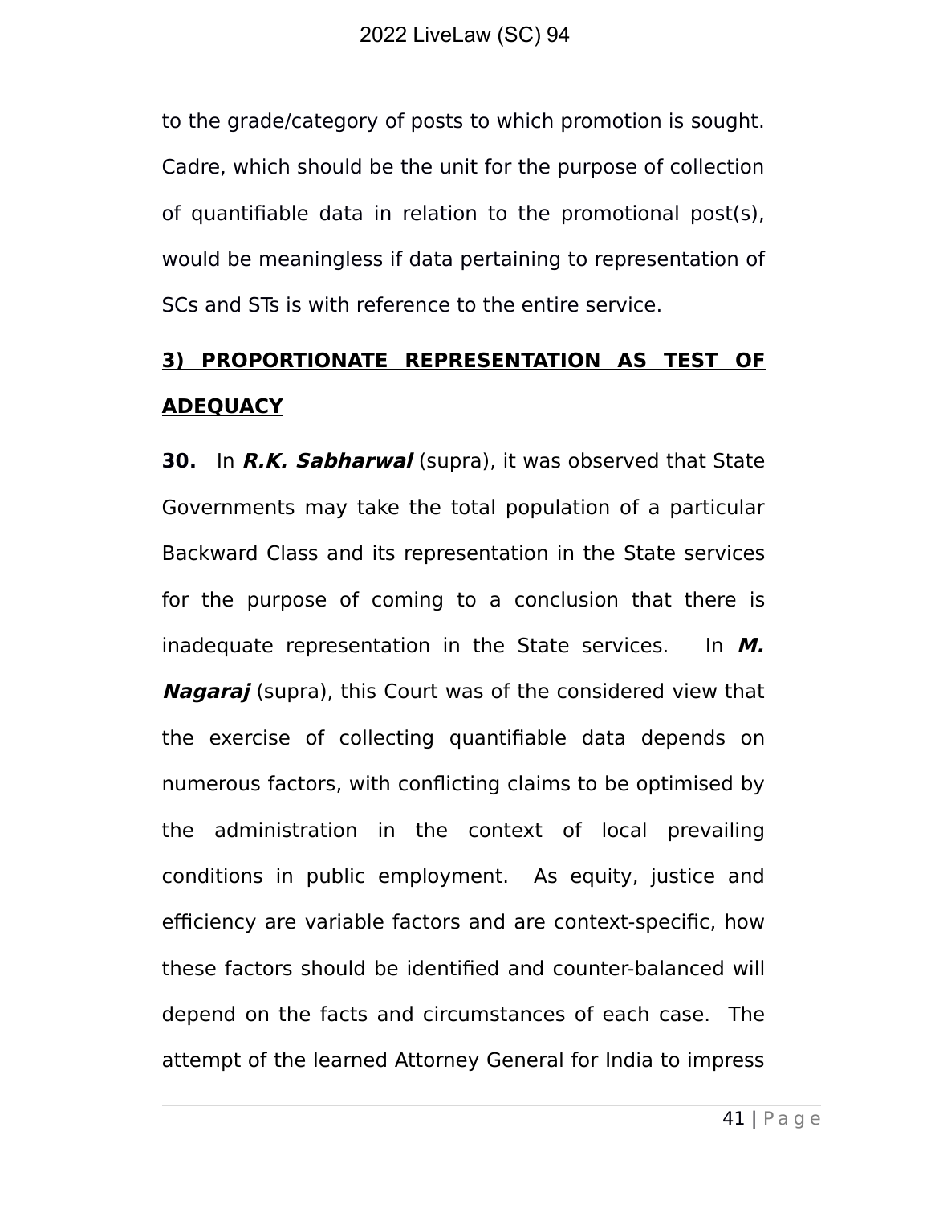to the grade/category of posts to which promotion is sought. Cadre, which should be the unit for the purpose of collection of quantifiable data in relation to the promotional post(s), would be meaningless if data pertaining to representation of SCs and STs is with reference to the entire service.

**3) PROPORTIONATE REPRESENTATION AS TEST OF ADEQUACY**

**30.** In ***R.K. Sabharwal*** (supra), it was observed that State Governments may take the total population of a particular Backward Class and its representation in the State services for the purpose of coming to a conclusion that there is inadequate representation in the State services. In ***M. Nagaraj*** (supra), this Court was of the considered view that the exercise of collecting quantifiable data depends on numerous factors, with conflicting claims to be optimised by the administration in the context of local prevailing conditions in public employment. As equity, justice and efficiency are variable factors and are context-specific, how these factors should be identified and counter-balanced will depend on the facts and circumstances of each case. The attempt of the learned Attorney General for India to impress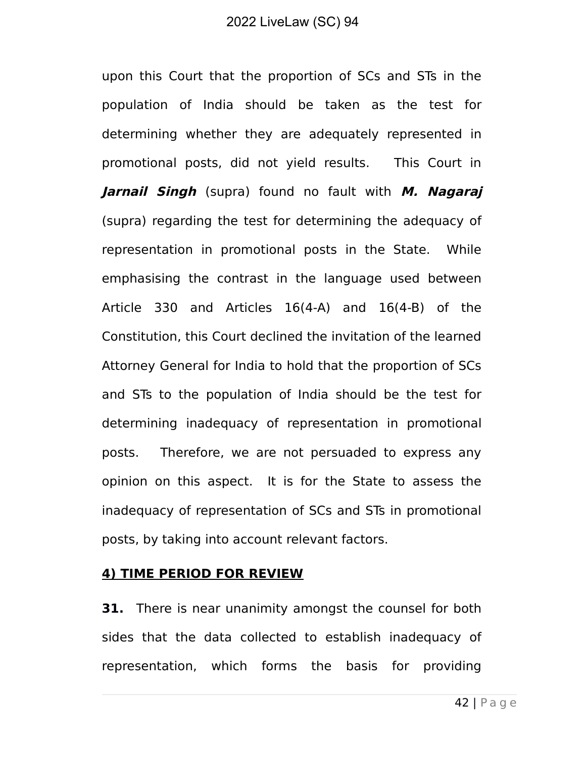upon this Court that the proportion of SCs and STs in the population of India should be taken as the test for determining whether they are adequately represented in promotional posts, did not yield results. This Court in ***Jarnail Singh*** (supra) found no fault with ***M. Nagaraj*** (supra) regarding the test for determining the adequacy of representation in promotional posts in the State. While emphasising the contrast in the language used between Article 330 and Articles 16(4-A) and 16(4-B) of the Constitution, this Court declined the invitation of the learned Attorney General for India to hold that the proportion of SCs and STs to the population of India should be the test for determining inadequacy of representation in promotional posts. Therefore, we are not persuaded to express any opinion on this aspect. It is for the State to assess the inadequacy of representation of SCs and STs in promotional posts, by taking into account relevant factors.

### 4) TIME PERIOD FOR REVIEW

**31.** There is near unanimity amongst the counsel for both sides that the data collected to establish inadequacy of representation, which forms the basis for providing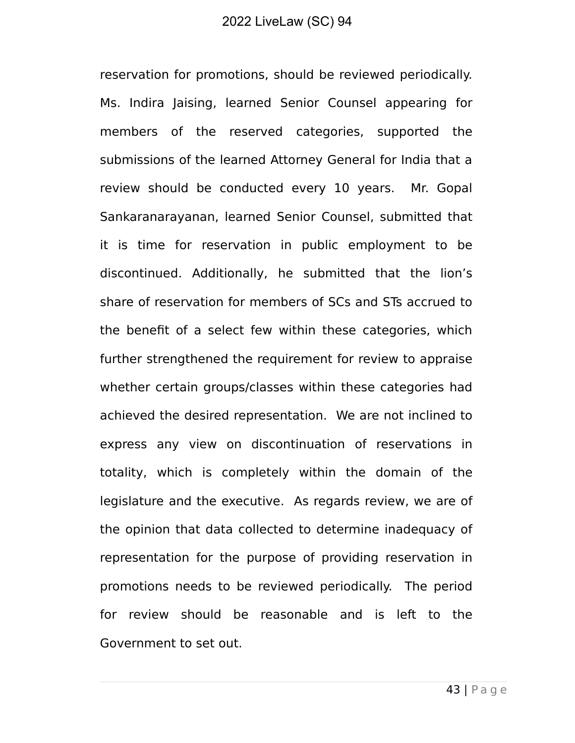reservation for promotions, should be reviewed periodically. Ms. Indira Jaising, learned Senior Counsel appearing for members of the reserved categories, supported the submissions of the learned Attorney General for India that a review should be conducted every 10 years. Mr. Gopal Sankaranarayanan, learned Senior Counsel, submitted that it is time for reservation in public employment to be discontinued. Additionally, he submitted that the lion's share of reservation for members of SCs and STs accrued to the benefit of a select few within these categories, which further strengthened the requirement for review to appraise whether certain groups/classes within these categories had achieved the desired representation. We are not inclined to express any view on discontinuation of reservations in totality, which is completely within the domain of the legislature and the executive. As regards review, we are of the opinion that data collected to determine inadequacy of representation for the purpose of providing reservation in promotions needs to be reviewed periodically. The period for review should be reasonable and is left to the Government to set out.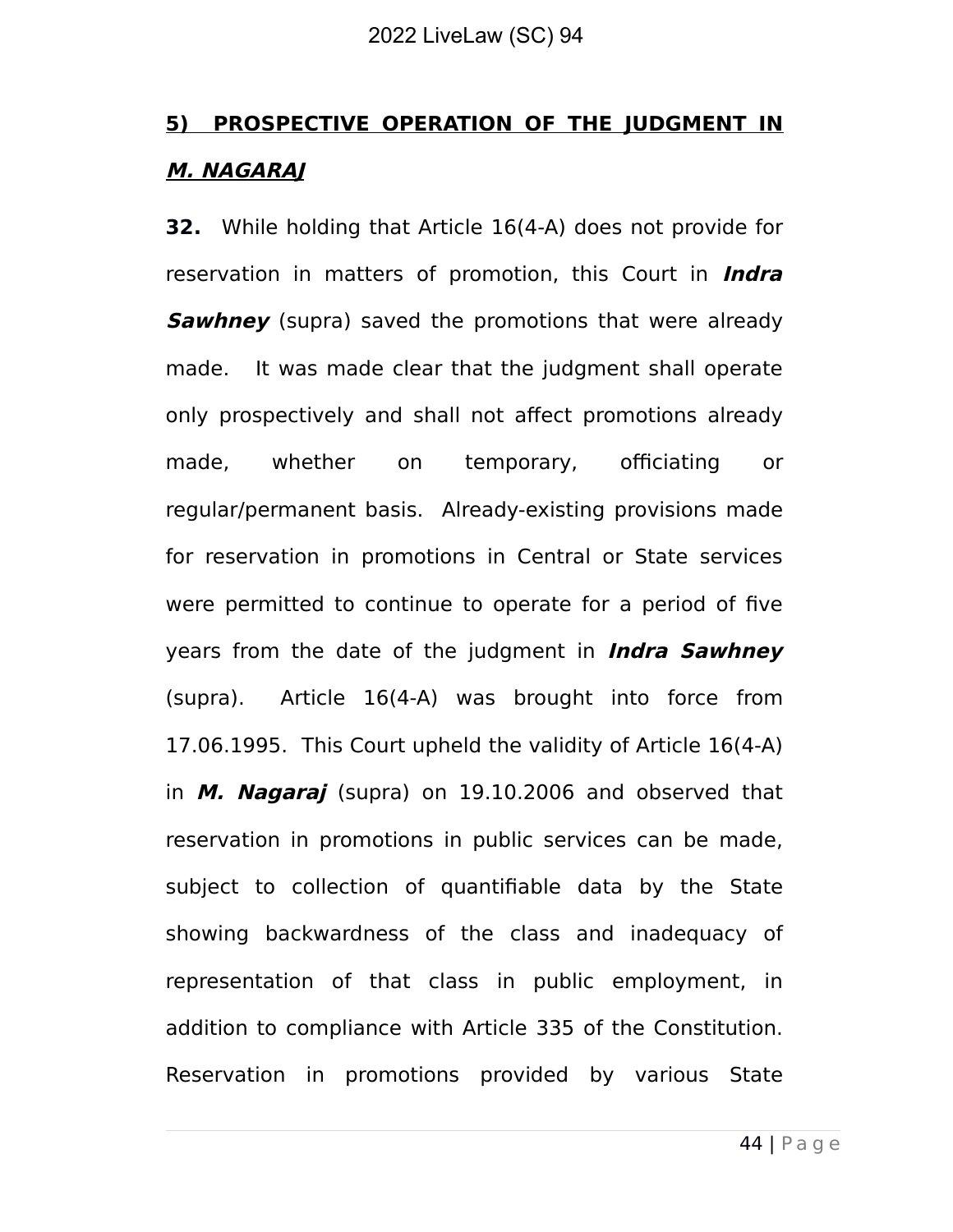## <u>5) PROSPECTIVE OPERATION OF THE JUDGMENT IN *M. NAGARAJ*</u>

**32.** While holding that Article 16(4-A) does not provide for reservation in matters of promotion, this Court in ***Indra Sawhney*** (supra) saved the promotions that were already made. It was made clear that the judgment shall operate only prospectively and shall not affect promotions already made, whether on temporary, officiating or regular/permanent basis. Already-existing provisions made for reservation in promotions in Central or State services were permitted to continue to operate for a period of five years from the date of the judgment in ***Indra Sawhney*** (supra). Article 16(4-A) was brought into force from 17.06.1995. This Court upheld the validity of Article 16(4-A) in ***M. Nagaraj*** (supra) on 19.10.2006 and observed that reservation in promotions in public services can be made, subject to collection of quantifiable data by the State showing backwardness of the class and inadequacy of representation of that class in public employment, in addition to compliance with Article 335 of the Constitution. Reservation in promotions provided by various State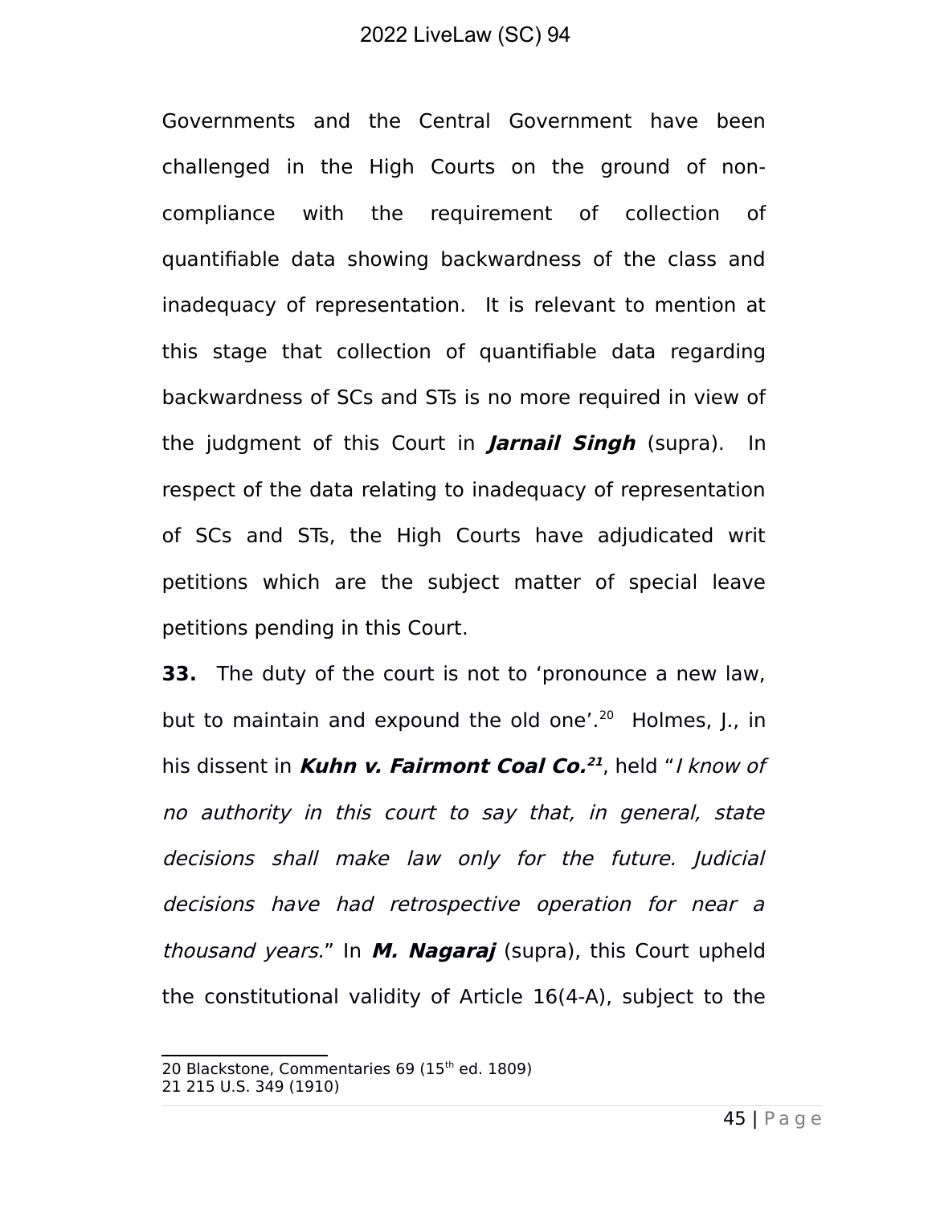Governments and the Central Government have been challenged in the High Courts on the ground of non-compliance with the requirement of collection of quantifiable data showing backwardness of the class and inadequacy of representation. It is relevant to mention at this stage that collection of quantifiable data regarding backwardness of SCs and STs is no more required in view of the judgment of this Court in ***Jarnail Singh*** (supra). In respect of the data relating to inadequacy of representation of SCs and STs, the High Courts have adjudicated writ petitions which are the subject matter of special leave petitions pending in this Court.

**33.** The duty of the court is not to 'pronounce a new law, but to maintain and expound the old one'.[20] Holmes, J., in his dissent in ***Kuhn v. Fairmont Coal Co.***[21], held "*I know of no authority in this court to say that, in general, state decisions shall make law only for the future. Judicial decisions have had retrospective operation for near a thousand years.*" In ***M. Nagaraj*** (supra), this Court upheld the constitutional validity of Article 16(4-A), subject to the

---

20 Blackstone, Commentaries 69 (15th ed. 1809)
21 215 U.S. 349 (1910)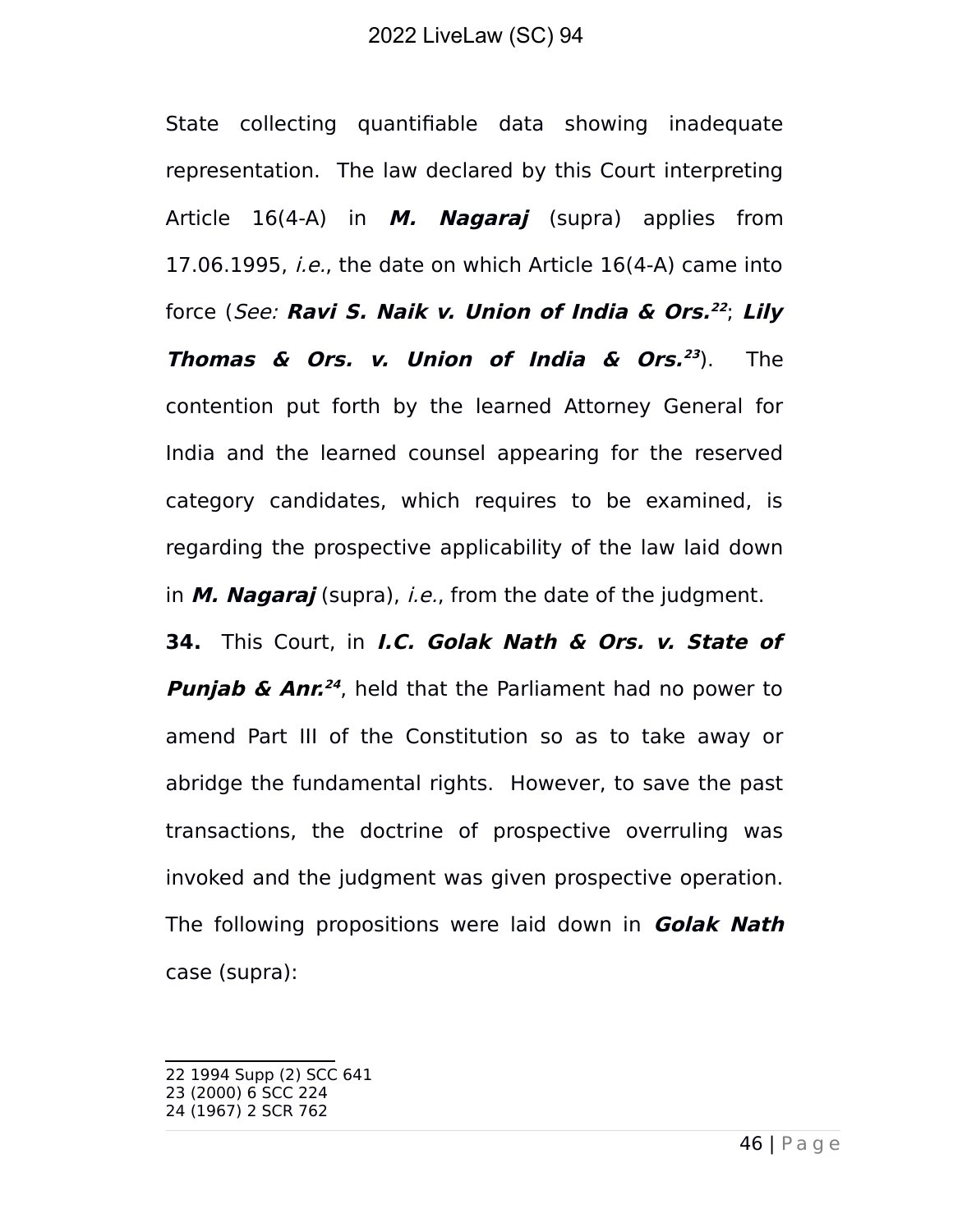State collecting quantifiable data showing inadequate representation. The law declared by this Court interpreting Article 16(4-A) in ***M. Nagaraj*** (supra) applies from 17.06.1995, *i.e.*, the date on which Article 16(4-A) came into force (*See:* ***Ravi S. Naik v. Union of India & Ors.***[22]; ***Lily Thomas & Ors. v. Union of India & Ors.***[23]). The contention put forth by the learned Attorney General for India and the learned counsel appearing for the reserved category candidates, which requires to be examined, is regarding the prospective applicability of the law laid down in ***M. Nagaraj*** (supra), *i.e.*, from the date of the judgment.

**34.** This Court, in ***I.C. Golak Nath & Ors. v. State of Punjab & Anr.***[24], held that the Parliament had no power to amend Part III of the Constitution so as to take away or abridge the fundamental rights. However, to save the past transactions, the doctrine of prospective overruling was invoked and the judgment was given prospective operation. The following propositions were laid down in ***Golak Nath*** case (supra):

---

22 1994 Supp (2) SCC 641
23 (2000) 6 SCC 224
24 (1967) 2 SCR 762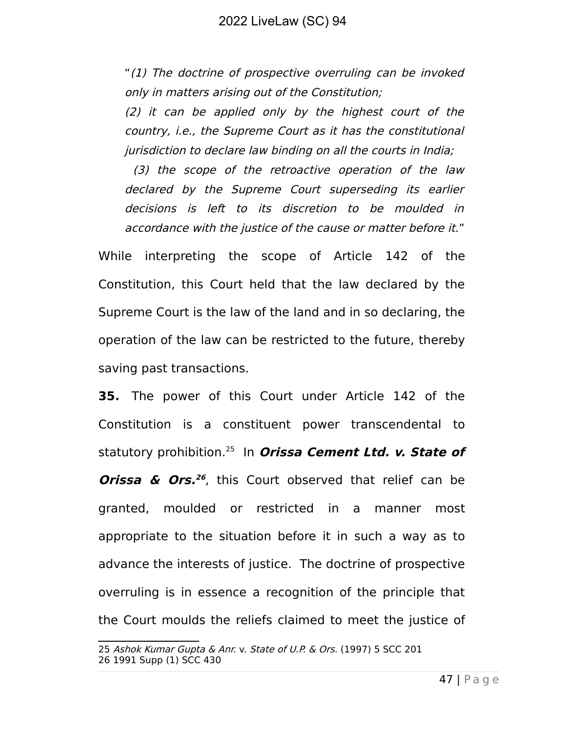> "*(1) The doctrine of prospective overruling can be invoked only in matters arising out of the Constitution;*
>
> *(2) it can be applied only by the highest court of the country, i.e., the Supreme Court as it has the constitutional jurisdiction to declare law binding on all the courts in India;*
>
> *(3) the scope of the retroactive operation of the law declared by the Supreme Court superseding its earlier decisions is left to its discretion to be moulded in accordance with the justice of the cause or matter before it.*"

While interpreting the scope of Article 142 of the Constitution, this Court held that the law declared by the Supreme Court is the law of the land and in so declaring, the operation of the law can be restricted to the future, thereby saving past transactions.

**35.** The power of this Court under Article 142 of the Constitution is a constituent power transcendental to statutory prohibition.[25] In ***Orissa Cement Ltd. v. State of Orissa & Ors.***[26], this Court observed that relief can be granted, moulded or restricted in a manner most appropriate to the situation before it in such a way as to advance the interests of justice. The doctrine of prospective overruling is in essence a recognition of the principle that the Court moulds the reliefs claimed to meet the justice of

---

25 *Ashok Kumar Gupta & Anr.* v. *State of U.P. & Ors.* (1997) 5 SCC 201
26 1991 Supp (1) SCC 430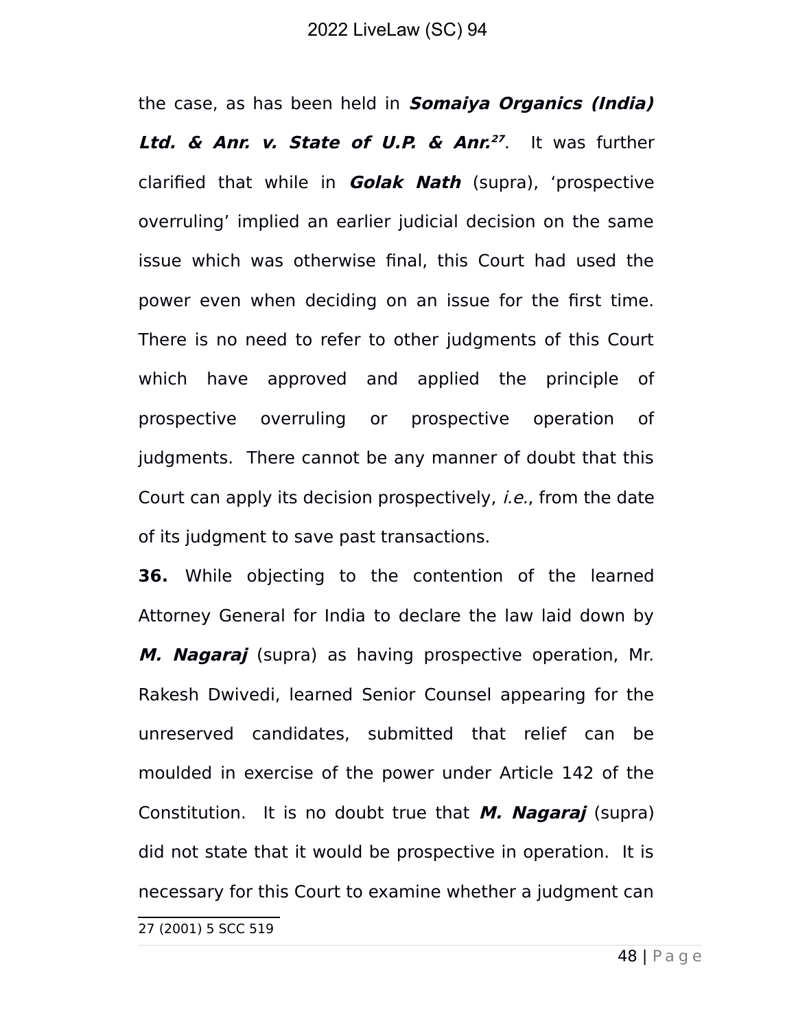the case, as has been held in ***Somaiya Organics (India) Ltd. & Anr. v. State of U.P. & Anr.***[27]. It was further clarified that while in ***Golak Nath*** (supra), 'prospective overruling' implied an earlier judicial decision on the same issue which was otherwise final, this Court had used the power even when deciding on an issue for the first time. There is no need to refer to other judgments of this Court which have approved and applied the principle of prospective overruling or prospective operation of judgments. There cannot be any manner of doubt that this Court can apply its decision prospectively, *i.e.*, from the date of its judgment to save past transactions.

**36.** While objecting to the contention of the learned Attorney General for India to declare the law laid down by ***M. Nagaraj*** (supra) as having prospective operation, Mr. Rakesh Dwivedi, learned Senior Counsel appearing for the unreserved candidates, submitted that relief can be moulded in exercise of the power under Article 142 of the Constitution. It is no doubt true that ***M. Nagaraj*** (supra) did not state that it would be prospective in operation. It is necessary for this Court to examine whether a judgment can

---

27 (2001) 5 SCC 519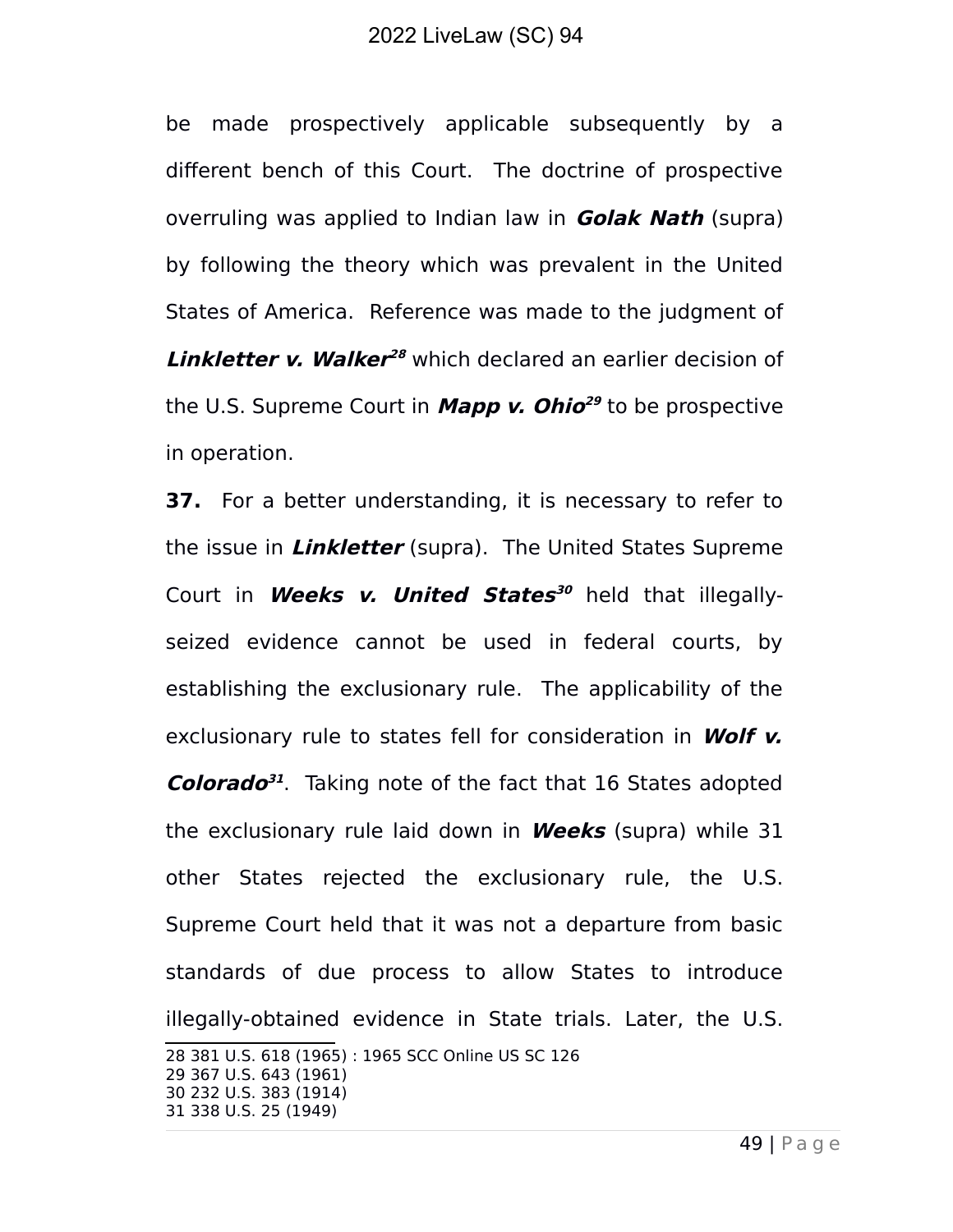be made prospectively applicable subsequently by a different bench of this Court. The doctrine of prospective overruling was applied to Indian law in ***Golak Nath*** (supra) by following the theory which was prevalent in the United States of America. Reference was made to the judgment of ***Linkletter v. Walker***[28] which declared an earlier decision of the U.S. Supreme Court in ***Mapp v. Ohio***[29] to be prospective in operation.

**37.** For a better understanding, it is necessary to refer to the issue in ***Linkletter*** (supra). The United States Supreme Court in ***Weeks v. United States***[30] held that illegally-seized evidence cannot be used in federal courts, by establishing the exclusionary rule. The applicability of the exclusionary rule to states fell for consideration in ***Wolf v. Colorado***[31]. Taking note of the fact that 16 States adopted the exclusionary rule laid down in ***Weeks*** (supra) while 31 other States rejected the exclusionary rule, the U.S. Supreme Court held that it was not a departure from basic standards of due process to allow States to introduce illegally-obtained evidence in State trials. Later, the U.S.

---

28 381 U.S. 618 (1965) : 1965 SCC Online US SC 126
29 367 U.S. 643 (1961)
30 232 U.S. 383 (1914)
31 338 U.S. 25 (1949)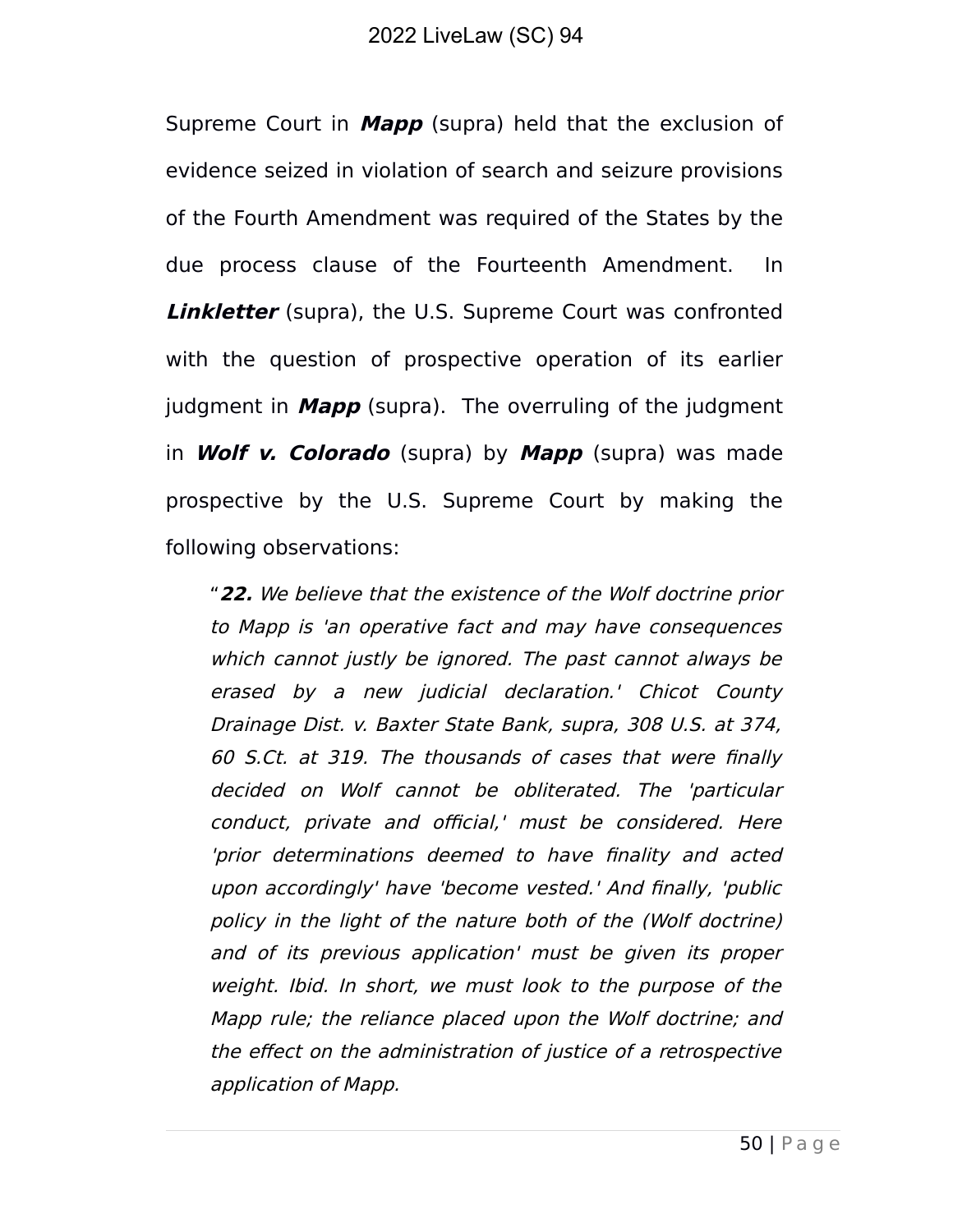Supreme Court in ***Mapp*** (supra) held that the exclusion of evidence seized in violation of search and seizure provisions of the Fourth Amendment was required of the States by the due process clause of the Fourteenth Amendment. In ***Linkletter*** (supra), the U.S. Supreme Court was confronted with the question of prospective operation of its earlier judgment in ***Mapp*** (supra). The overruling of the judgment in ***Wolf v. Colorado*** (supra) by ***Mapp*** (supra) was made prospective by the U.S. Supreme Court by making the following observations:

> "***22.*** *We believe that the existence of the Wolf doctrine prior to Mapp is 'an operative fact and may have consequences which cannot justly be ignored. The past cannot always be erased by a new judicial declaration.' Chicot County Drainage Dist. v. Baxter State Bank, supra, 308 U.S. at 374, 60 S.Ct. at 319. The thousands of cases that were finally decided on Wolf cannot be obliterated. The 'particular conduct, private and official,' must be considered. Here 'prior determinations deemed to have finality and acted upon accordingly' have 'become vested.' And finally, 'public policy in the light of the nature both of the (Wolf doctrine) and of its previous application' must be given its proper weight. Ibid. In short, we must look to the purpose of the Mapp rule; the reliance placed upon the Wolf doctrine; and the effect on the administration of justice of a retrospective application of Mapp.*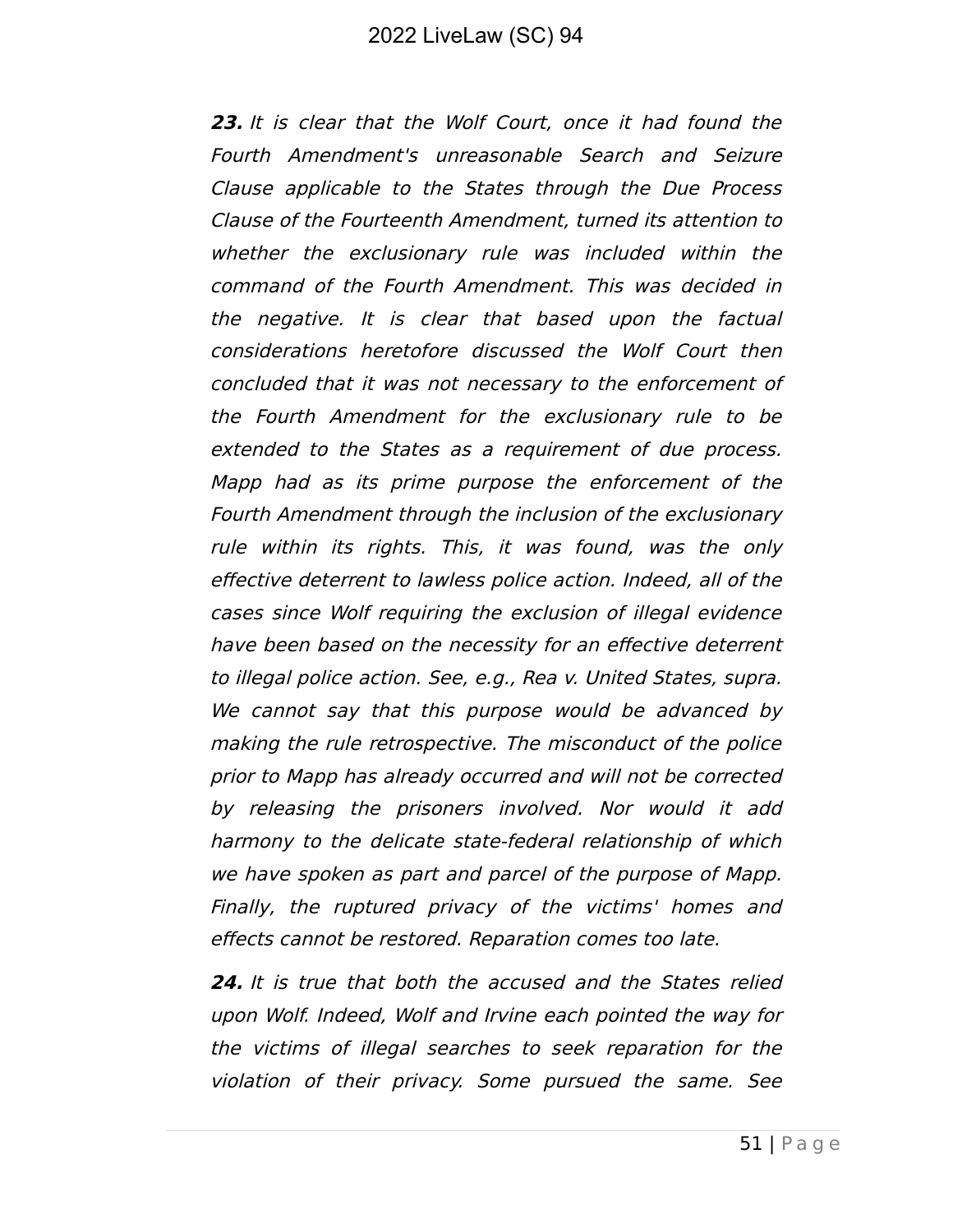***23.*** *It is clear that the Wolf Court, once it had found the Fourth Amendment's unreasonable Search and Seizure Clause applicable to the States through the Due Process Clause of the Fourteenth Amendment, turned its attention to whether the exclusionary rule was included within the command of the Fourth Amendment. This was decided in the negative. It is clear that based upon the factual considerations heretofore discussed the Wolf Court then concluded that it was not necessary to the enforcement of the Fourth Amendment for the exclusionary rule to be extended to the States as a requirement of due process. Mapp had as its prime purpose the enforcement of the Fourth Amendment through the inclusion of the exclusionary rule within its rights. This, it was found, was the only effective deterrent to lawless police action. Indeed, all of the cases since Wolf requiring the exclusion of illegal evidence have been based on the necessity for an effective deterrent to illegal police action. See, e.g., Rea v. United States, supra. We cannot say that this purpose would be advanced by making the rule retrospective. The misconduct of the police prior to Mapp has already occurred and will not be corrected by releasing the prisoners involved. Nor would it add harmony to the delicate state-federal relationship of which we have spoken as part and parcel of the purpose of Mapp. Finally, the ruptured privacy of the victims' homes and effects cannot be restored. Reparation comes too late.*

***24.*** *It is true that both the accused and the States relied upon Wolf. Indeed, Wolf and Irvine each pointed the way for the victims of illegal searches to seek reparation for the violation of their privacy. Some pursued the same. See*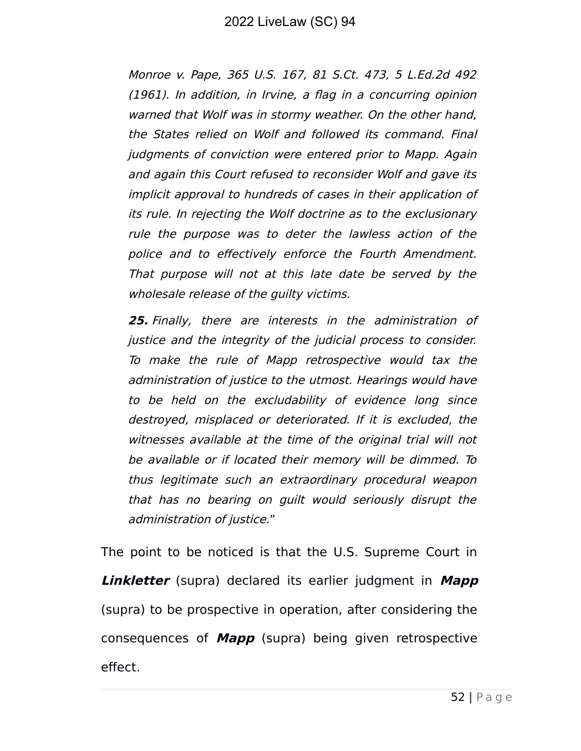*Monroe v. Pape, 365 U.S. 167, 81 S.Ct. 473, 5 L.Ed.2d 492 (1961). In addition, in Irvine, a flag in a concurring opinion warned that Wolf was in stormy weather. On the other hand, the States relied on Wolf and followed its command. Final judgments of conviction were entered prior to Mapp. Again and again this Court refused to reconsider Wolf and gave its implicit approval to hundreds of cases in their application of its rule. In rejecting the Wolf doctrine as to the exclusionary rule the purpose was to deter the lawless action of the police and to effectively enforce the Fourth Amendment. That purpose will not at this late date be served by the wholesale release of the guilty victims.*

***25.*** *Finally, there are interests in the administration of justice and the integrity of the judicial process to consider. To make the rule of Mapp retrospective would tax the administration of justice to the utmost. Hearings would have to be held on the excludability of evidence long since destroyed, misplaced or deteriorated. If it is excluded, the witnesses available at the time of the original trial will not be available or if located their memory will be dimmed. To thus legitimate such an extraordinary procedural weapon that has no bearing on guilt would seriously disrupt the administration of justice.*"

The point to be noticed is that the U.S. Supreme Court in ***Linkletter*** (supra) declared its earlier judgment in ***Mapp*** (supra) to be prospective in operation, after considering the consequences of ***Mapp*** (supra) being given retrospective effect.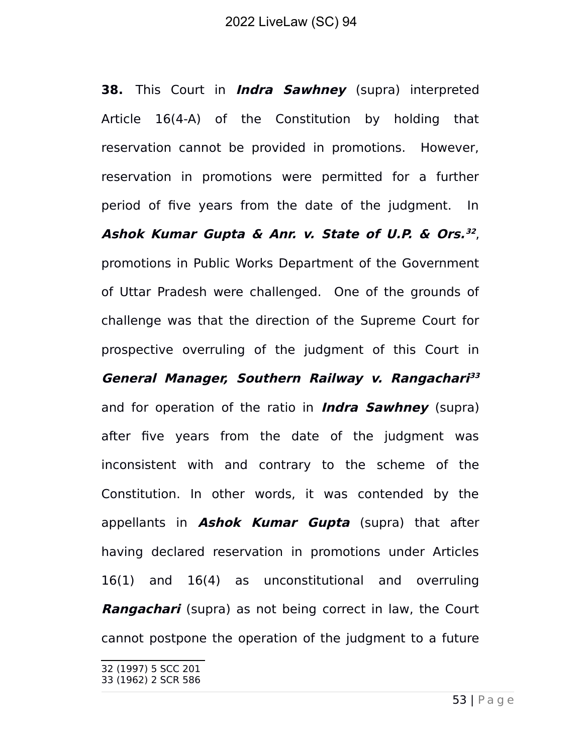**38.** This Court in ***Indra Sawhney*** (supra) interpreted Article 16(4-A) of the Constitution by holding that reservation cannot be provided in promotions. However, reservation in promotions were permitted for a further period of five years from the date of the judgment. In ***Ashok Kumar Gupta & Anr. v. State of U.P. & Ors.***[32], promotions in Public Works Department of the Government of Uttar Pradesh were challenged. One of the grounds of challenge was that the direction of the Supreme Court for prospective overruling of the judgment of this Court in ***General Manager, Southern Railway v. Rangachari***[33] and for operation of the ratio in ***Indra Sawhney*** (supra) after five years from the date of the judgment was inconsistent with and contrary to the scheme of the Constitution. In other words, it was contended by the appellants in ***Ashok Kumar Gupta*** (supra) that after having declared reservation in promotions under Articles 16(1) and 16(4) as unconstitutional and overruling ***Rangachari*** (supra) as not being correct in law, the Court cannot postpone the operation of the judgment to a future

---

32 (1997) 5 SCC 201
33 (1962) 2 SCR 586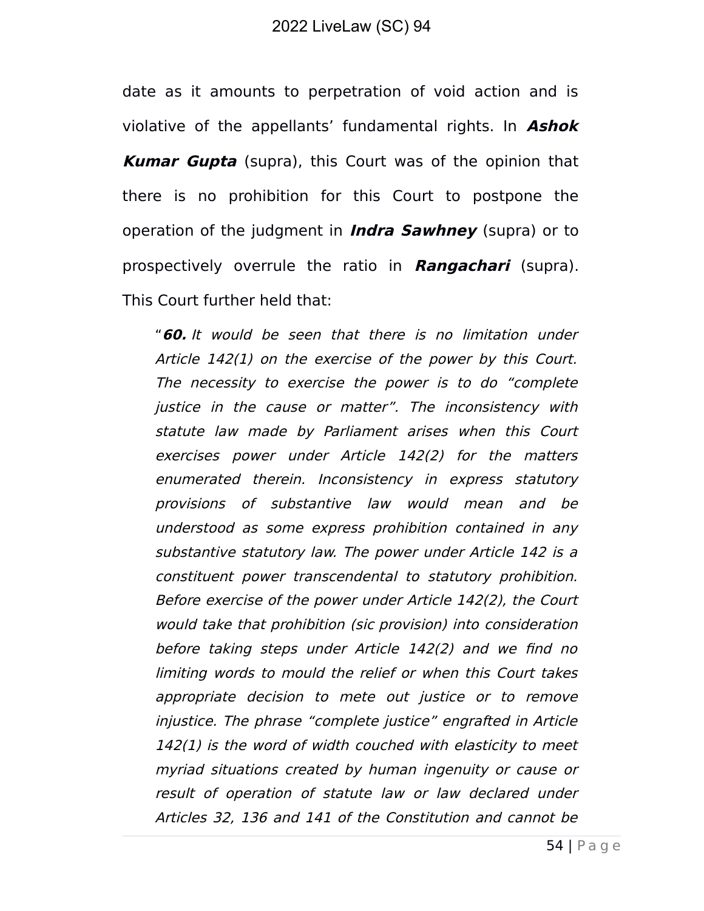date as it amounts to perpetration of void action and is violative of the appellants' fundamental rights. In ***Ashok Kumar Gupta*** (supra), this Court was of the opinion that there is no prohibition for this Court to postpone the operation of the judgment in ***Indra Sawhney*** (supra) or to prospectively overrule the ratio in ***Rangachari*** (supra). This Court further held that:

> "***60.*** *It would be seen that there is no limitation under Article 142(1) on the exercise of the power by this Court. The necessity to exercise the power is to do "complete justice in the cause or matter". The inconsistency with statute law made by Parliament arises when this Court exercises power under Article 142(2) for the matters enumerated therein. Inconsistency in express statutory provisions of substantive law would mean and be understood as some express prohibition contained in any substantive statutory law. The power under Article 142 is a constituent power transcendental to statutory prohibition. Before exercise of the power under Article 142(2), the Court would take that prohibition (sic provision) into consideration before taking steps under Article 142(2) and we find no limiting words to mould the relief or when this Court takes appropriate decision to mete out justice or to remove injustice. The phrase "complete justice" engrafted in Article 142(1) is the word of width couched with elasticity to meet myriad situations created by human ingenuity or cause or result of operation of statute law or law declared under Articles 32, 136 and 141 of the Constitution and cannot be*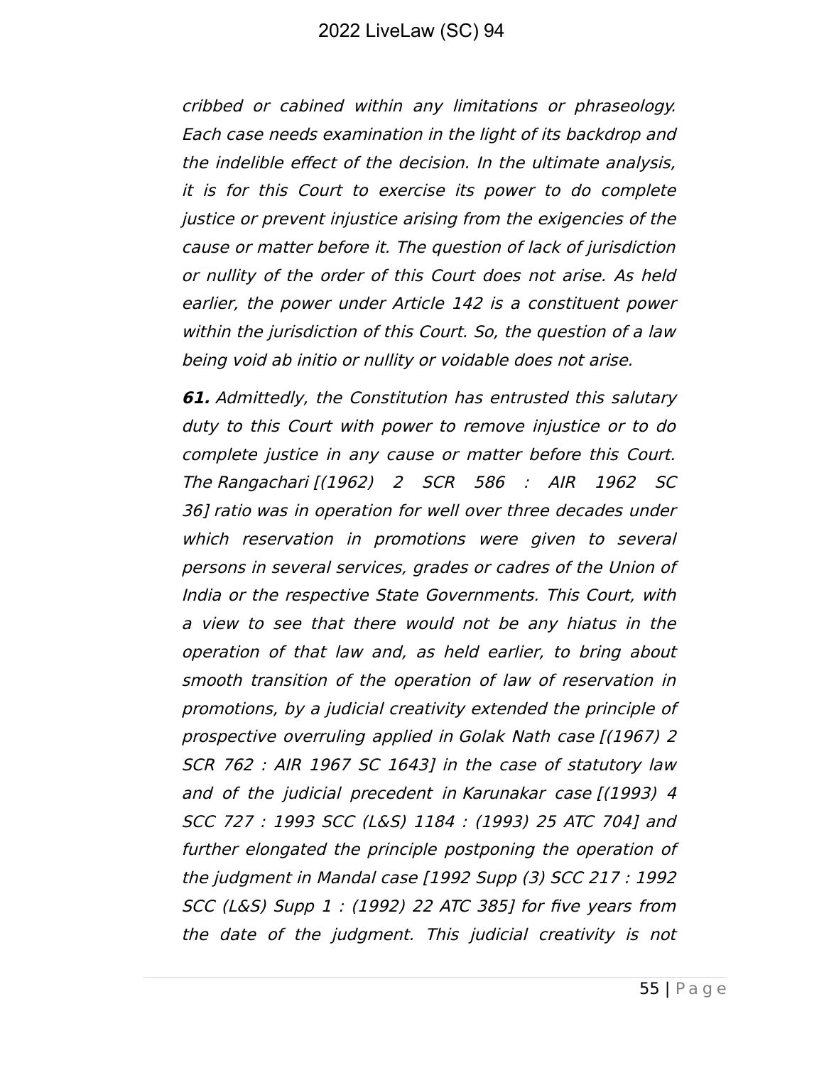*cribbed or cabined within any limitations or phraseology. Each case needs examination in the light of its backdrop and the indelible effect of the decision. In the ultimate analysis, it is for this Court to exercise its power to do complete justice or prevent injustice arising from the exigencies of the cause or matter before it. The question of lack of jurisdiction or nullity of the order of this Court does not arise. As held earlier, the power under Article 142 is a constituent power within the jurisdiction of this Court. So, the question of a law being void ab initio or nullity or voidable does not arise.*

***61.*** *Admittedly, the Constitution has entrusted this salutary duty to this Court with power to remove injustice or to do complete justice in any cause or matter before this Court. The Rangachari [(1962) 2 SCR 586 : AIR 1962 SC 36] ratio was in operation for well over three decades under which reservation in promotions were given to several persons in several services, grades or cadres of the Union of India or the respective State Governments. This Court, with a view to see that there would not be any hiatus in the operation of that law and, as held earlier, to bring about smooth transition of the operation of law of reservation in promotions, by a judicial creativity extended the principle of prospective overruling applied in Golak Nath case [(1967) 2 SCR 762 : AIR 1967 SC 1643] in the case of statutory law and of the judicial precedent in Karunakar case [(1993) 4 SCC 727 : 1993 SCC (L&S) 1184 : (1993) 25 ATC 704] and further elongated the principle postponing the operation of the judgment in Mandal case [1992 Supp (3) SCC 217 : 1992 SCC (L&S) Supp 1 : (1992) 22 ATC 385] for five years from the date of the judgment. This judicial creativity is not*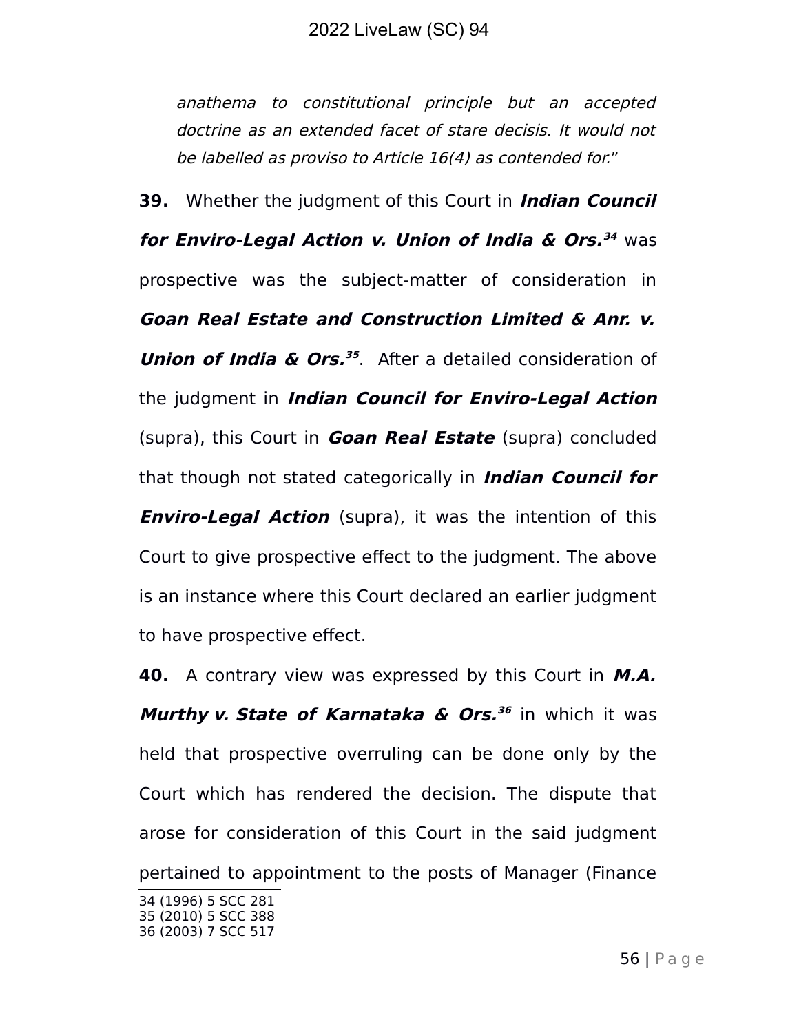*anathema to constitutional principle but an accepted doctrine as an extended facet of stare decisis. It would not be labelled as proviso to Article 16(4) as contended for.*"

**39.** Whether the judgment of this Court in ***Indian Council for Enviro-Legal Action v. Union of India & Ors.***[34] was prospective was the subject-matter of consideration in ***Goan Real Estate and Construction Limited & Anr. v. Union of India & Ors.***[35]. After a detailed consideration of the judgment in ***Indian Council for Enviro-Legal Action*** (supra), this Court in ***Goan Real Estate*** (supra) concluded that though not stated categorically in ***Indian Council for Enviro-Legal Action*** (supra), it was the intention of this Court to give prospective effect to the judgment. The above is an instance where this Court declared an earlier judgment to have prospective effect.

**40.** A contrary view was expressed by this Court in ***M.A. Murthy v. State of Karnataka & Ors.***[36] in which it was held that prospective overruling can be done only by the Court which has rendered the decision. The dispute that arose for consideration of this Court in the said judgment pertained to appointment to the posts of Manager (Finance

---

34 (1996) 5 SCC 281
35 (2010) 5 SCC 388
36 (2003) 7 SCC 517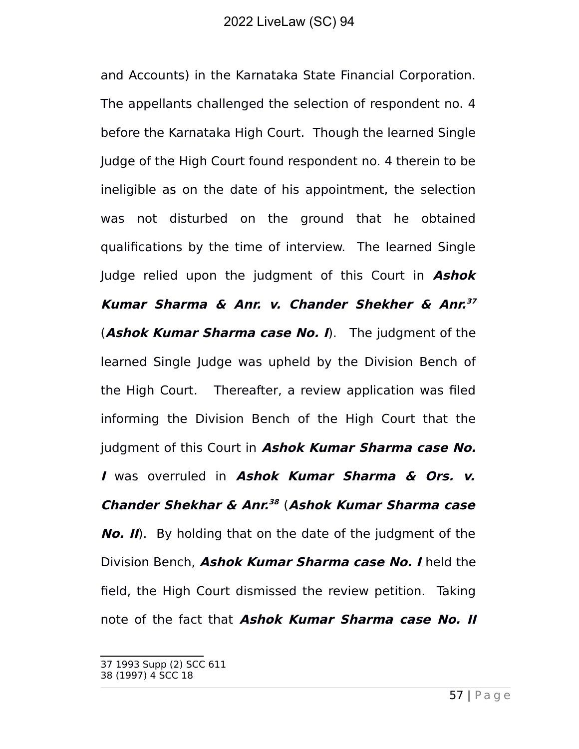and Accounts) in the Karnataka State Financial Corporation. The appellants challenged the selection of respondent no. 4 before the Karnataka High Court. Though the learned Single Judge of the High Court found respondent no. 4 therein to be ineligible as on the date of his appointment, the selection was not disturbed on the ground that he obtained qualifications by the time of interview. The learned Single Judge relied upon the judgment of this Court in ***Ashok Kumar Sharma & Anr. v. Chander Shekher & Anr.***[37] (***Ashok Kumar Sharma case No. I***). The judgment of the learned Single Judge was upheld by the Division Bench of the High Court. Thereafter, a review application was filed informing the Division Bench of the High Court that the judgment of this Court in ***Ashok Kumar Sharma case No. I*** was overruled in ***Ashok Kumar Sharma & Ors. v. Chander Shekhar & Anr.***[38] (***Ashok Kumar Sharma case No. II***). By holding that on the date of the judgment of the Division Bench, ***Ashok Kumar Sharma case No. I*** held the field, the High Court dismissed the review petition. Taking note of the fact that ***Ashok Kumar Sharma case No. II***

---

37 1993 Supp (2) SCC 611
38 (1997) 4 SCC 18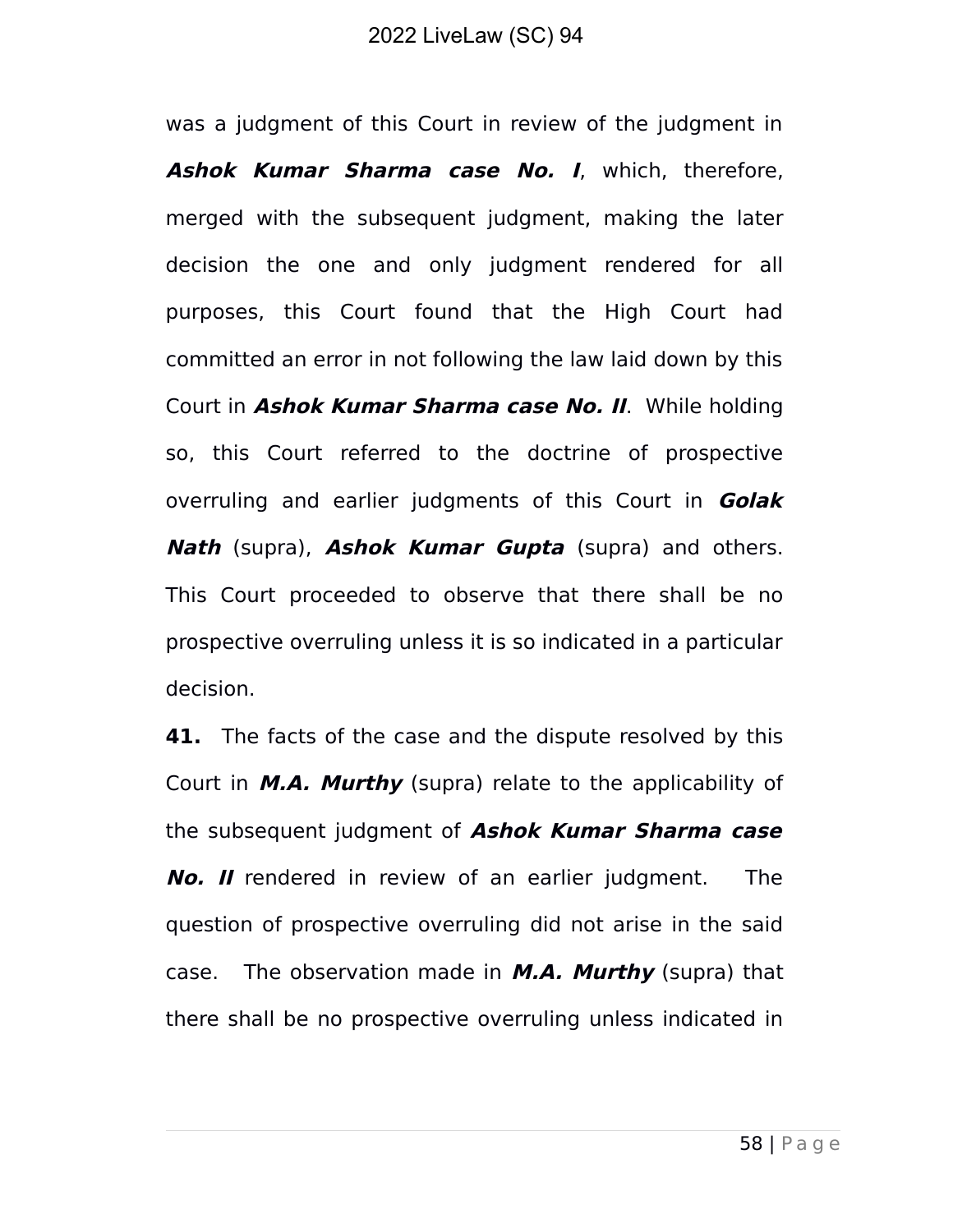was a judgment of this Court in review of the judgment in ***Ashok Kumar Sharma case No. I***, which, therefore, merged with the subsequent judgment, making the later decision the one and only judgment rendered for all purposes, this Court found that the High Court had committed an error in not following the law laid down by this Court in ***Ashok Kumar Sharma case No. II***. While holding so, this Court referred to the doctrine of prospective overruling and earlier judgments of this Court in ***Golak Nath*** (supra), ***Ashok Kumar Gupta*** (supra) and others. This Court proceeded to observe that there shall be no prospective overruling unless it is so indicated in a particular decision.

**41.** The facts of the case and the dispute resolved by this Court in ***M.A. Murthy*** (supra) relate to the applicability of the subsequent judgment of ***Ashok Kumar Sharma case No. II*** rendered in review of an earlier judgment. The question of prospective overruling did not arise in the said case. The observation made in ***M.A. Murthy*** (supra) that there shall be no prospective overruling unless indicated in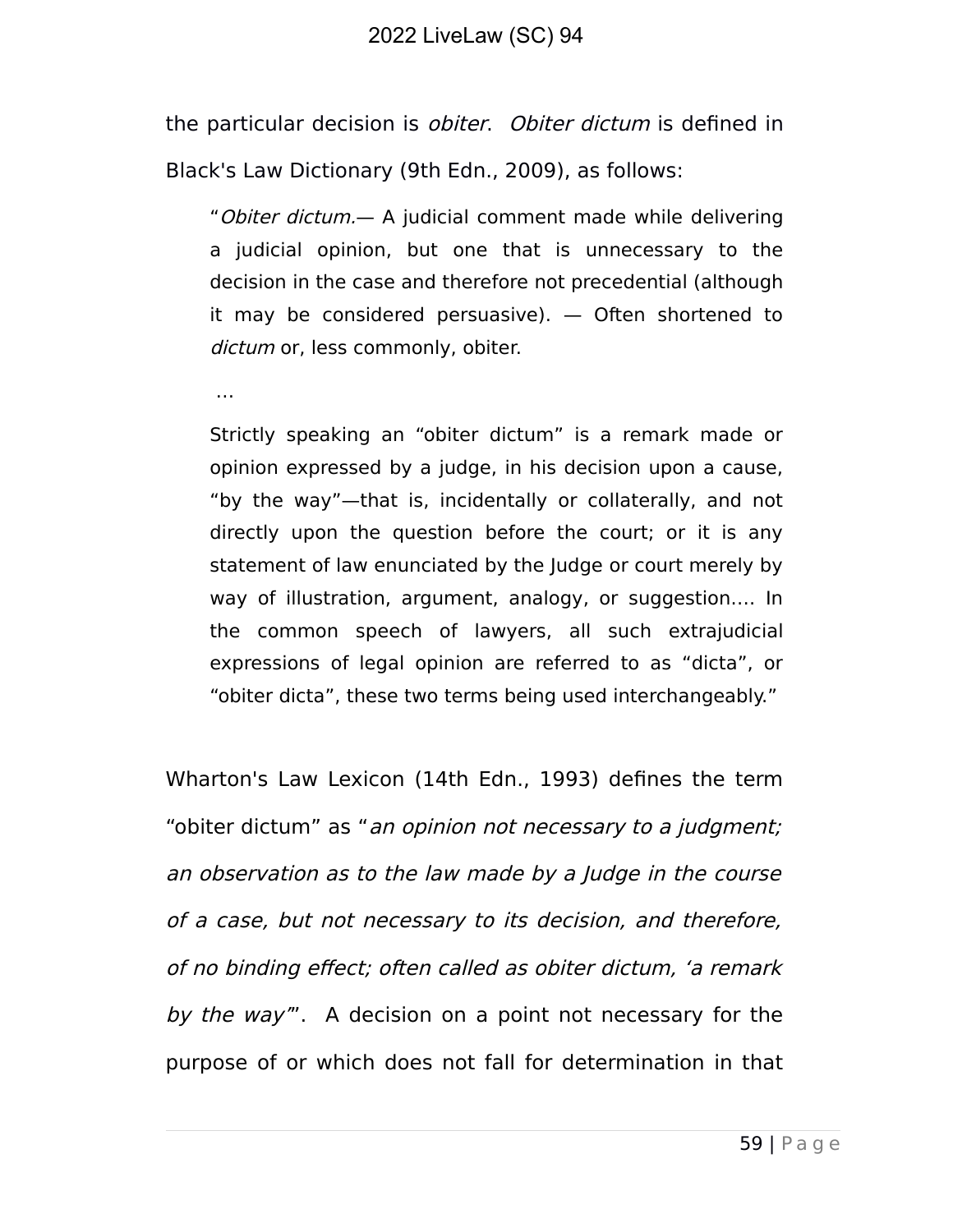the particular decision is *obiter*. *Obiter dictum* is defined in Black's Law Dictionary (9th Edn., 2009), as follows:

> "*Obiter dictum.*— A judicial comment made while delivering a judicial opinion, but one that is unnecessary to the decision in the case and therefore not precedential (although it may be considered persuasive). — Often shortened to *dictum* or, less commonly, obiter.
>
> …
>
> Strictly speaking an "obiter dictum" is a remark made or opinion expressed by a judge, in his decision upon a cause, "by the way"—that is, incidentally or collaterally, and not directly upon the question before the court; or it is any statement of law enunciated by the Judge or court merely by way of illustration, argument, analogy, or suggestion…. In the common speech of lawyers, all such extrajudicial expressions of legal opinion are referred to as "dicta", or "obiter dicta", these two terms being used interchangeably."

Wharton's Law Lexicon (14th Edn., 1993) defines the term "obiter dictum" as "*an opinion not necessary to a judgment; an observation as to the law made by a Judge in the course of a case, but not necessary to its decision, and therefore, of no binding effect; often called as obiter dictum, 'a remark by the way'*". A decision on a point not necessary for the purpose of or which does not fall for determination in that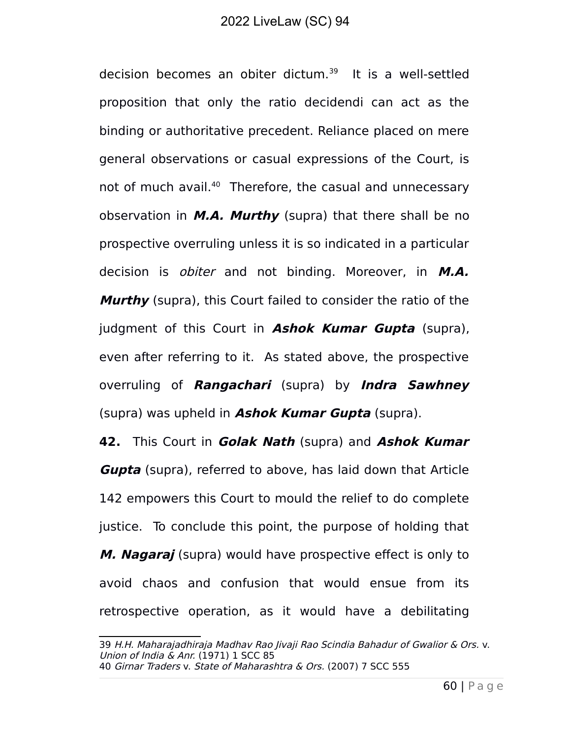decision becomes an obiter dictum.[39] It is a well-settled proposition that only the ratio decidendi can act as the binding or authoritative precedent. Reliance placed on mere general observations or casual expressions of the Court, is not of much avail.[40] Therefore, the casual and unnecessary observation in ***M.A. Murthy*** (supra) that there shall be no prospective overruling unless it is so indicated in a particular decision is *obiter* and not binding. Moreover, in ***M.A. Murthy*** (supra), this Court failed to consider the ratio of the judgment of this Court in ***Ashok Kumar Gupta*** (supra), even after referring to it. As stated above, the prospective overruling of ***Rangachari*** (supra) by ***Indra Sawhney*** (supra) was upheld in ***Ashok Kumar Gupta*** (supra).

**42.** This Court in ***Golak Nath*** (supra) and ***Ashok Kumar Gupta*** (supra), referred to above, has laid down that Article 142 empowers this Court to mould the relief to do complete justice. To conclude this point, the purpose of holding that ***M. Nagaraj*** (supra) would have prospective effect is only to avoid chaos and confusion that would ensue from its retrospective operation, as it would have a debilitating

---

39 *H.H. Maharajadhiraja Madhav Rao Jivaji Rao Scindia Bahadur of Gwalior & Ors.* v. *Union of India & Anr.* (1971) 1 SCC 85

40 *Girnar Traders* v. *State of Maharashtra & Ors.* (2007) 7 SCC 555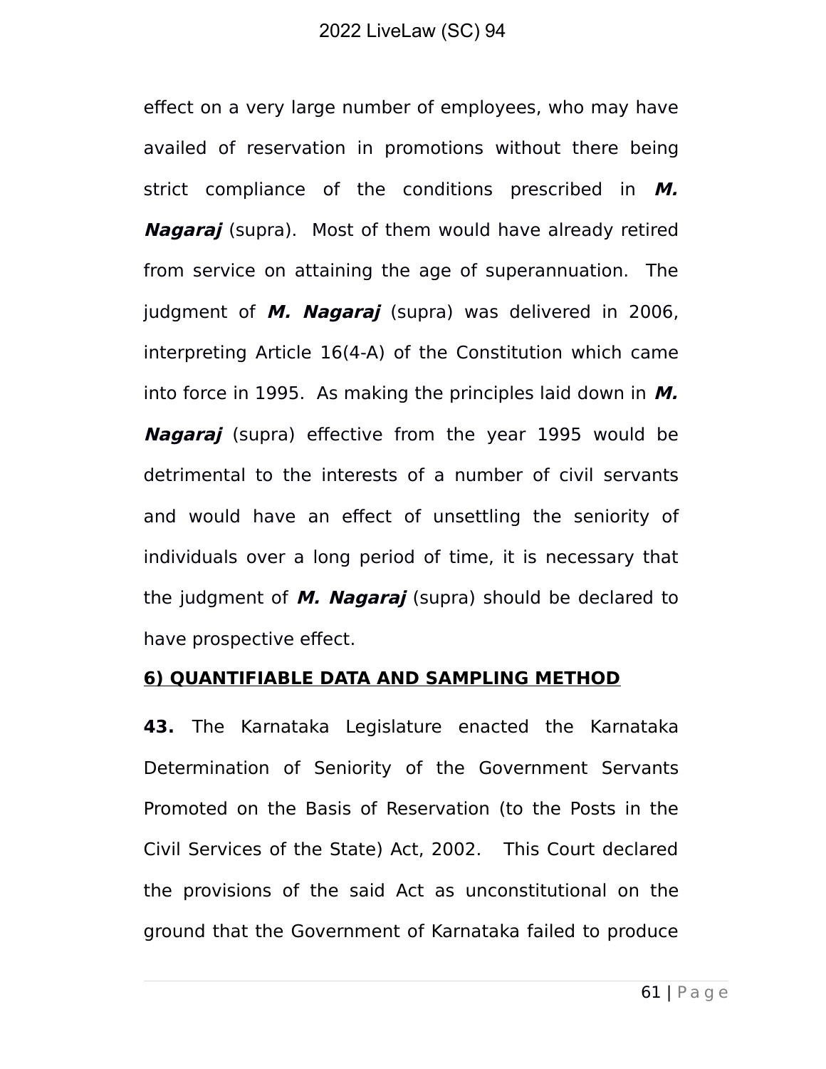effect on a very large number of employees, who may have availed of reservation in promotions without there being strict compliance of the conditions prescribed in ***M. Nagaraj*** (supra). Most of them would have already retired from service on attaining the age of superannuation. The judgment of ***M. Nagaraj*** (supra) was delivered in 2006, interpreting Article 16(4-A) of the Constitution which came into force in 1995. As making the principles laid down in ***M. Nagaraj*** (supra) effective from the year 1995 would be detrimental to the interests of a number of civil servants and would have an effect of unsettling the seniority of individuals over a long period of time, it is necessary that the judgment of ***M. Nagaraj*** (supra) should be declared to have prospective effect.

**<u>6) QUANTIFIABLE DATA AND SAMPLING METHOD</u>**

**43.** The Karnataka Legislature enacted the Karnataka Determination of Seniority of the Government Servants Promoted on the Basis of Reservation (to the Posts in the Civil Services of the State) Act, 2002. This Court declared the provisions of the said Act as unconstitutional on the ground that the Government of Karnataka failed to produce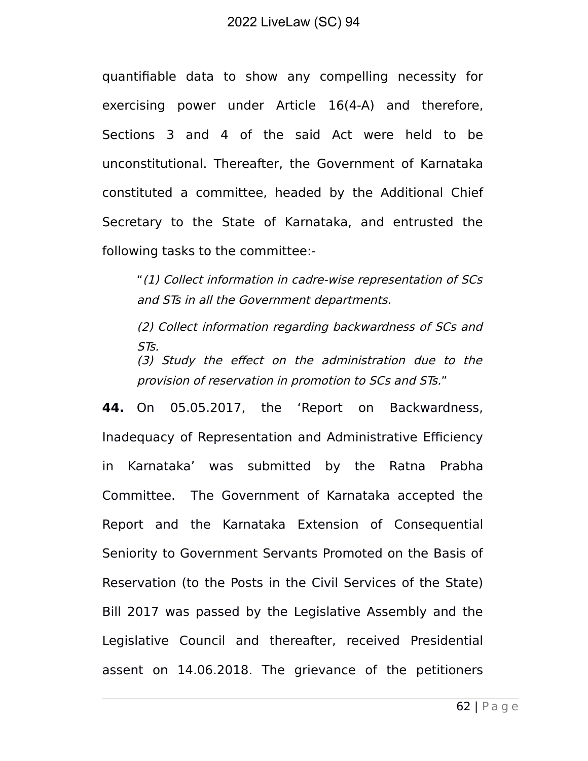quantifiable data to show any compelling necessity for exercising power under Article 16(4-A) and therefore, Sections 3 and 4 of the said Act were held to be unconstitutional. Thereafter, the Government of Karnataka constituted a committee, headed by the Additional Chief Secretary to the State of Karnataka, and entrusted the following tasks to the committee:-

> "*(1) Collect information in cadre-wise representation of SCs and STs in all the Government departments.*
>
> *(2) Collect information regarding backwardness of SCs and STs.*
>
> *(3) Study the effect on the administration due to the provision of reservation in promotion to SCs and STs.*"

**44.** On 05.05.2017, the 'Report on Backwardness, Inadequacy of Representation and Administrative Efficiency in Karnataka' was submitted by the Ratna Prabha Committee. The Government of Karnataka accepted the Report and the Karnataka Extension of Consequential Seniority to Government Servants Promoted on the Basis of Reservation (to the Posts in the Civil Services of the State) Bill 2017 was passed by the Legislative Assembly and the Legislative Council and thereafter, received Presidential assent on 14.06.2018. The grievance of the petitioners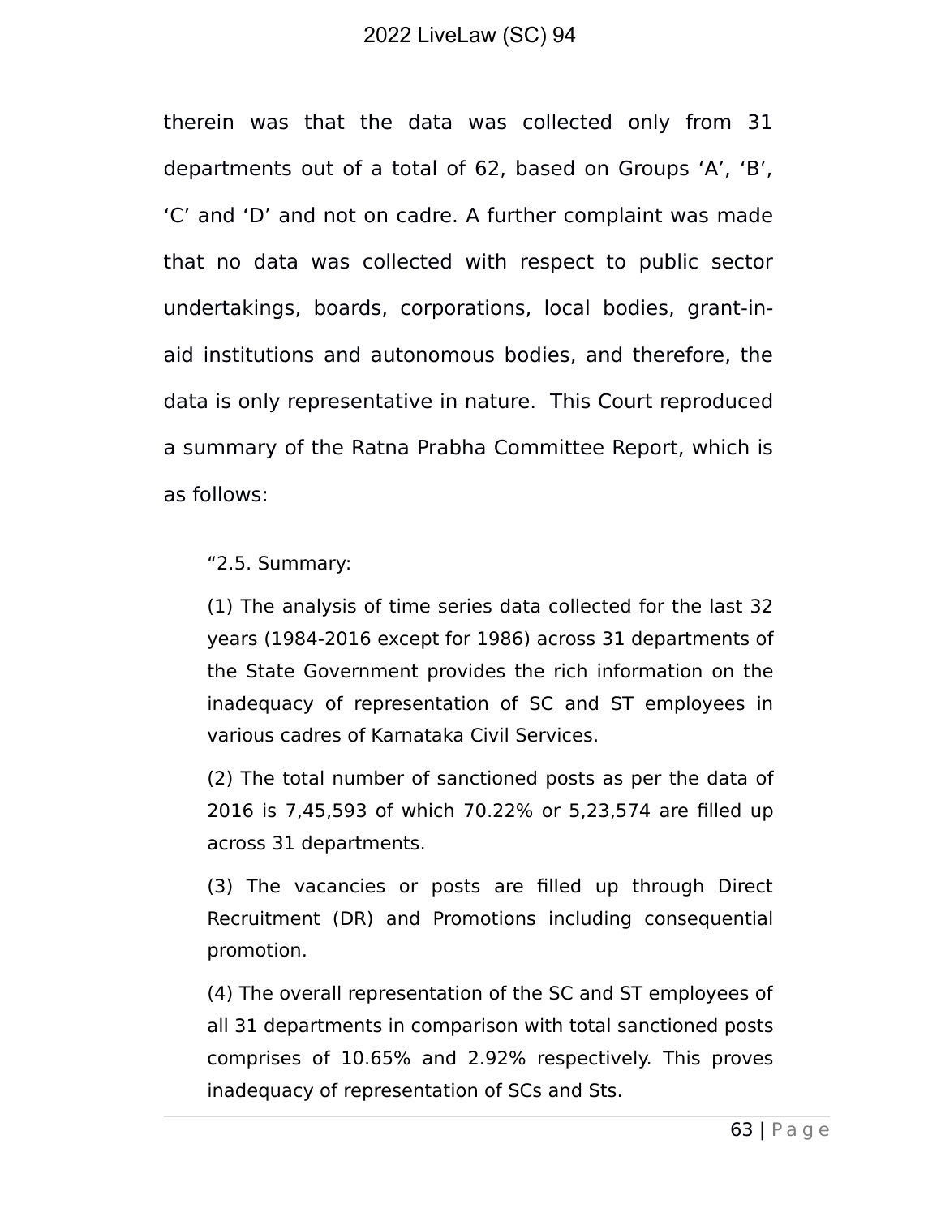therein was that the data was collected only from 31 departments out of a total of 62, based on Groups 'A', 'B', 'C' and 'D' and not on cadre. A further complaint was made that no data was collected with respect to public sector undertakings, boards, corporations, local bodies, grant-in-aid institutions and autonomous bodies, and therefore, the data is only representative in nature. This Court reproduced a summary of the Ratna Prabha Committee Report, which is as follows:

> "2.5. Summary:
>
> (1) The analysis of time series data collected for the last 32 years (1984-2016 except for 1986) across 31 departments of the State Government provides the rich information on the inadequacy of representation of SC and ST employees in various cadres of Karnataka Civil Services.
>
> (2) The total number of sanctioned posts as per the data of 2016 is 7,45,593 of which 70.22% or 5,23,574 are filled up across 31 departments.
>
> (3) The vacancies or posts are filled up through Direct Recruitment (DR) and Promotions including consequential promotion.
>
> (4) The overall representation of the SC and ST employees of all 31 departments in comparison with total sanctioned posts comprises of 10.65% and 2.92% respectively. This proves inadequacy of representation of SCs and Sts.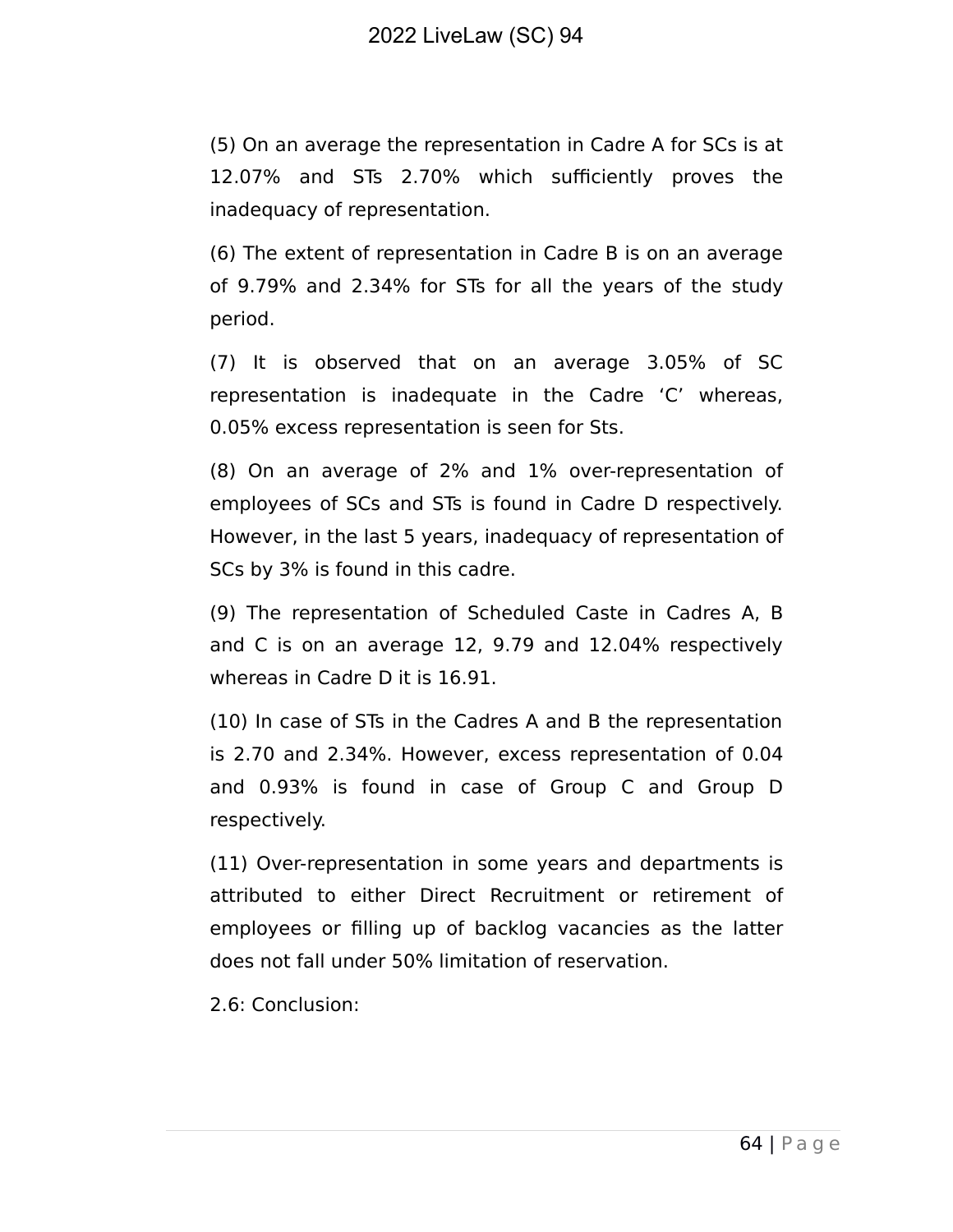(5) On an average the representation in Cadre A for SCs is at 12.07% and STs 2.70% which sufficiently proves the inadequacy of representation.

(6) The extent of representation in Cadre B is on an average of 9.79% and 2.34% for STs for all the years of the study period.

(7) It is observed that on an average 3.05% of SC representation is inadequate in the Cadre 'C' whereas, 0.05% excess representation is seen for Sts.

(8) On an average of 2% and 1% over-representation of employees of SCs and STs is found in Cadre D respectively. However, in the last 5 years, inadequacy of representation of SCs by 3% is found in this cadre.

(9) The representation of Scheduled Caste in Cadres A, B and C is on an average 12, 9.79 and 12.04% respectively whereas in Cadre D it is 16.91.

(10) In case of STs in the Cadres A and B the representation is 2.70 and 2.34%. However, excess representation of 0.04 and 0.93% is found in case of Group C and Group D respectively.

(11) Over-representation in some years and departments is attributed to either Direct Recruitment or retirement of employees or filling up of backlog vacancies as the latter does not fall under 50% limitation of reservation.

2.6: Conclusion: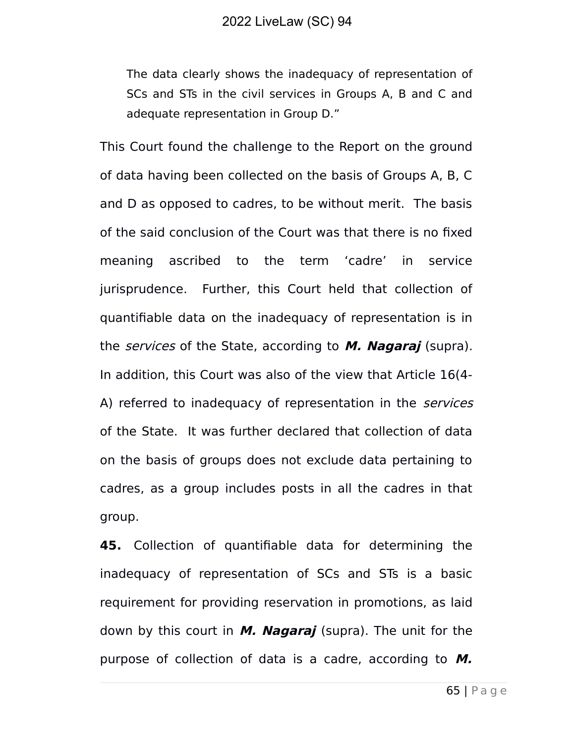> The data clearly shows the inadequacy of representation of SCs and STs in the civil services in Groups A, B and C and adequate representation in Group D."

This Court found the challenge to the Report on the ground of data having been collected on the basis of Groups A, B, C and D as opposed to cadres, to be without merit. The basis of the said conclusion of the Court was that there is no fixed meaning ascribed to the term 'cadre' in service jurisprudence. Further, this Court held that collection of quantifiable data on the inadequacy of representation is in the *services* of the State, according to ***M. Nagaraj*** (supra). In addition, this Court was also of the view that Article 16(4-A) referred to inadequacy of representation in the *services* of the State. It was further declared that collection of data on the basis of groups does not exclude data pertaining to cadres, as a group includes posts in all the cadres in that group.

**45.** Collection of quantifiable data for determining the inadequacy of representation of SCs and STs is a basic requirement for providing reservation in promotions, as laid down by this court in ***M. Nagaraj*** (supra). The unit for the purpose of collection of data is a cadre, according to ***M.***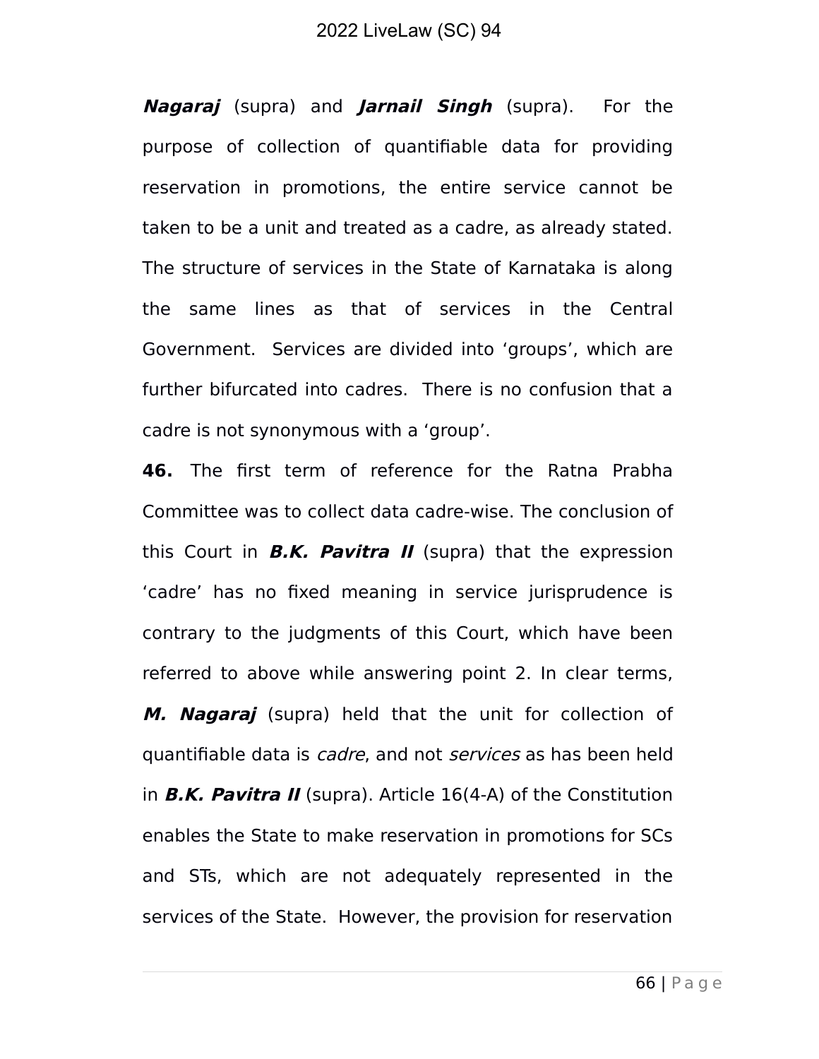***Nagaraj*** (supra) and ***Jarnail Singh*** (supra). For the purpose of collection of quantifiable data for providing reservation in promotions, the entire service cannot be taken to be a unit and treated as a cadre, as already stated. The structure of services in the State of Karnataka is along the same lines as that of services in the Central Government. Services are divided into 'groups', which are further bifurcated into cadres. There is no confusion that a cadre is not synonymous with a 'group'.

**46.** The first term of reference for the Ratna Prabha Committee was to collect data cadre-wise. The conclusion of this Court in ***B.K. Pavitra II*** (supra) that the expression 'cadre' has no fixed meaning in service jurisprudence is contrary to the judgments of this Court, which have been referred to above while answering point 2. In clear terms, ***M. Nagaraj*** (supra) held that the unit for collection of quantifiable data is *cadre*, and not *services* as has been held in ***B.K. Pavitra II*** (supra). Article 16(4-A) of the Constitution enables the State to make reservation in promotions for SCs and STs, which are not adequately represented in the services of the State. However, the provision for reservation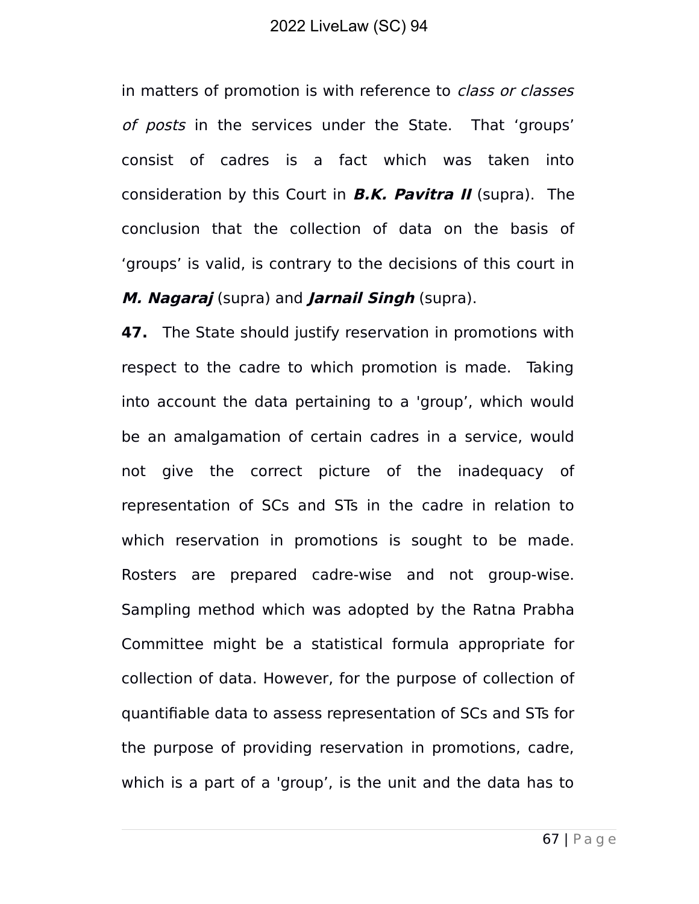in matters of promotion is with reference to *class or classes of posts* in the services under the State. That 'groups' consist of cadres is a fact which was taken into consideration by this Court in ***B.K. Pavitra II*** (supra). The conclusion that the collection of data on the basis of 'groups' is valid, is contrary to the decisions of this court in ***M. Nagaraj*** (supra) and ***Jarnail Singh*** (supra).

**47.** The State should justify reservation in promotions with respect to the cadre to which promotion is made. Taking into account the data pertaining to a 'group', which would be an amalgamation of certain cadres in a service, would not give the correct picture of the inadequacy of representation of SCs and STs in the cadre in relation to which reservation in promotions is sought to be made. Rosters are prepared cadre-wise and not group-wise. Sampling method which was adopted by the Ratna Prabha Committee might be a statistical formula appropriate for collection of data. However, for the purpose of collection of quantifiable data to assess representation of SCs and STs for the purpose of providing reservation in promotions, cadre, which is a part of a 'group', is the unit and the data has to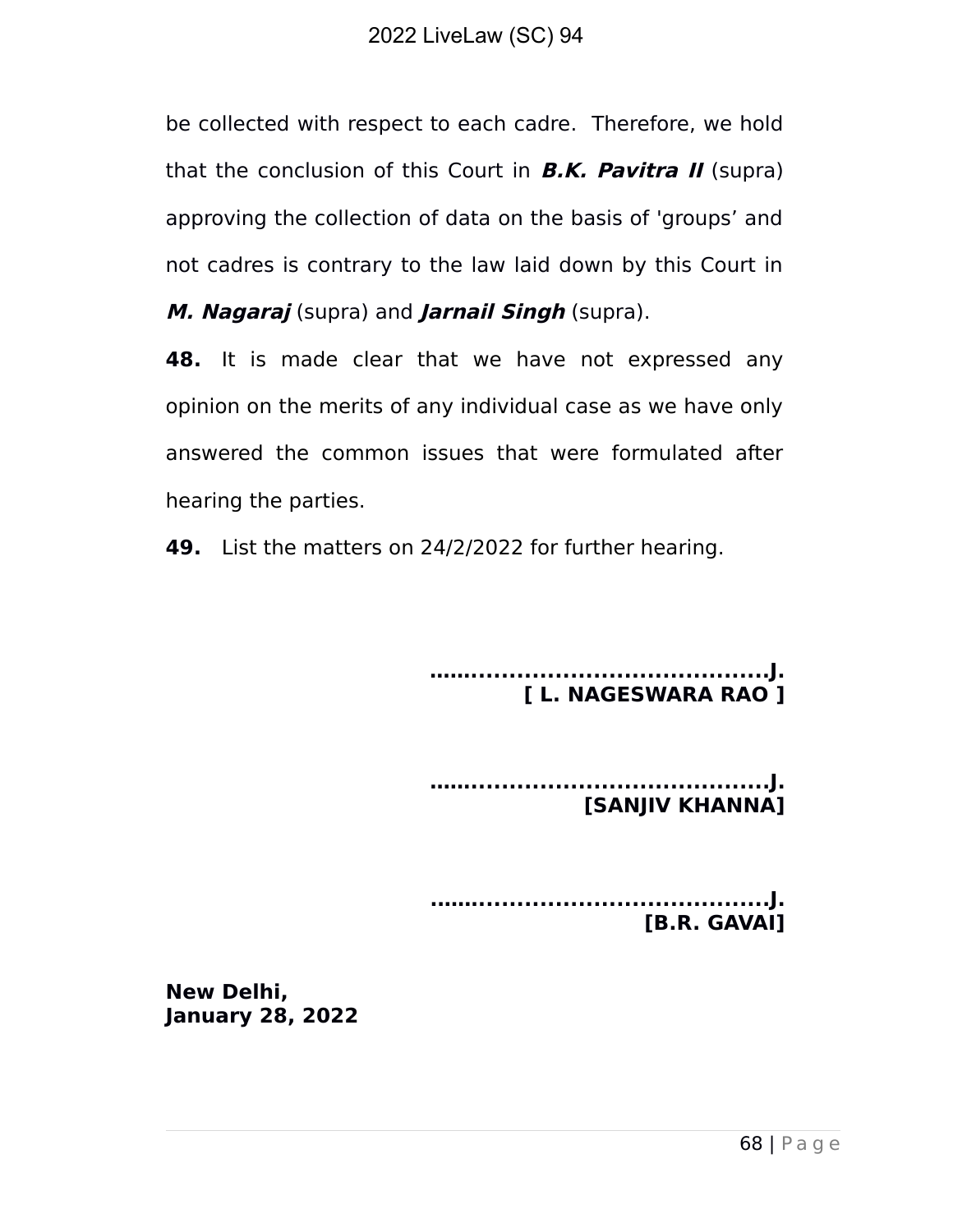be collected with respect to each cadre. Therefore, we hold that the conclusion of this Court in ***B.K. Pavitra II*** (supra) approving the collection of data on the basis of 'groups' and not cadres is contrary to the law laid down by this Court in ***M. Nagaraj*** (supra) and ***Jarnail Singh*** (supra).

**48.** It is made clear that we have not expressed any opinion on the merits of any individual case as we have only answered the common issues that were formulated after hearing the parties.

**49.** List the matters on 24/2/2022 for further hearing.

**..........................................J.**
**[ L. NAGESWARA RAO ]**

**..........................................J.**
**[SANJIV KHANNA]**

**..........................................J.**
**[B.R. GAVAI]**

**New Delhi,**
**January 28, 2022**